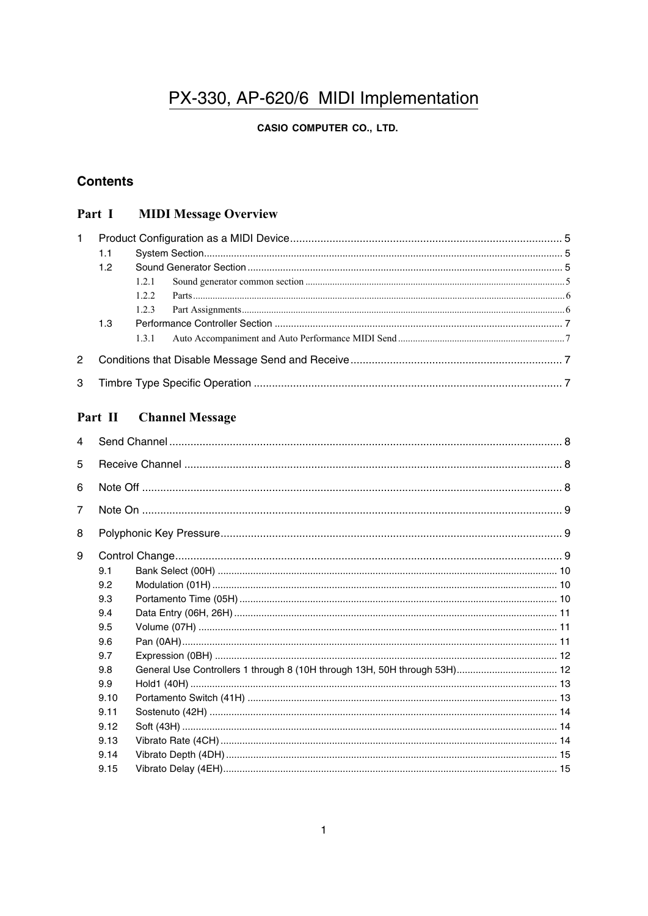# PX-330, AP-620/6 MIDI Implementation

**CASIO COMPUTER CO., LTD.**

## Contents

### Part I MIDI Message Overview

- 1 Product Configuration as a MIDI Device ... 5
  - 1.1 System Section ... 5
  - 1.2 Sound Generator Section ... 5
    - 1.2.1 Sound generator common section ... 5
    - 1.2.2 Parts ... 6
    - 1.2.3 Part Assignments ... 6
  - 1.3 Performance Controller Section ... 7
    - 1.3.1 Auto Accompaniment and Auto Performance MIDI Send ... 7
- 2 Conditions that Disable Message Send and Receive ... 7
- 3 Timbre Type Specific Operation ... 7

### Part II Channel Message

- 4 Send Channel ... 8
- 5 Receive Channel ... 8
- 6 Note Off ... 8
- 7 Note On ... 9
- 8 Polyphonic Key Pressure ... 9
- 9 Control Change ... 9
  - 9.1 Bank Select (00H) ... 10
  - 9.2 Modulation (01H) ... 10
  - 9.3 Portamento Time (05H) ... 10
  - 9.4 Data Entry (06H, 26H) ... 11
  - 9.5 Volume (07H) ... 11
  - 9.6 Pan (0AH) ... 11
  - 9.7 Expression (0BH) ... 12
  - 9.8 General Use Controllers 1 through 8 (10H through 13H, 50H through 53H) ... 12
  - 9.9 Hold1 (40H) ... 13
  - 9.10 Portamento Switch (41H) ... 13
  - 9.11 Sostenuto (42H) ... 14
  - 9.12 Soft (43H) ... 14
  - 9.13 Vibrato Rate (4CH) ... 14
  - 9.14 Vibrato Depth (4DH) ... 15
  - 9.15 Vibrato Delay (4EH) ... 15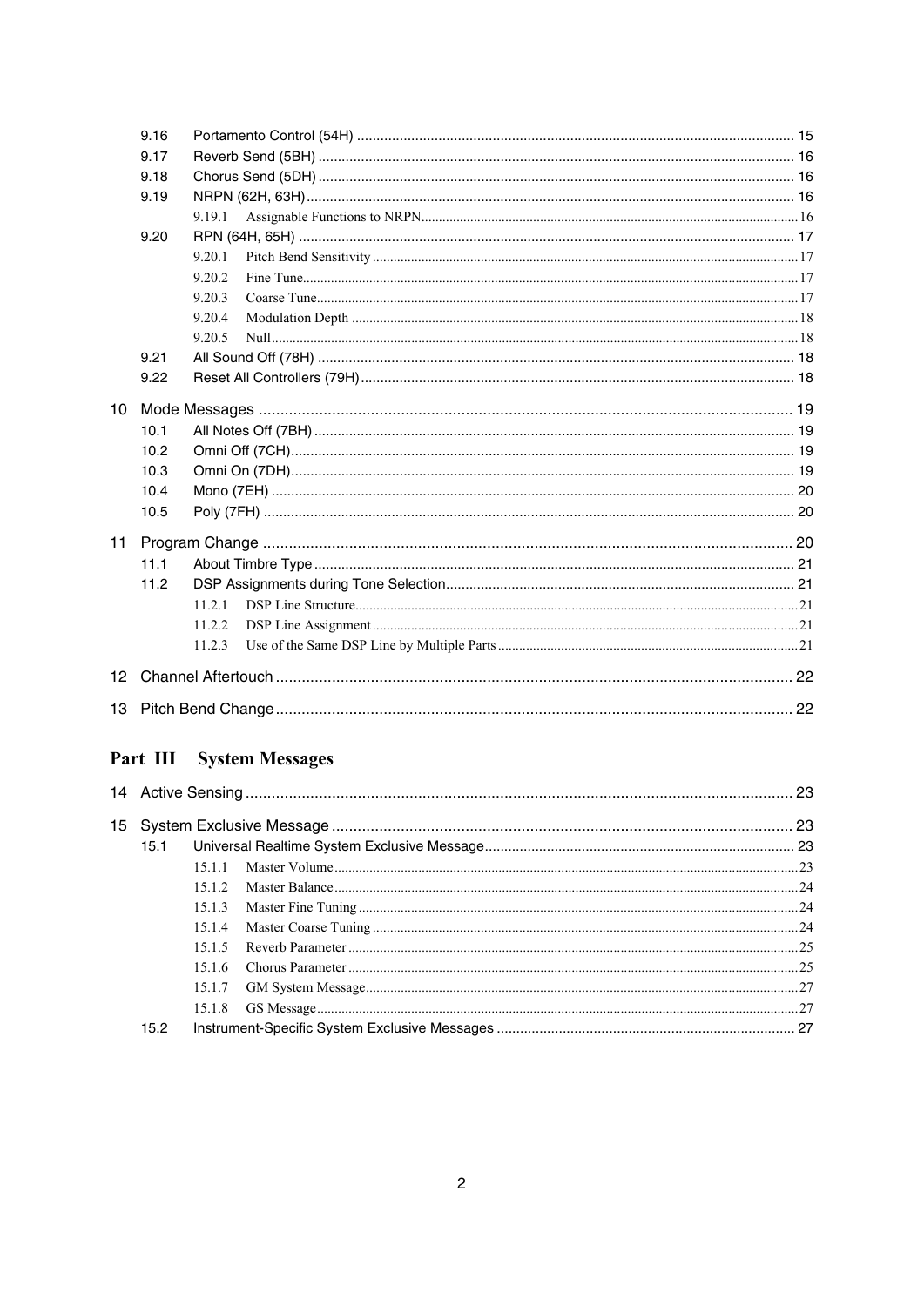- 9.16 Portamento Control (54H) ........ 15
- 9.17 Reverb Send (5BH) ........ 16
- 9.18 Chorus Send (5DH) ........ 16
- 9.19 NRPN (62H, 63H) ........ 16
  - 9.19.1 Assignable Functions to NRPN ........ 16
- 9.20 RPN (64H, 65H) ........ 17
  - 9.20.1 Pitch Bend Sensitivity ........ 17
  - 9.20.2 Fine Tune ........ 17
  - 9.20.3 Coarse Tune ........ 17
  - 9.20.4 Modulation Depth ........ 18
  - 9.20.5 Null ........ 18
- 9.21 All Sound Off (78H) ........ 18
- 9.22 Reset All Controllers (79H) ........ 18

10 Mode Messages ........ 19
- 10.1 All Notes Off (7BH) ........ 19
- 10.2 Omni Off (7CH) ........ 19
- 10.3 Omni On (7DH) ........ 19
- 10.4 Mono (7EH) ........ 20
- 10.5 Poly (7FH) ........ 20

11 Program Change ........ 20
- 11.1 About Timbre Type ........ 21
- 11.2 DSP Assignments during Tone Selection ........ 21
  - 11.2.1 DSP Line Structure ........ 21
  - 11.2.2 DSP Line Assignment ........ 21
  - 11.2.3 Use of the Same DSP Line by Multiple Parts ........ 21

12 Channel Aftertouch ........ 22

13 Pitch Bend Change ........ 22

## Part III System Messages

14 Active Sensing ........ 23

15 System Exclusive Message ........ 23
- 15.1 Universal Realtime System Exclusive Message ........ 23
  - 15.1.1 Master Volume ........ 23
  - 15.1.2 Master Balance ........ 24
  - 15.1.3 Master Fine Tuning ........ 24
  - 15.1.4 Master Coarse Tuning ........ 24
  - 15.1.5 Reverb Parameter ........ 25
  - 15.1.6 Chorus Parameter ........ 25
  - 15.1.7 GM System Message ........ 27
  - 15.1.8 GS Message ........ 27
- 15.2 Instrument-Specific System Exclusive Messages ........ 27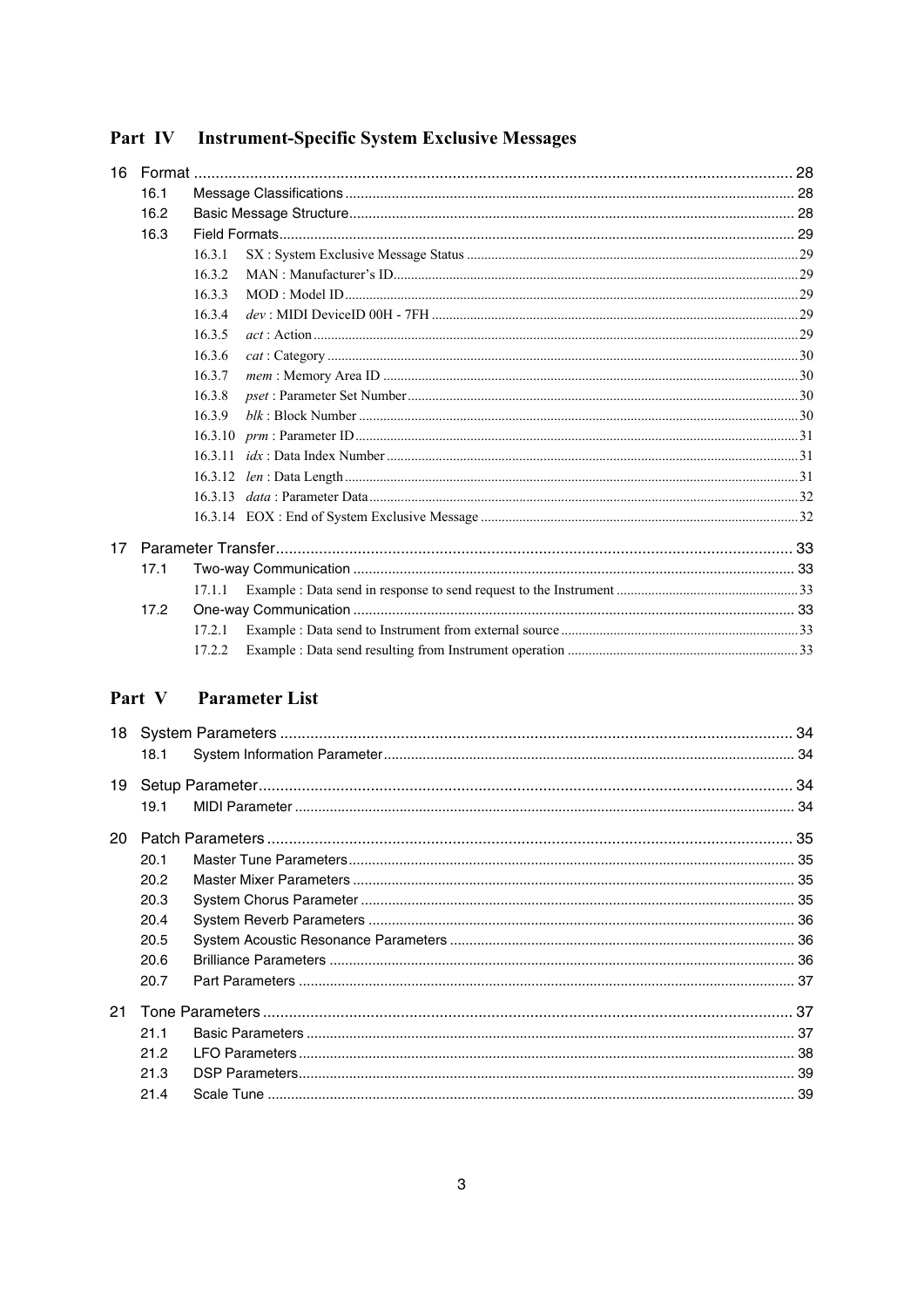## Part IV Instrument-Specific System Exclusive Messages

- 16 Format .......... 28
  - 16.1 Message Classifications .......... 28
  - 16.2 Basic Message Structure .......... 28
  - 16.3 Field Formats .......... 29
    - 16.3.1 SX : System Exclusive Message Status .......... 29
    - 16.3.2 MAN : Manufacturer's ID .......... 29
    - 16.3.3 MOD : Model ID .......... 29
    - 16.3.4 *dev* : MIDI DeviceID 00H - 7FH .......... 29
    - 16.3.5 *act* : Action .......... 29
    - 16.3.6 *cat* : Category .......... 30
    - 16.3.7 *mem* : Memory Area ID .......... 30
    - 16.3.8 *pset* : Parameter Set Number .......... 30
    - 16.3.9 *blk* : Block Number .......... 30
    - 16.3.10 *prm* : Parameter ID .......... 31
    - 16.3.11 *idx* : Data Index Number .......... 31
    - 16.3.12 *len* : Data Length .......... 31
    - 16.3.13 *data* : Parameter Data .......... 32
    - 16.3.14 EOX : End of System Exclusive Message .......... 32
- 17 Parameter Transfer .......... 33
  - 17.1 Two-way Communication .......... 33
    - 17.1.1 Example : Data send in response to send request to the Instrument .......... 33
  - 17.2 One-way Communication .......... 33
    - 17.2.1 Example : Data send to Instrument from external source .......... 33
    - 17.2.2 Example : Data send resulting from Instrument operation .......... 33

## Part V Parameter List

- 18 System Parameters .......... 34
  - 18.1 System Information Parameter .......... 34
- 19 Setup Parameter .......... 34
  - 19.1 MIDI Parameter .......... 34
- 20 Patch Parameters .......... 35
  - 20.1 Master Tune Parameters .......... 35
  - 20.2 Master Mixer Parameters .......... 35
  - 20.3 System Chorus Parameter .......... 35
  - 20.4 System Reverb Parameters .......... 36
  - 20.5 System Acoustic Resonance Parameters .......... 36
  - 20.6 Brilliance Parameters .......... 36
  - 20.7 Part Parameters .......... 37
- 21 Tone Parameters .......... 37
  - 21.1 Basic Parameters .......... 37
  - 21.2 LFO Parameters .......... 38
  - 21.3 DSP Parameters .......... 39
  - 21.4 Scale Tune .......... 39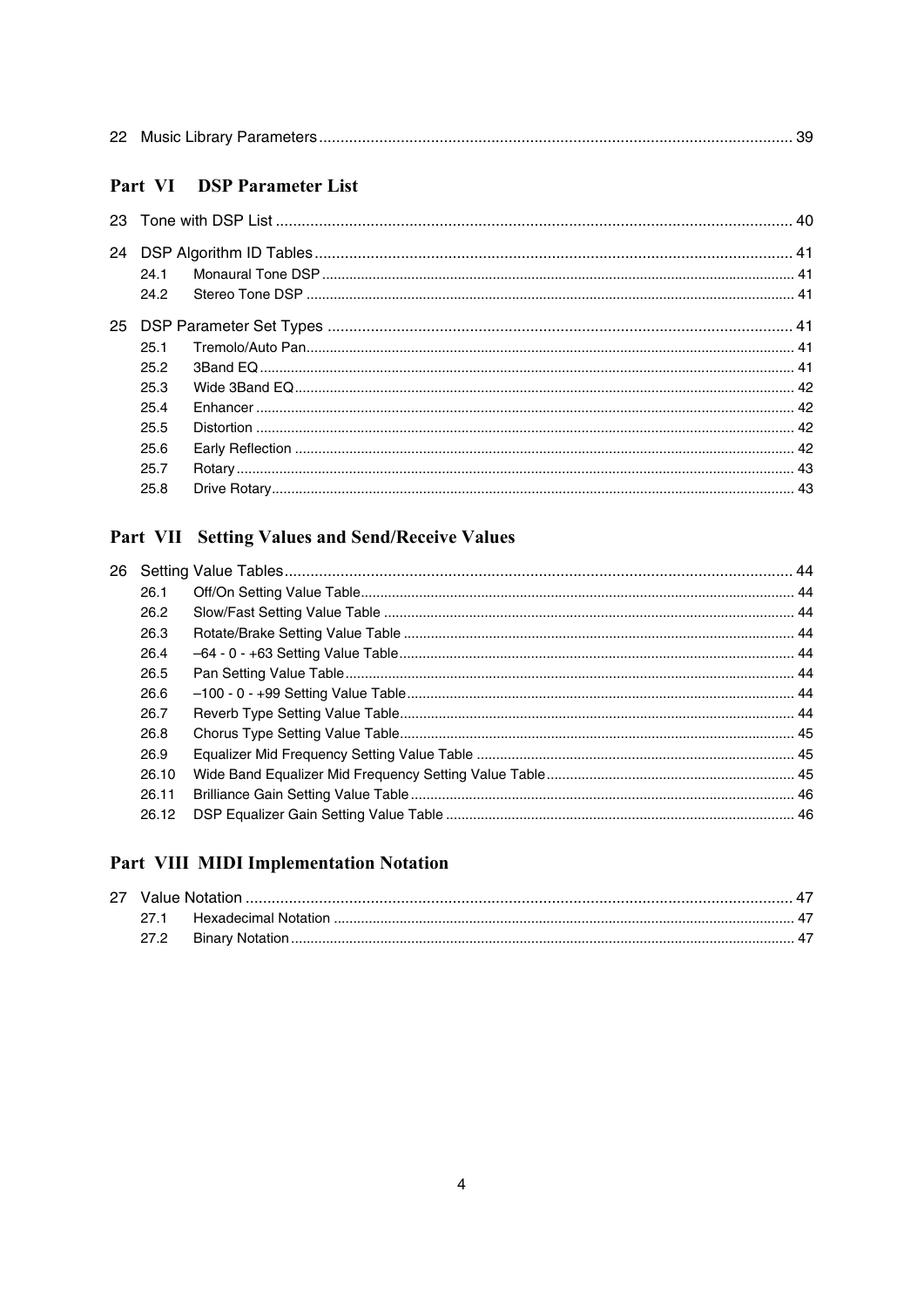22 Music Library Parameters ............................................................................................................ 39

## Part VI DSP Parameter List

23 Tone with DSP List ....................................................................................................................... 40

24 DSP Algorithm ID Tables ............................................................................................................. 41

- 24.1 Monaural Tone DSP ........................................................................................................... 41
- 24.2 Stereo Tone DSP ................................................................................................................ 41

25 DSP Parameter Set Types ........................................................................................................... 41

- 25.1 Tremolo/Auto Pan ............................................................................................................... 41
- 25.2 3Band EQ ............................................................................................................................ 41
- 25.3 Wide 3Band EQ ................................................................................................................... 42
- 25.4 Enhancer ............................................................................................................................. 42
- 25.5 Distortion ............................................................................................................................. 42
- 25.6 Early Reflection ................................................................................................................... 42
- 25.7 Rotary ................................................................................................................................. 43
- 25.8 Drive Rotary ........................................................................................................................ 43

## Part VII Setting Values and Send/Receive Values

26 Setting Value Tables ..................................................................................................................... 44

- 26.1 Off/On Setting Value Table .................................................................................................. 44
- 26.2 Slow/Fast Setting Value Table ............................................................................................ 44
- 26.3 Rotate/Brake Setting Value Table ....................................................................................... 44
- 26.4 –64 - 0 - +63 Setting Value Table ........................................................................................ 44
- 26.5 Pan Setting Value Table ...................................................................................................... 44
- 26.6 –100 - 0 - +99 Setting Value Table ...................................................................................... 44
- 26.7 Reverb Type Setting Value Table ........................................................................................ 44
- 26.8 Chorus Type Setting Value Table ........................................................................................ 45
- 26.9 Equalizer Mid Frequency Setting Value Table .................................................................... 45
- 26.10 Wide Band Equalizer Mid Frequency Setting Value Table ................................................. 45
- 26.11 Brilliance Gain Setting Value Table ................................................................................... 46
- 26.12 DSP Equalizer Gain Setting Value Table ........................................................................... 46

## Part VIII MIDI Implementation Notation

27 Value Notation .............................................................................................................................. 47

- 27.1 Hexadecimal Notation ......................................................................................................... 47
- 27.2 Binary Notation .................................................................................................................... 47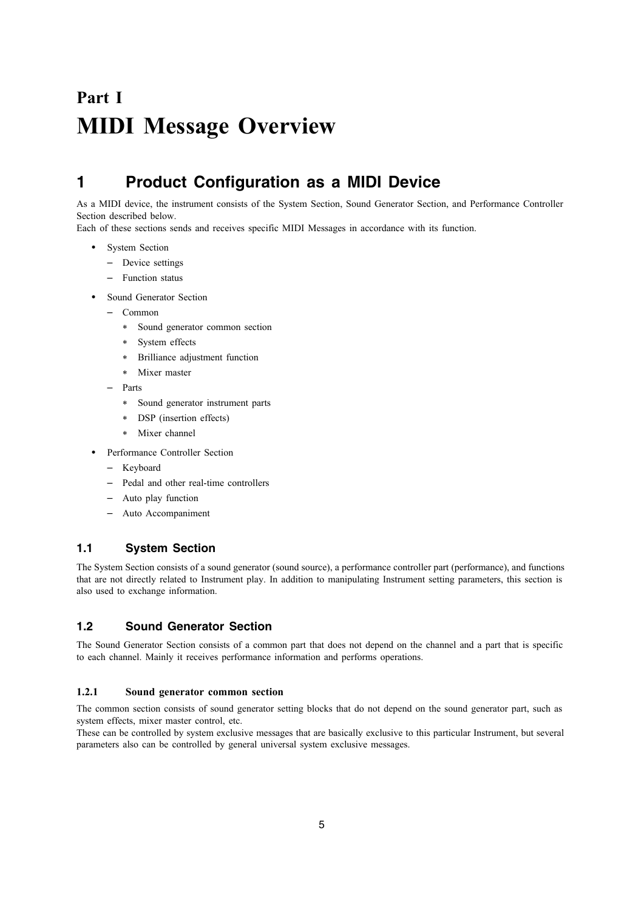# Part I
# MIDI Message Overview

## 1 Product Configuration as a MIDI Device

As a MIDI device, the instrument consists of the System Section, Sound Generator Section, and Performance Controller Section described below.
Each of these sections sends and receives specific MIDI Messages in accordance with its function.

- System Section
  - Device settings
  - Function status
- Sound Generator Section
  - Common
    - Sound generator common section
    - System effects
    - Brilliance adjustment function
    - Mixer master
  - Parts
    - Sound generator instrument parts
    - DSP (insertion effects)
    - Mixer channel
- Performance Controller Section
  - Keyboard
  - Pedal and other real-time controllers
  - Auto play function
  - Auto Accompaniment

### 1.1 System Section

The System Section consists of a sound generator (sound source), a performance controller part (performance), and functions that are not directly related to Instrument play. In addition to manipulating Instrument setting parameters, this section is also used to exchange information.

### 1.2 Sound Generator Section

The Sound Generator Section consists of a common part that does not depend on the channel and a part that is specific to each channel. Mainly it receives performance information and performs operations.

#### 1.2.1 Sound generator common section

The common section consists of sound generator setting blocks that do not depend on the sound generator part, such as system effects, mixer master control, etc.
These can be controlled by system exclusive messages that are basically exclusive to this particular Instrument, but several parameters also can be controlled by general universal system exclusive messages.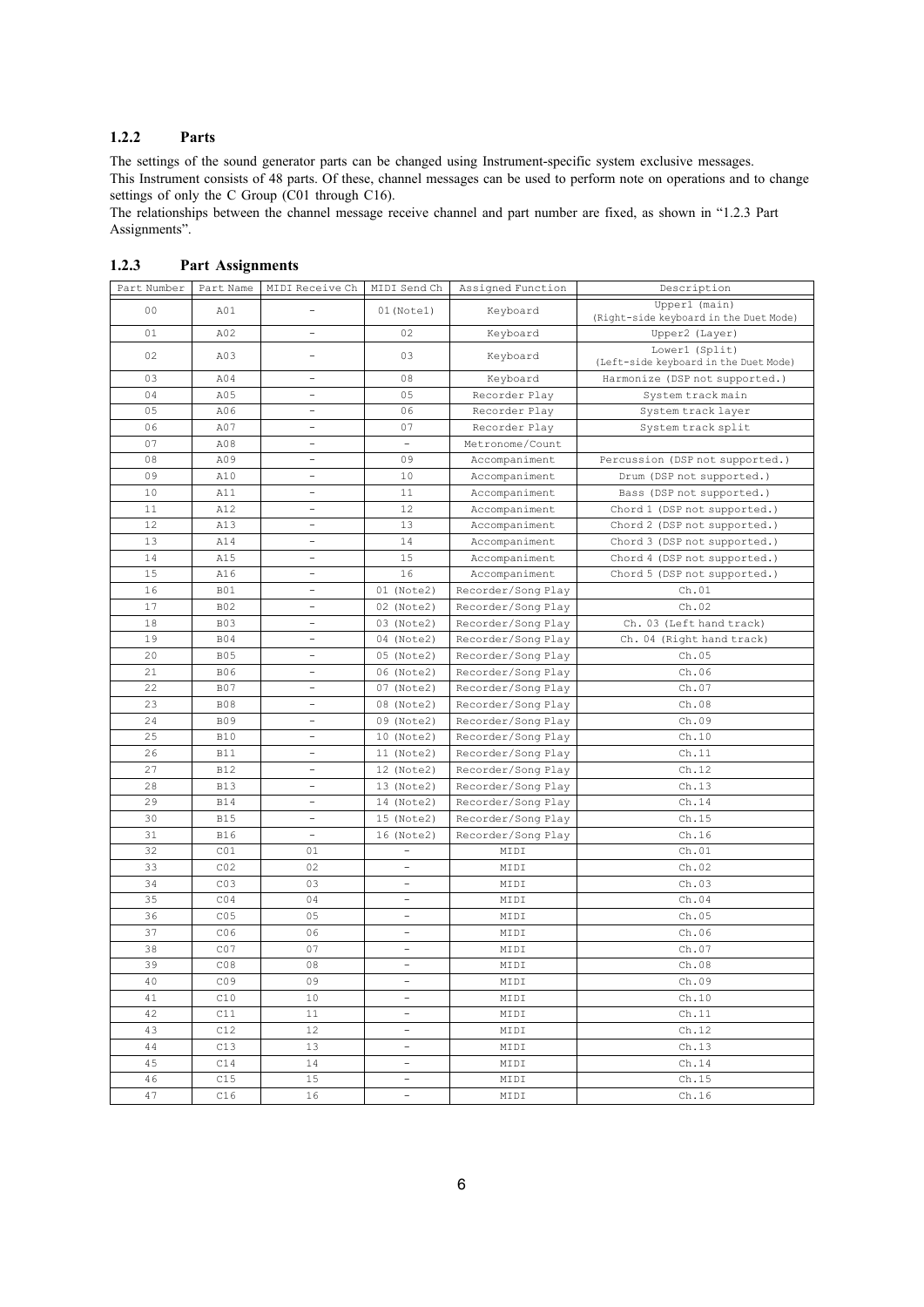### 1.2.2 Parts

The settings of the sound generator parts can be changed using Instrument-specific system exclusive messages.
This Instrument consists of 48 parts. Of these, channel messages can be used to perform note on operations and to change settings of only the C Group (C01 through C16).
The relationships between the channel message receive channel and part number are fixed, as shown in "1.2.3 Part Assignments".

### 1.2.3 Part Assignments

| Part Number | Part Name | MIDI Receive Ch | MIDI Send Ch | Assigned Function | Description |
|---|---|---|---|---|---|
| 00 | A01 | - | 01(Note1) | Keyboard | Upper1 (main) (Right-side keyboard in the Duet Mode) |
| 01 | A02 | - | 02 | Keyboard | Upper2 (Layer) |
| 02 | A03 | - | 03 | Keyboard | Lower1 (Split) (Left-side keyboard in the Duet Mode) |
| 03 | A04 | - | 08 | Keyboard | Harmonize (DSP not supported.) |
| 04 | A05 | - | 05 | Recorder Play | System track main |
| 05 | A06 | - | 06 | Recorder Play | System track layer |
| 06 | A07 | - | 07 | Recorder Play | System track split |
| 07 | A08 | - | - | Metronome/Count | |
| 08 | A09 | - | 09 | Accompaniment | Percussion (DSP not supported.) |
| 09 | A10 | - | 10 | Accompaniment | Drum (DSP not supported.) |
| 10 | A11 | - | 11 | Accompaniment | Bass (DSP not supported.) |
| 11 | A12 | - | 12 | Accompaniment | Chord 1 (DSP not supported.) |
| 12 | A13 | - | 13 | Accompaniment | Chord 2 (DSP not supported.) |
| 13 | A14 | - | 14 | Accompaniment | Chord 3 (DSP not supported.) |
| 14 | A15 | - | 15 | Accompaniment | Chord 4 (DSP not supported.) |
| 15 | A16 | - | 16 | Accompaniment | Chord 5 (DSP not supported.) |
| 16 | B01 | - | 01 (Note2) | Recorder/Song Play | Ch.01 |
| 17 | B02 | - | 02 (Note2) | Recorder/Song Play | Ch.02 |
| 18 | B03 | - | 03 (Note2) | Recorder/Song Play | Ch. 03 (Left hand track) |
| 19 | B04 | - | 04 (Note2) | Recorder/Song Play | Ch. 04 (Right hand track) |
| 20 | B05 | - | 05 (Note2) | Recorder/Song Play | Ch.05 |
| 21 | B06 | - | 06 (Note2) | Recorder/Song Play | Ch.06 |
| 22 | B07 | - | 07 (Note2) | Recorder/Song Play | Ch.07 |
| 23 | B08 | - | 08 (Note2) | Recorder/Song Play | Ch.08 |
| 24 | B09 | - | 09 (Note2) | Recorder/Song Play | Ch.09 |
| 25 | B10 | - | 10 (Note2) | Recorder/Song Play | Ch.10 |
| 26 | B11 | - | 11 (Note2) | Recorder/Song Play | Ch.11 |
| 27 | B12 | - | 12 (Note2) | Recorder/Song Play | Ch.12 |
| 28 | B13 | - | 13 (Note2) | Recorder/Song Play | Ch.13 |
| 29 | B14 | - | 14 (Note2) | Recorder/Song Play | Ch.14 |
| 30 | B15 | - | 15 (Note2) | Recorder/Song Play | Ch.15 |
| 31 | B16 | - | 16 (Note2) | Recorder/Song Play | Ch.16 |
| 32 | C01 | 01 | - | MIDI | Ch.01 |
| 33 | C02 | 02 | - | MIDI | Ch.02 |
| 34 | C03 | 03 | - | MIDI | Ch.03 |
| 35 | C04 | 04 | - | MIDI | Ch.04 |
| 36 | C05 | 05 | - | MIDI | Ch.05 |
| 37 | C06 | 06 | - | MIDI | Ch.06 |
| 38 | C07 | 07 | - | MIDI | Ch.07 |
| 39 | C08 | 08 | - | MIDI | Ch.08 |
| 40 | C09 | 09 | - | MIDI | Ch.09 |
| 41 | C10 | 10 | - | MIDI | Ch.10 |
| 42 | C11 | 11 | - | MIDI | Ch.11 |
| 43 | C12 | 12 | - | MIDI | Ch.12 |
| 44 | C13 | 13 | - | MIDI | Ch.13 |
| 45 | C14 | 14 | - | MIDI | Ch.14 |
| 46 | C15 | 15 | - | MIDI | Ch.15 |
| 47 | C16 | 16 | - | MIDI | Ch.16 |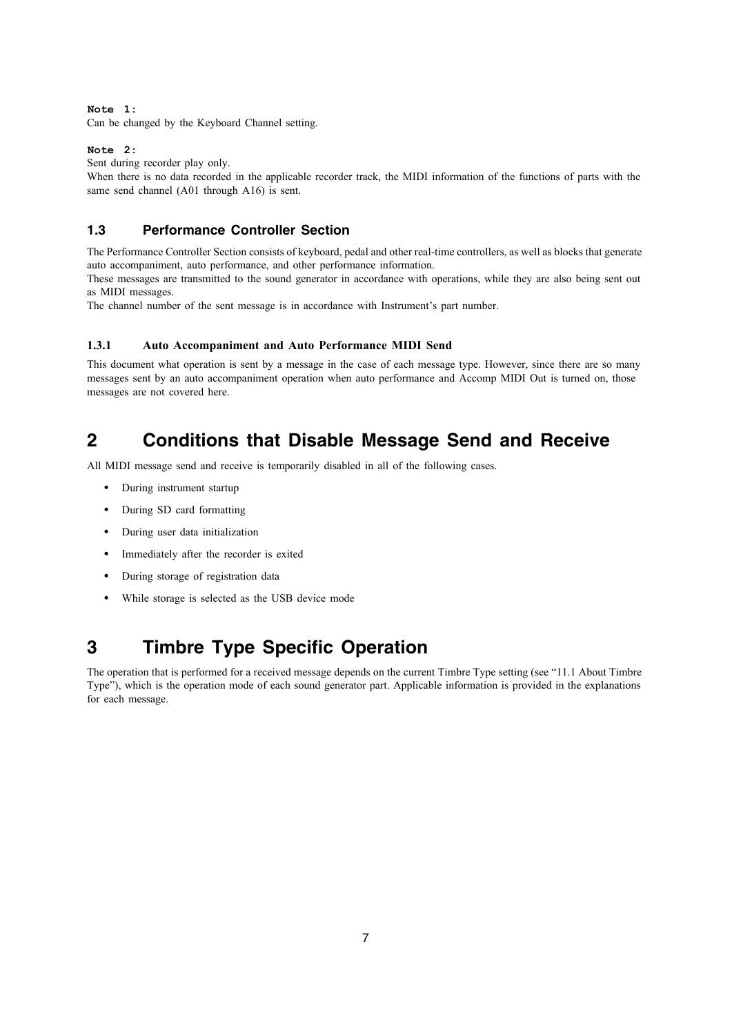**Note 1:**
Can be changed by the Keyboard Channel setting.

**Note 2:**
Sent during recorder play only.
When there is no data recorded in the applicable recorder track, the MIDI information of the functions of parts with the same send channel (A01 through A16) is sent.

### 1.3 Performance Controller Section

The Performance Controller Section consists of keyboard, pedal and other real-time controllers, as well as blocks that generate auto accompaniment, auto performance, and other performance information.
These messages are transmitted to the sound generator in accordance with operations, while they are also being sent out as MIDI messages.
The channel number of the sent message is in accordance with Instrument's part number.

#### 1.3.1 Auto Accompaniment and Auto Performance MIDI Send

This document what operation is sent by a message in the case of each message type. However, since there are so many messages sent by an auto accompaniment operation when auto performance and Accomp MIDI Out is turned on, those messages are not covered here.

## 2 Conditions that Disable Message Send and Receive

All MIDI message send and receive is temporarily disabled in all of the following cases.

- During instrument startup
- During SD card formatting
- During user data initialization
- Immediately after the recorder is exited
- During storage of registration data
- While storage is selected as the USB device mode

## 3 Timbre Type Specific Operation

The operation that is performed for a received message depends on the current Timbre Type setting (see "11.1 About Timbre Type"), which is the operation mode of each sound generator part. Applicable information is provided in the explanations for each message.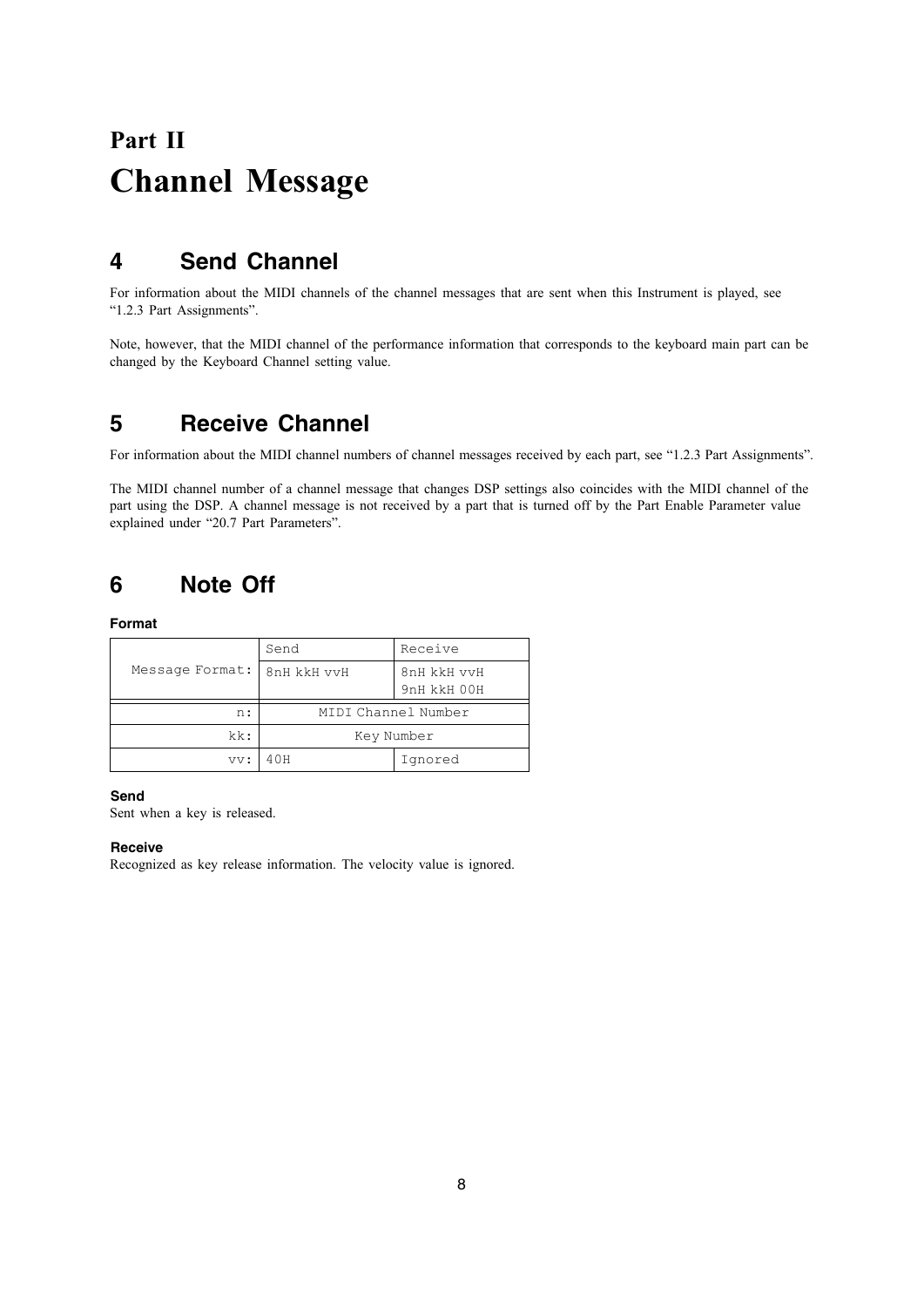# Part II
# Channel Message

## 4 Send Channel

For information about the MIDI channels of the channel messages that are sent when this Instrument is played, see "1.2.3 Part Assignments".

Note, however, that the MIDI channel of the performance information that corresponds to the keyboard main part can be changed by the Keyboard Channel setting value.

## 5 Receive Channel

For information about the MIDI channel numbers of channel messages received by each part, see "1.2.3 Part Assignments".

The MIDI channel number of a channel message that changes DSP settings also coincides with the MIDI channel of the part using the DSP. A channel message is not received by a part that is turned off by the Part Enable Parameter value explained under "20.7 Part Parameters".

## 6 Note Off

**Format**

| | Send | Receive |
|---|---|---|
| Message Format: | 8nH kkH vvH | 8nH kkH vvH<br>9nH kkH 00H |
| n: | MIDI Channel Number | |
| kk: | Key Number | |
| vv: | 40H | Ignored |

**Send**

Sent when a key is released.

**Receive**

Recognized as key release information. The velocity value is ignored.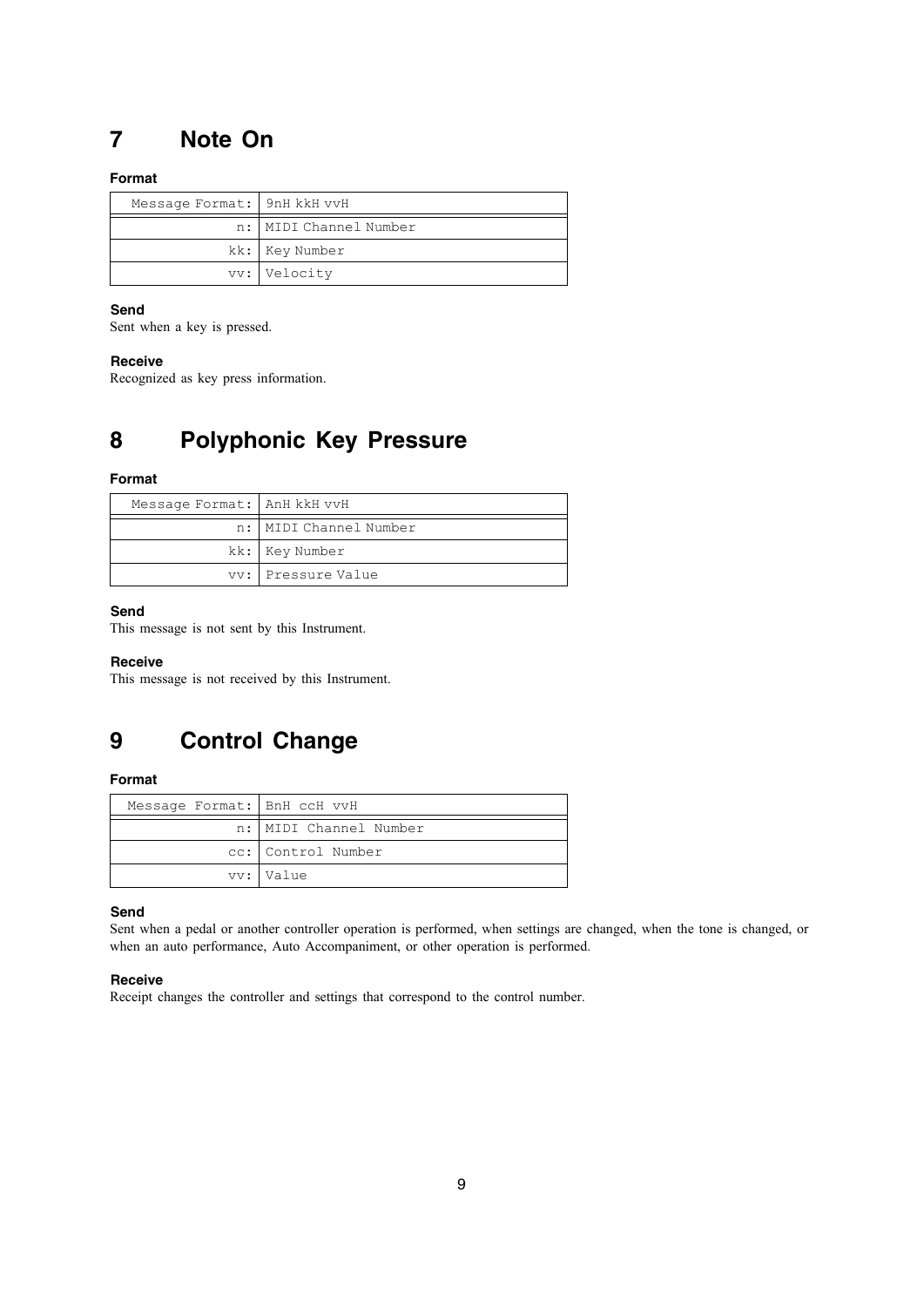# 7 Note On

**Format**

| Message Format: | 9nH kkH vvH |
|---|---|
| n: | MIDI Channel Number |
| kk: | Key Number |
| vv: | Velocity |

**Send**

Sent when a key is pressed.

**Receive**

Recognized as key press information.

# 8 Polyphonic Key Pressure

**Format**

| Message Format: | AnH kkH vvH |
|---|---|
| n: | MIDI Channel Number |
| kk: | Key Number |
| vv: | Pressure Value |

**Send**

This message is not sent by this Instrument.

**Receive**

This message is not received by this Instrument.

# 9 Control Change

**Format**

| Message Format: | BnH ccH vvH |
|---|---|
| n: | MIDI Channel Number |
| cc: | Control Number |
| vv: | Value |

**Send**

Sent when a pedal or another controller operation is performed, when settings are changed, when the tone is changed, or when an auto performance, Auto Accompaniment, or other operation is performed.

**Receive**

Receipt changes the controller and settings that correspond to the control number.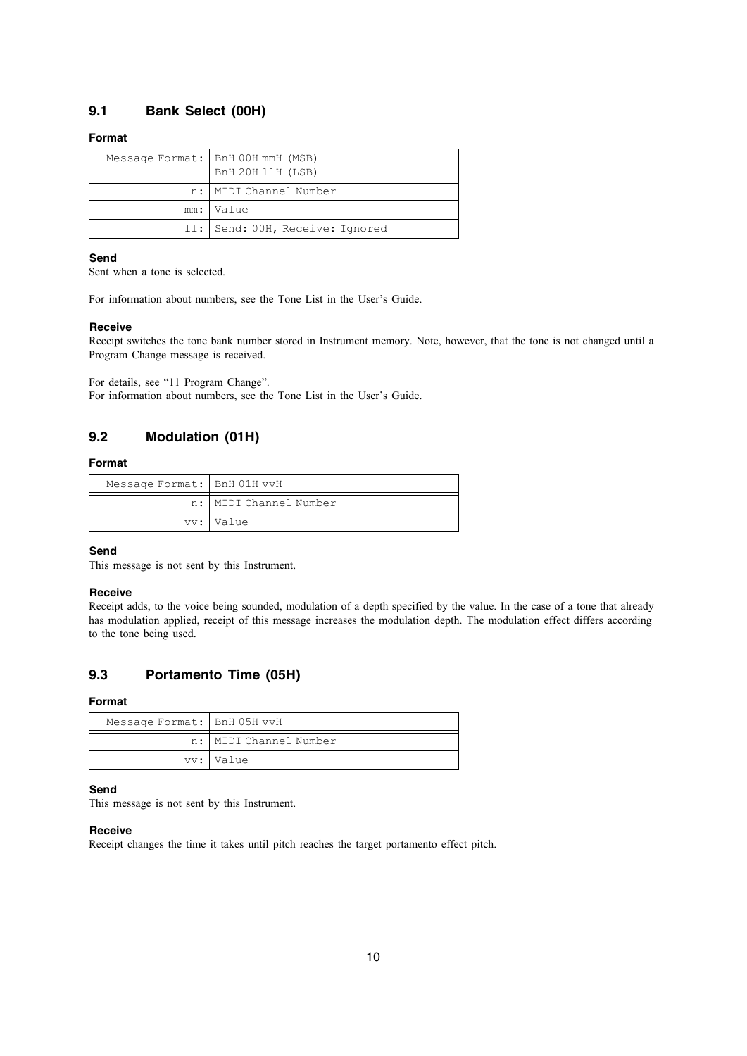## 9.1 Bank Select (00H)

#### Format

| Message Format: | BnH 00H mmH (MSB)<br>BnH 20H llH (LSB) |
|---|---|
| n: | MIDI Channel Number |
| mm: | Value |
| ll: | Send: 00H, Receive: Ignored |

#### Send

Sent when a tone is selected.

For information about numbers, see the Tone List in the User's Guide.

#### Receive

Receipt switches the tone bank number stored in Instrument memory. Note, however, that the tone is not changed until a Program Change message is received.

For details, see "11 Program Change".
For information about numbers, see the Tone List in the User's Guide.

## 9.2 Modulation (01H)

#### Format

| Message Format: | BnH 01H vvH |
|---|---|
| n: | MIDI Channel Number |
| vv: | Value |

#### Send

This message is not sent by this Instrument.

#### Receive

Receipt adds, to the voice being sounded, modulation of a depth specified by the value. In the case of a tone that already has modulation applied, receipt of this message increases the modulation depth. The modulation effect differs according to the tone being used.

## 9.3 Portamento Time (05H)

#### Format

| Message Format: | BnH 05H vvH |
|---|---|
| n: | MIDI Channel Number |
| vv: | Value |

#### Send

This message is not sent by this Instrument.

#### Receive

Receipt changes the time it takes until pitch reaches the target portamento effect pitch.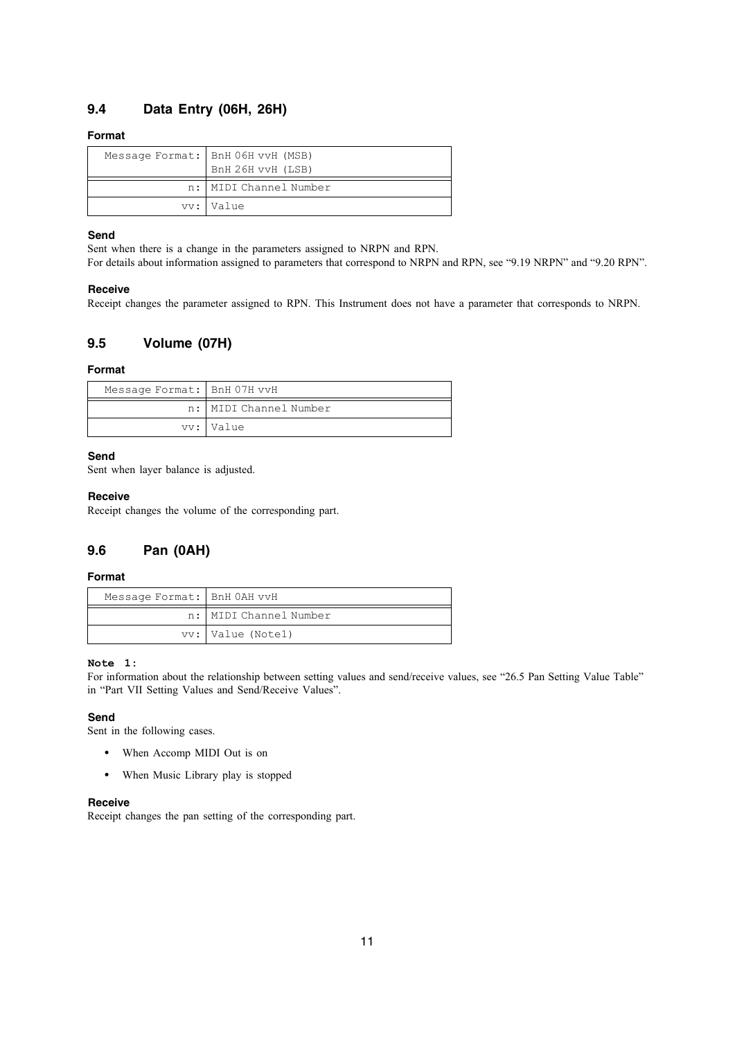## 9.4 Data Entry (06H, 26H)

#### Format

| Message Format: | BnH 06H vvH (MSB)<br>BnH 26H vvH (LSB) |
|---|---|
| n: | MIDI Channel Number |
| vv: | Value |

#### Send

Sent when there is a change in the parameters assigned to NRPN and RPN.
For details about information assigned to parameters that correspond to NRPN and RPN, see "9.19 NRPN" and "9.20 RPN".

#### Receive

Receipt changes the parameter assigned to RPN. This Instrument does not have a parameter that corresponds to NRPN.

## 9.5 Volume (07H)

#### Format

| Message Format: | BnH 07H vvH |
|---|---|
| n: | MIDI Channel Number |
| vv: | Value |

#### Send

Sent when layer balance is adjusted.

#### Receive

Receipt changes the volume of the corresponding part.

## 9.6 Pan (0AH)

#### Format

| Message Format: | BnH 0AH vvH |
|---|---|
| n: | MIDI Channel Number |
| vv: | Value (Note1) |

**Note 1:**
For information about the relationship between setting values and send/receive values, see "26.5 Pan Setting Value Table" in "Part VII Setting Values and Send/Receive Values".

#### Send

Sent in the following cases.

- When Accomp MIDI Out is on
- When Music Library play is stopped

#### Receive

Receipt changes the pan setting of the corresponding part.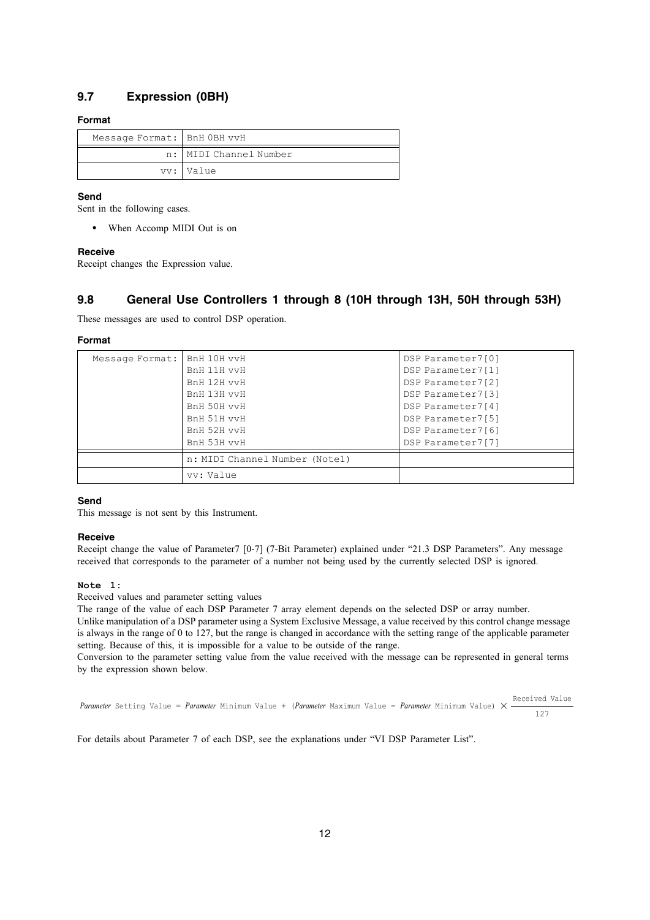## 9.7 Expression (0BH)

### Format

| Message Format: | BnH 0BH vvH |
|---|---|
| n: | MIDI Channel Number |
| vv: | Value |

### Send

Sent in the following cases.

- When Accomp MIDI Out is on

### Receive

Receipt changes the Expression value.

## 9.8 General Use Controllers 1 through 8 (10H through 13H, 50H through 53H)

These messages are used to control DSP operation.

### Format

| Message Format: | BnH 10H vvH | DSP Parameter7[0] |
|---|---|---|
| | BnH 11H vvH | DSP Parameter7[1] |
| | BnH 12H vvH | DSP Parameter7[2] |
| | BnH 13H vvH | DSP Parameter7[3] |
| | BnH 50H vvH | DSP Parameter7[4] |
| | BnH 51H vvH | DSP Parameter7[5] |
| | BnH 52H vvH | DSP Parameter7[6] |
| | BnH 53H vvH | DSP Parameter7[7] |
| | n: MIDI Channel Number (Note1) | |
| | vv: Value | |

### Send

This message is not sent by this Instrument.

### Receive

Receipt change the value of Parameter7 [0-7] (7-Bit Parameter) explained under "21.3 DSP Parameters". Any message received that corresponds to the parameter of a number not being used by the currently selected DSP is ignored.

**Note 1:**

Received values and parameter setting values

The range of the value of each DSP Parameter 7 array element depends on the selected DSP or array number.

Unlike manipulation of a DSP parameter using a System Exclusive Message, a value received by this control change message is always in the range of 0 to 127, but the range is changed in accordance with the setting range of the applicable parameter setting. Because of this, it is impossible for a value to be outside of the range.

Conversion to the parameter setting value from the value received with the message can be represented in general terms by the expression shown below.

$$\textit{Parameter}\ \text{Setting Value} = \textit{Parameter}\ \text{Minimum Value} + (\textit{Parameter}\ \text{Maximum Value} - \textit{Parameter}\ \text{Minimum Value}) \times \frac{\text{Received Value}}{127}$$

For details about Parameter 7 of each DSP, see the explanations under "VI DSP Parameter List".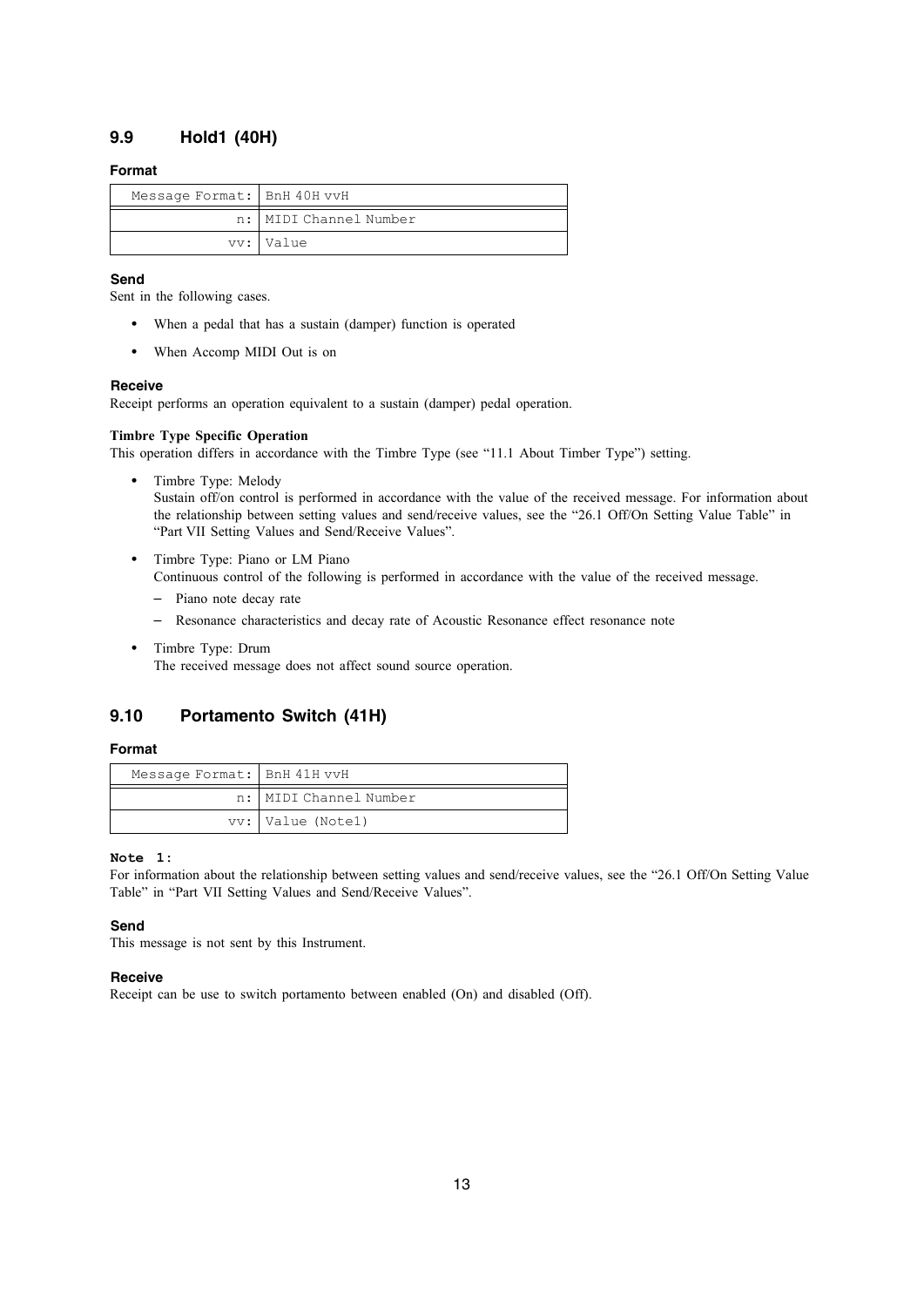## 9.9 Hold1 (40H)

### Format

| Message Format: | BnH 40H vvH |
|---|---|
| n: | MIDI Channel Number |
| vv: | Value |

### Send

Sent in the following cases.

- When a pedal that has a sustain (damper) function is operated
- When Accomp MIDI Out is on

### Receive

Receipt performs an operation equivalent to a sustain (damper) pedal operation.

**Timbre Type Specific Operation**

This operation differs in accordance with the Timbre Type (see “11.1 About Timber Type”) setting.

- Timbre Type: Melody
  Sustain off/on control is performed in accordance with the value of the received message. For information about the relationship between setting values and send/receive values, see the “26.1 Off/On Setting Value Table” in “Part VII Setting Values and Send/Receive Values”.
- Timbre Type: Piano or LM Piano
  Continuous control of the following is performed in accordance with the value of the received message.
  - Piano note decay rate
  - Resonance characteristics and decay rate of Acoustic Resonance effect resonance note
- Timbre Type: Drum
  The received message does not affect sound source operation.

## 9.10 Portamento Switch (41H)

### Format

| Message Format: | BnH 41H vvH |
|---|---|
| n: | MIDI Channel Number |
| vv: | Value (Note1) |

**Note 1:**

For information about the relationship between setting values and send/receive values, see the “26.1 Off/On Setting Value Table” in “Part VII Setting Values and Send/Receive Values”.

### Send

This message is not sent by this Instrument.

### Receive

Receipt can be use to switch portamento between enabled (On) and disabled (Off).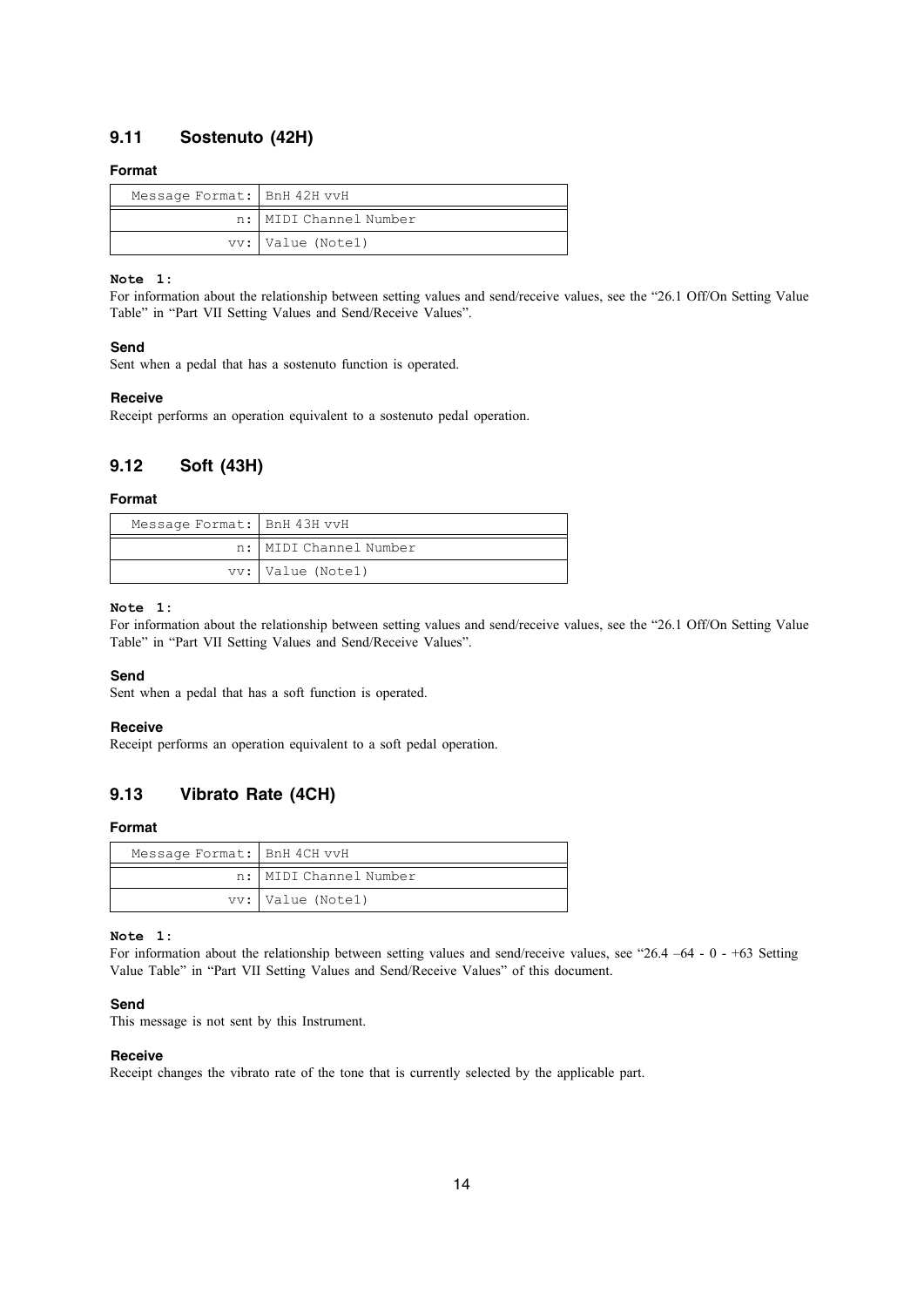## 9.11 Sostenuto (42H)

**Format**

| Message Format: | BnH 42H vvH |
|---:|---|
| n: | MIDI Channel Number |
| vv: | Value (Note1) |

**Note 1:**
For information about the relationship between setting values and send/receive values, see the "26.1 Off/On Setting Value Table" in "Part VII Setting Values and Send/Receive Values".

**Send**
Sent when a pedal that has a sostenuto function is operated.

**Receive**
Receipt performs an operation equivalent to a sostenuto pedal operation.

## 9.12 Soft (43H)

**Format**

| Message Format: | BnH 43H vvH |
|---:|---|
| n: | MIDI Channel Number |
| vv: | Value (Note1) |

**Note 1:**
For information about the relationship between setting values and send/receive values, see the "26.1 Off/On Setting Value Table" in "Part VII Setting Values and Send/Receive Values".

**Send**
Sent when a pedal that has a soft function is operated.

**Receive**
Receipt performs an operation equivalent to a soft pedal operation.

## 9.13 Vibrato Rate (4CH)

**Format**

| Message Format: | BnH 4CH vvH |
|---:|---|
| n: | MIDI Channel Number |
| vv: | Value (Note1) |

**Note 1:**
For information about the relationship between setting values and send/receive values, see "26.4 –64 - 0 - +63 Setting Value Table" in "Part VII Setting Values and Send/Receive Values" of this document.

**Send**
This message is not sent by this Instrument.

**Receive**
Receipt changes the vibrato rate of the tone that is currently selected by the applicable part.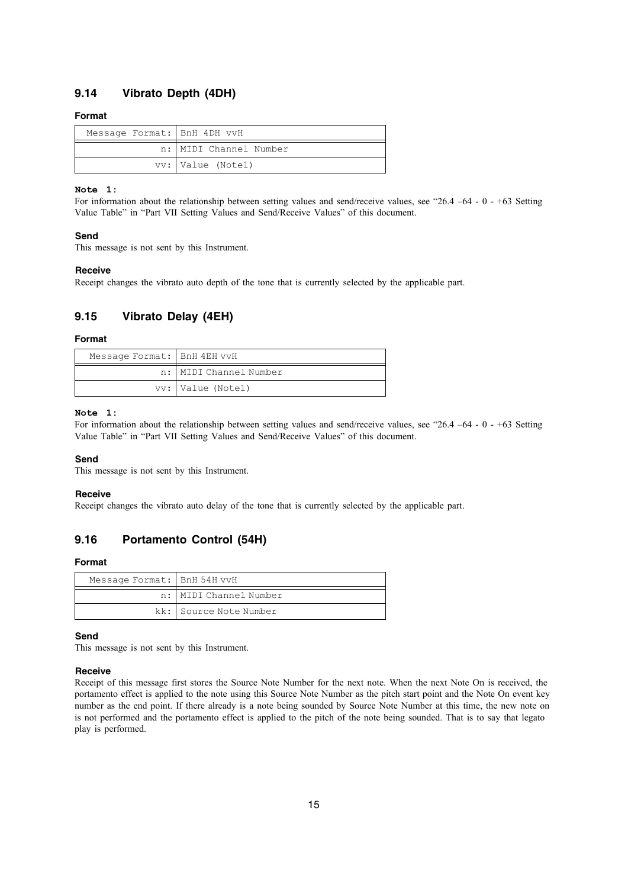## 9.14 Vibrato Depth (4DH)

### Format

| Message Format: | BnH 4DH vvH |
|---|---|
| n: | MIDI Channel Number |
| vv: | Value (Note1) |

**Note 1:**
For information about the relationship between setting values and send/receive values, see "26.4 –64 - 0 - +63 Setting Value Table" in "Part VII Setting Values and Send/Receive Values" of this document.

### Send

This message is not sent by this Instrument.

### Receive

Receipt changes the vibrato auto depth of the tone that is currently selected by the applicable part.

## 9.15 Vibrato Delay (4EH)

### Format

| Message Format: | BnH 4EH vvH |
|---|---|
| n: | MIDI Channel Number |
| vv: | Value (Note1) |

**Note 1:**
For information about the relationship between setting values and send/receive values, see "26.4 –64 - 0 - +63 Setting Value Table" in "Part VII Setting Values and Send/Receive Values" of this document.

### Send

This message is not sent by this Instrument.

### Receive

Receipt changes the vibrato auto delay of the tone that is currently selected by the applicable part.

## 9.16 Portamento Control (54H)

### Format

| Message Format: | BnH 54H vvH |
|---|---|
| n: | MIDI Channel Number |
| kk: | Source Note Number |

### Send

This message is not sent by this Instrument.

### Receive

Receipt of this message first stores the Source Note Number for the next note. When the next Note On is received, the portamento effect is applied to the note using this Source Note Number as the pitch start point and the Note On event key number as the end point. If there already is a note being sounded by Source Note Number at this time, the new note on is not performed and the portamento effect is applied to the pitch of the note being sounded. That is to say that legato play is performed.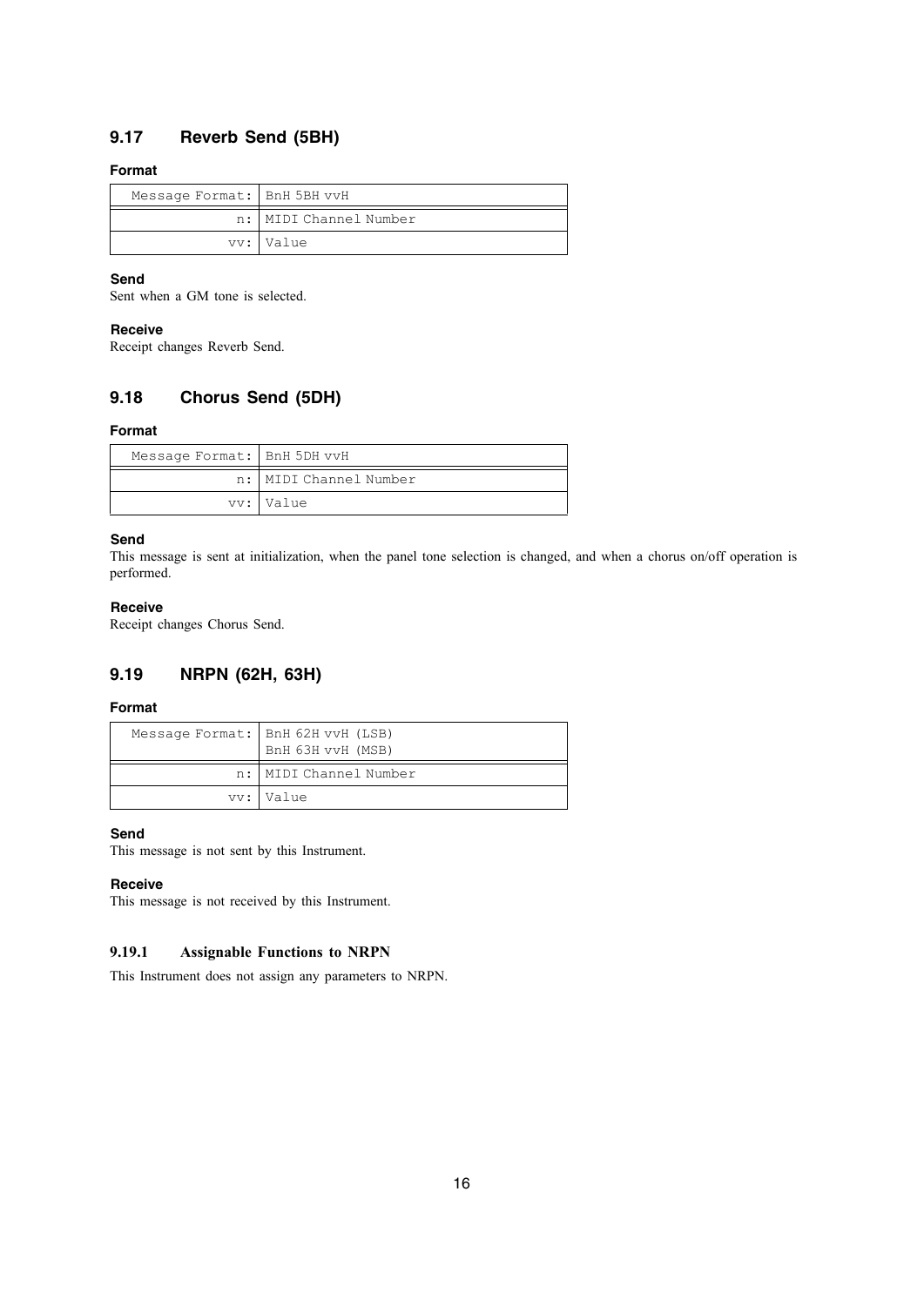## 9.17 Reverb Send (5BH)

**Format**

| Message Format: | BnH 5BH vvH |
|---:|---|
| n: | MIDI Channel Number |
| vv: | Value |

**Send**

Sent when a GM tone is selected.

**Receive**

Receipt changes Reverb Send.

## 9.18 Chorus Send (5DH)

**Format**

| Message Format: | BnH 5DH vvH |
|---:|---|
| n: | MIDI Channel Number |
| vv: | Value |

**Send**

This message is sent at initialization, when the panel tone selection is changed, and when a chorus on/off operation is performed.

**Receive**

Receipt changes Chorus Send.

## 9.19 NRPN (62H, 63H)

**Format**

| Message Format: | BnH 62H vvH (LSB)<br>BnH 63H vvH (MSB) |
|---:|---|
| n: | MIDI Channel Number |
| vv: | Value |

**Send**

This message is not sent by this Instrument.

**Receive**

This message is not received by this Instrument.

### 9.19.1 Assignable Functions to NRPN

This Instrument does not assign any parameters to NRPN.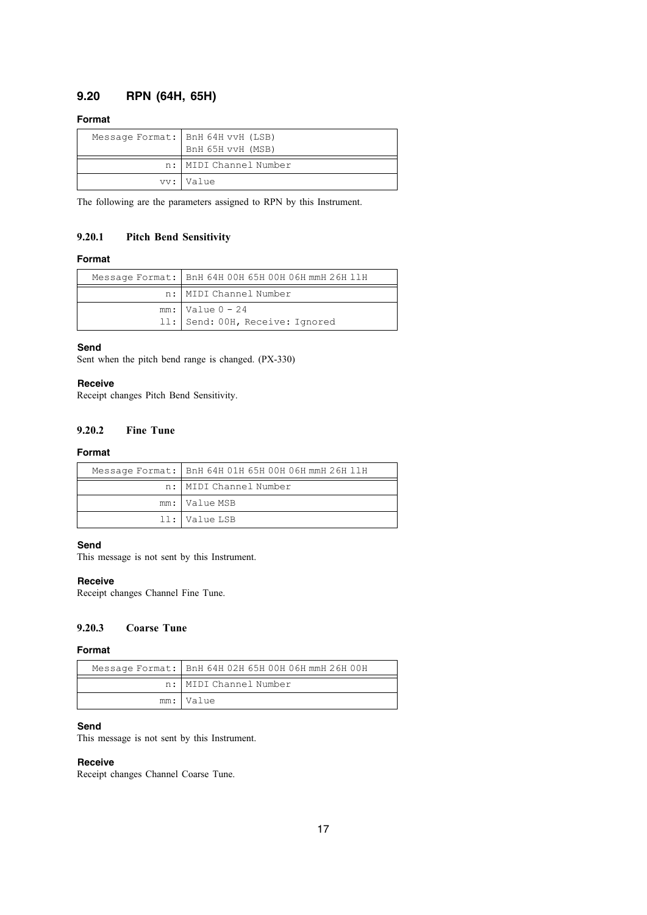## 9.20 RPN (64H, 65H)

**Format**

| Message Format: | BnH 64H vvH (LSB)<br>BnH 65H vvH (MSB) |
|---:|---|
| n: | MIDI Channel Number |
| vv: | Value |

The following are the parameters assigned to RPN by this Instrument.

### 9.20.1 Pitch Bend Sensitivity

**Format**

| Message Format: | BnH 64H 00H 65H 00H 06H mmH 26H llH |
|---:|---|
| n: | MIDI Channel Number |
| mm:<br>ll: | Value 0 - 24<br>Send: 00H, Receive: Ignored |

**Send**

Sent when the pitch bend range is changed. (PX-330)

**Receive**

Receipt changes Pitch Bend Sensitivity.

### 9.20.2 Fine Tune

**Format**

| Message Format: | BnH 64H 01H 65H 00H 06H mmH 26H llH |
|---:|---|
| n: | MIDI Channel Number |
| mm: | Value MSB |
| ll: | Value LSB |

**Send**

This message is not sent by this Instrument.

**Receive**

Receipt changes Channel Fine Tune.

### 9.20.3 Coarse Tune

**Format**

| Message Format: | BnH 64H 02H 65H 00H 06H mmH 26H 00H |
|---:|---|
| n: | MIDI Channel Number |
| mm: | Value |

**Send**

This message is not sent by this Instrument.

**Receive**

Receipt changes Channel Coarse Tune.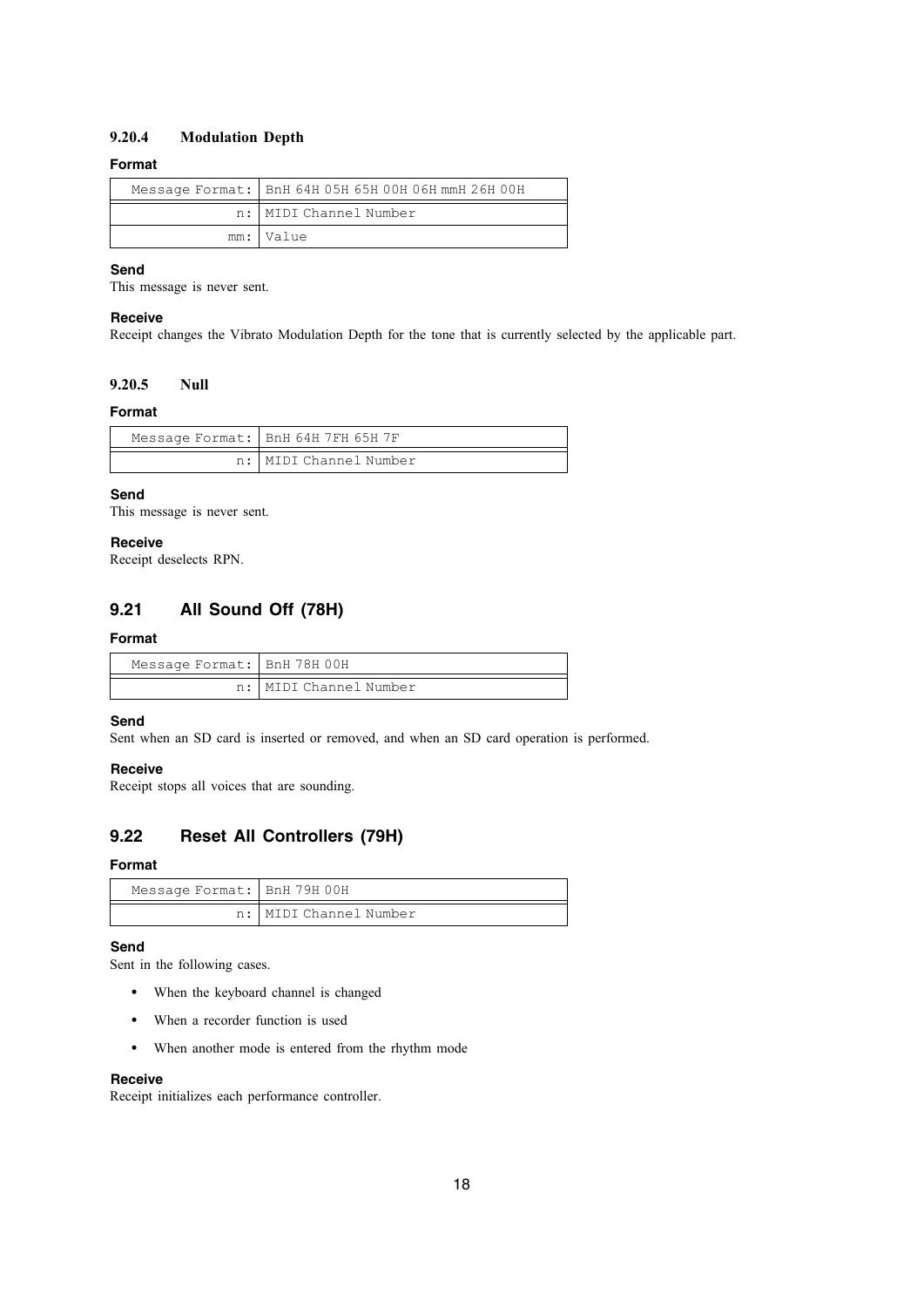#### 9.20.4 Modulation Depth

**Format**

| Message Format: | BnH 64H 05H 65H 00H 06H mmH 26H 00H |
|---:|---|
| n: | MIDI Channel Number |
| mm: | Value |

**Send**
This message is never sent.

**Receive**
Receipt changes the Vibrato Modulation Depth for the tone that is currently selected by the applicable part.

#### 9.20.5 Null

**Format**

| Message Format: | BnH 64H 7FH 65H 7F |
|---:|---|
| n: | MIDI Channel Number |

**Send**
This message is never sent.

**Receive**
Receipt deselects RPN.

## 9.21 All Sound Off (78H)

**Format**

| Message Format: | BnH 78H 00H |
|---:|---|
| n: | MIDI Channel Number |

**Send**
Sent when an SD card is inserted or removed, and when an SD card operation is performed.

**Receive**
Receipt stops all voices that are sounding.

## 9.22 Reset All Controllers (79H)

**Format**

| Message Format: | BnH 79H 00H |
|---:|---|
| n: | MIDI Channel Number |

**Send**
Sent in the following cases.

- When the keyboard channel is changed
- When a recorder function is used
- When another mode is entered from the rhythm mode

**Receive**
Receipt initializes each performance controller.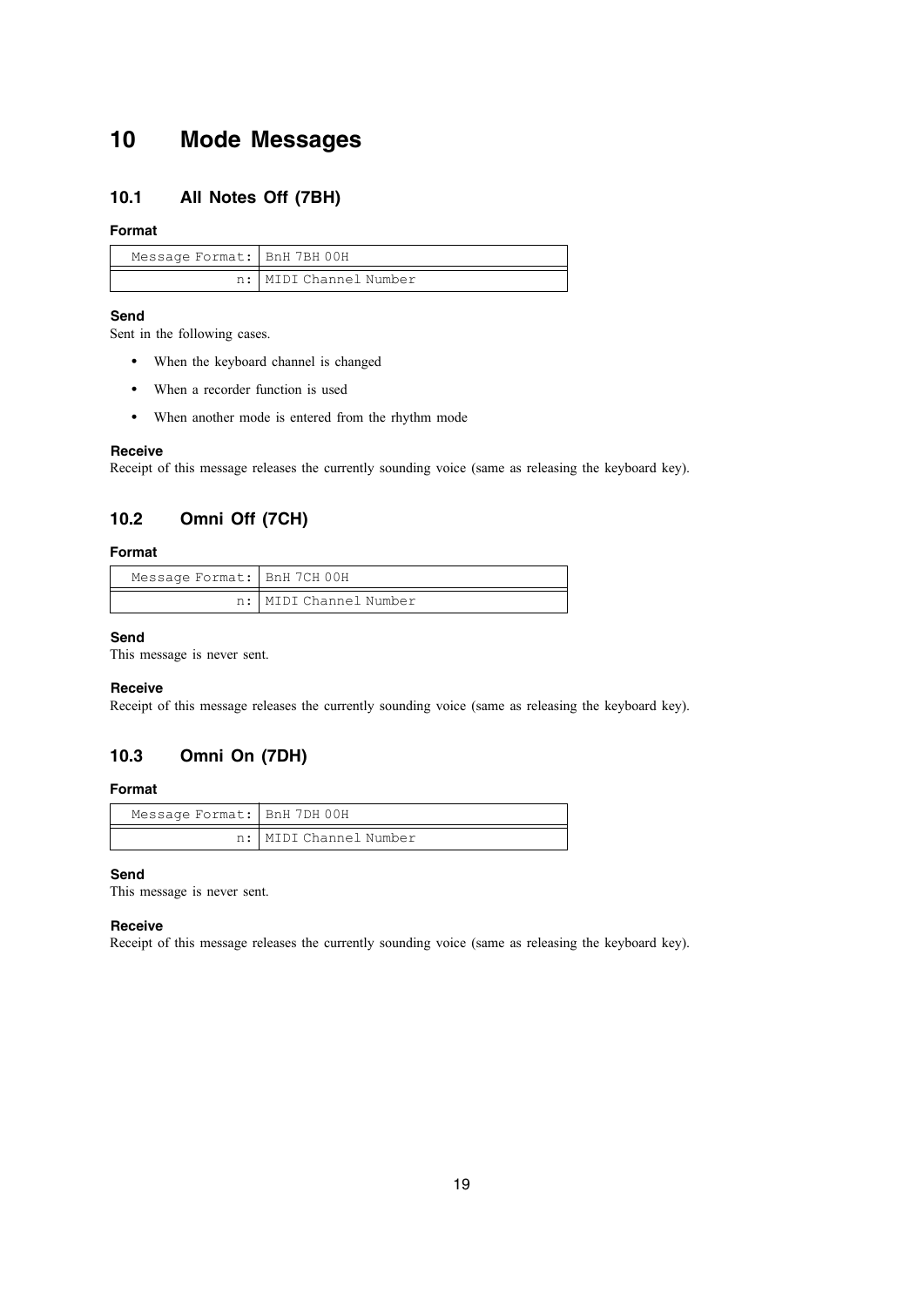# 10 Mode Messages

## 10.1 All Notes Off (7BH)

### Format

| Message Format: | BnH 7BH 00H |
|---|---|
| n: | MIDI Channel Number |

### Send

Sent in the following cases.

- When the keyboard channel is changed
- When a recorder function is used
- When another mode is entered from the rhythm mode

### Receive

Receipt of this message releases the currently sounding voice (same as releasing the keyboard key).

## 10.2 Omni Off (7CH)

### Format

| Message Format: | BnH 7CH 00H |
|---|---|
| n: | MIDI Channel Number |

### Send

This message is never sent.

### Receive

Receipt of this message releases the currently sounding voice (same as releasing the keyboard key).

## 10.3 Omni On (7DH)

### Format

| Message Format: | BnH 7DH 00H |
|---|---|
| n: | MIDI Channel Number |

### Send

This message is never sent.

### Receive

Receipt of this message releases the currently sounding voice (same as releasing the keyboard key).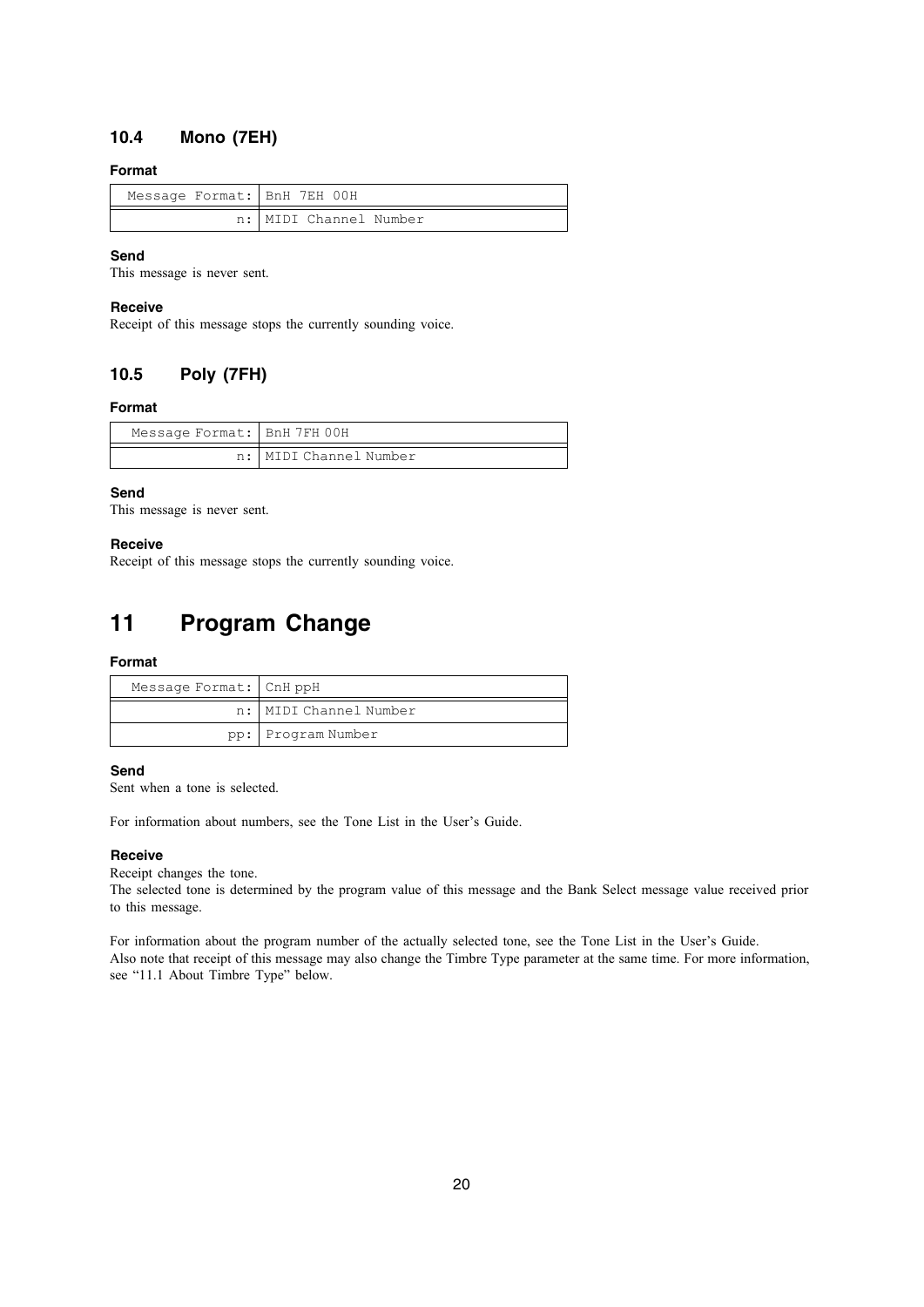### 10.4 Mono (7EH)

**Format**

| Message Format: | BnH 7EH 00H |
| --- | --- |
| n: | MIDI Channel Number |

**Send**

This message is never sent.

**Receive**

Receipt of this message stops the currently sounding voice.

### 10.5 Poly (7FH)

**Format**

| Message Format: | BnH 7FH 00H |
| --- | --- |
| n: | MIDI Channel Number |

**Send**

This message is never sent.

**Receive**

Receipt of this message stops the currently sounding voice.

## 11 Program Change

**Format**

| Message Format: | CnH ppH |
| --- | --- |
| n: | MIDI Channel Number |
| pp: | Program Number |

**Send**

Sent when a tone is selected.

For information about numbers, see the Tone List in the User's Guide.

**Receive**

Receipt changes the tone.
The selected tone is determined by the program value of this message and the Bank Select message value received prior to this message.

For information about the program number of the actually selected tone, see the Tone List in the User's Guide.
Also note that receipt of this message may also change the Timbre Type parameter at the same time. For more information, see "11.1 About Timbre Type" below.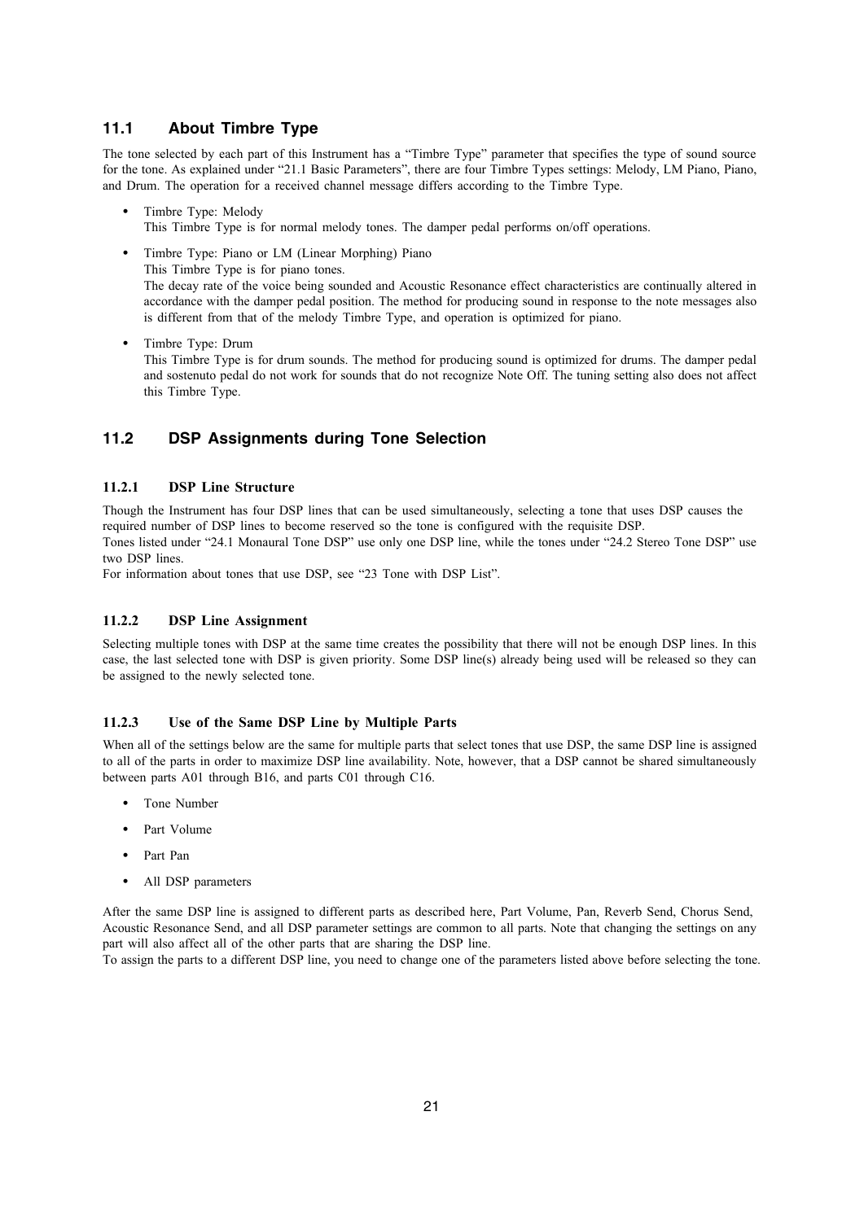## 11.1 About Timbre Type

The tone selected by each part of this Instrument has a "Timbre Type" parameter that specifies the type of sound source for the tone. As explained under "21.1 Basic Parameters", there are four Timbre Types settings: Melody, LM Piano, Piano, and Drum. The operation for a received channel message differs according to the Timbre Type.

- Timbre Type: Melody
  This Timbre Type is for normal melody tones. The damper pedal performs on/off operations.
- Timbre Type: Piano or LM (Linear Morphing) Piano
  This Timbre Type is for piano tones.
  The decay rate of the voice being sounded and Acoustic Resonance effect characteristics are continually altered in accordance with the damper pedal position. The method for producing sound in response to the note messages also is different from that of the melody Timbre Type, and operation is optimized for piano.
- Timbre Type: Drum
  This Timbre Type is for drum sounds. The method for producing sound is optimized for drums. The damper pedal and sostenuto pedal do not work for sounds that do not recognize Note Off. The tuning setting also does not affect this Timbre Type.

## 11.2 DSP Assignments during Tone Selection

### 11.2.1 DSP Line Structure

Though the Instrument has four DSP lines that can be used simultaneously, selecting a tone that uses DSP causes the required number of DSP lines to become reserved so the tone is configured with the requisite DSP.
Tones listed under "24.1 Monaural Tone DSP" use only one DSP line, while the tones under "24.2 Stereo Tone DSP" use two DSP lines.
For information about tones that use DSP, see "23 Tone with DSP List".

### 11.2.2 DSP Line Assignment

Selecting multiple tones with DSP at the same time creates the possibility that there will not be enough DSP lines. In this case, the last selected tone with DSP is given priority. Some DSP line(s) already being used will be released so they can be assigned to the newly selected tone.

### 11.2.3 Use of the Same DSP Line by Multiple Parts

When all of the settings below are the same for multiple parts that select tones that use DSP, the same DSP line is assigned to all of the parts in order to maximize DSP line availability. Note, however, that a DSP cannot be shared simultaneously between parts A01 through B16, and parts C01 through C16.

- Tone Number
- Part Volume
- Part Pan
- All DSP parameters

After the same DSP line is assigned to different parts as described here, Part Volume, Pan, Reverb Send, Chorus Send, Acoustic Resonance Send, and all DSP parameter settings are common to all parts. Note that changing the settings on any part will also affect all of the other parts that are sharing the DSP line.
To assign the parts to a different DSP line, you need to change one of the parameters listed above before selecting the tone.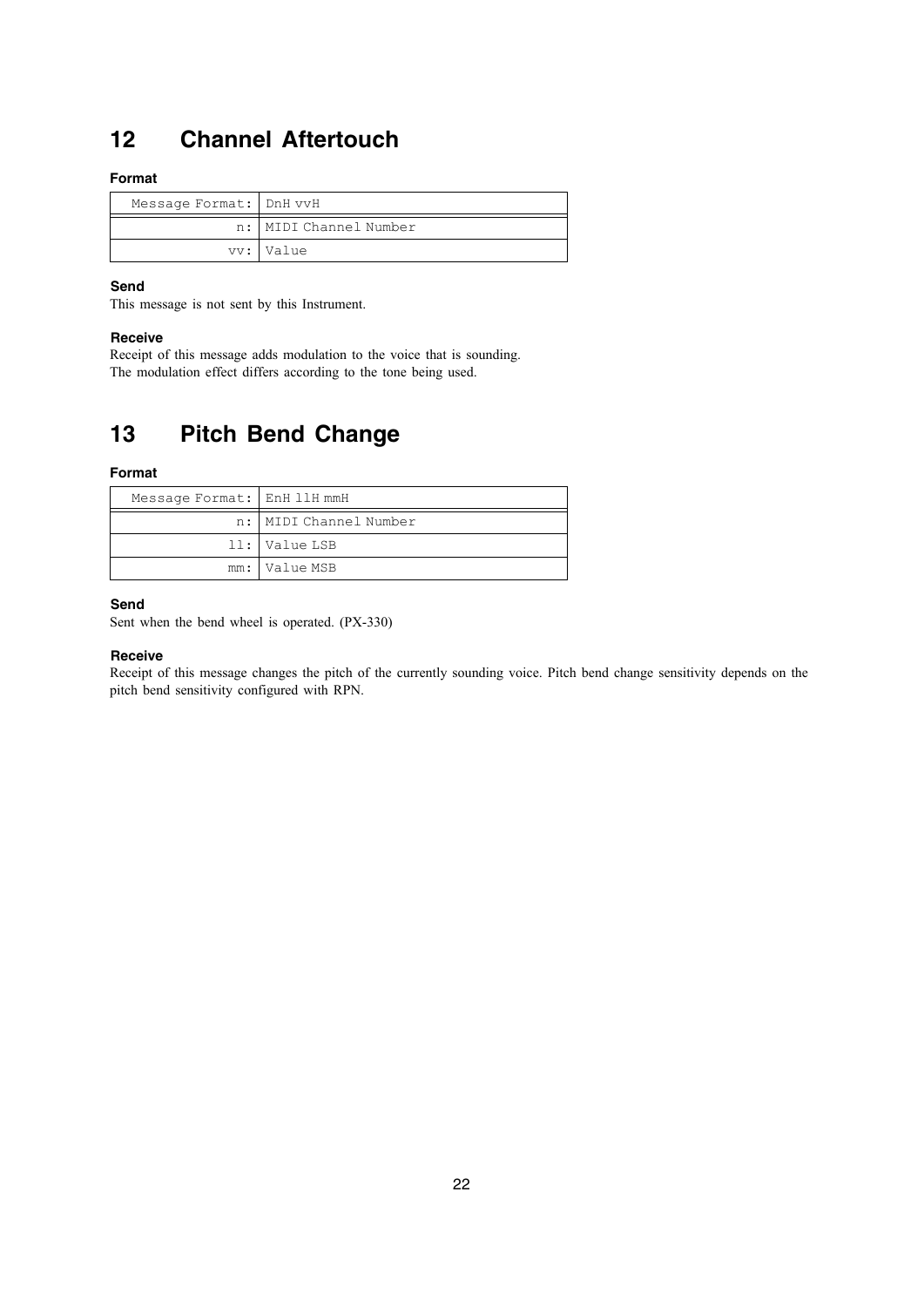## 12 Channel Aftertouch

#### Format

| Message Format: | DnH vvH |
|---:|---|
| n: | MIDI Channel Number |
| vv: | Value |

#### Send

This message is not sent by this Instrument.

#### Receive

Receipt of this message adds modulation to the voice that is sounding.
The modulation effect differs according to the tone being used.

## 13 Pitch Bend Change

#### Format

| Message Format: | EnH llH mmH |
|---:|---|
| n: | MIDI Channel Number |
| ll: | Value LSB |
| mm: | Value MSB |

#### Send

Sent when the bend wheel is operated. (PX-330)

#### Receive

Receipt of this message changes the pitch of the currently sounding voice. Pitch bend change sensitivity depends on the pitch bend sensitivity configured with RPN.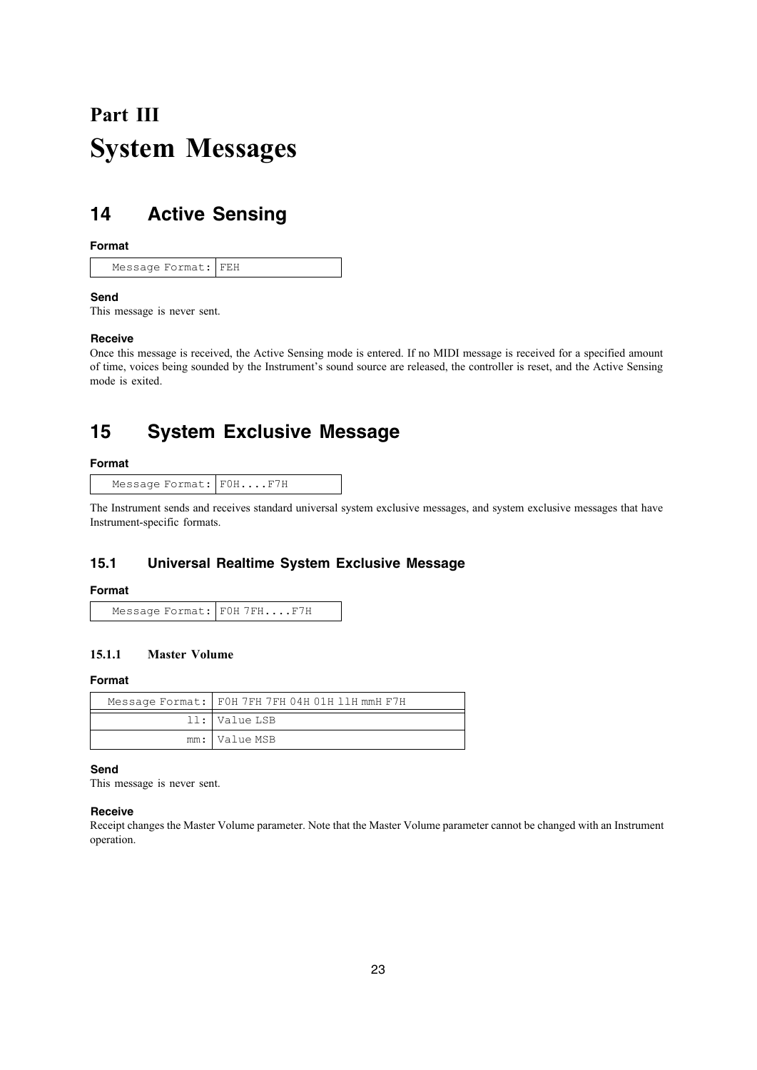# Part III
# System Messages

## 14 Active Sensing

**Format**

| Message Format: | FEH |
|---|---|

**Send**

This message is never sent.

**Receive**

Once this message is received, the Active Sensing mode is entered. If no MIDI message is received for a specified amount of time, voices being sounded by the Instrument's sound source are released, the controller is reset, and the Active Sensing mode is exited.

## 15 System Exclusive Message

**Format**

| Message Format: | F0H....F7H |
|---|---|

The Instrument sends and receives standard universal system exclusive messages, and system exclusive messages that have Instrument-specific formats.

### 15.1 Universal Realtime System Exclusive Message

**Format**

| Message Format: | F0H 7FH....F7H |
|---|---|

#### 15.1.1 Master Volume

**Format**

| Message Format: | F0H 7FH 7FH 04H 01H llH mmH F7H |
|---|---|
| ll: | Value LSB |
| mm: | Value MSB |

**Send**

This message is never sent.

**Receive**

Receipt changes the Master Volume parameter. Note that the Master Volume parameter cannot be changed with an Instrument operation.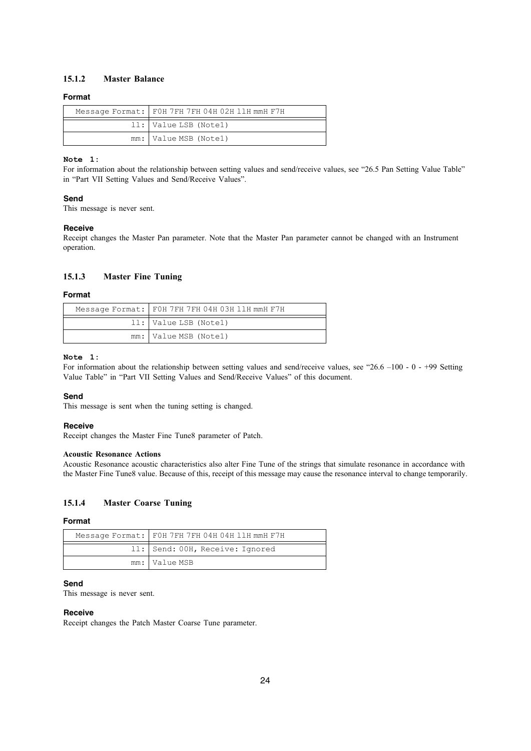### 15.1.2 Master Balance

**Format**

| Message Format: | F0H 7FH 7FH 04H 02H llH mmH F7H |
|---:|---|
| ll: | Value LSB (Note1) |
| mm: | Value MSB (Note1) |

**Note 1:**
For information about the relationship between setting values and send/receive values, see "26.5 Pan Setting Value Table" in "Part VII Setting Values and Send/Receive Values".

**Send**
This message is never sent.

**Receive**
Receipt changes the Master Pan parameter. Note that the Master Pan parameter cannot be changed with an Instrument operation.

### 15.1.3 Master Fine Tuning

**Format**

| Message Format: | F0H 7FH 7FH 04H 03H llH mmH F7H |
|---:|---|
| ll: | Value LSB (Note1) |
| mm: | Value MSB (Note1) |

**Note 1:**
For information about the relationship between setting values and send/receive values, see "26.6 –100 - 0 - +99 Setting Value Table" in "Part VII Setting Values and Send/Receive Values" of this document.

**Send**
This message is sent when the tuning setting is changed.

**Receive**
Receipt changes the Master Fine Tune8 parameter of Patch.

**Acoustic Resonance Actions**
Acoustic Resonance acoustic characteristics also alter Fine Tune of the strings that simulate resonance in accordance with the Master Fine Tune8 value. Because of this, receipt of this message may cause the resonance interval to change temporarily.

### 15.1.4 Master Coarse Tuning

**Format**

| Message Format: | F0H 7FH 7FH 04H 04H llH mmH F7H |
|---:|---|
| ll: | Send: 00H, Receive: Ignored |
| mm: | Value MSB |

**Send**
This message is never sent.

**Receive**
Receipt changes the Patch Master Coarse Tune parameter.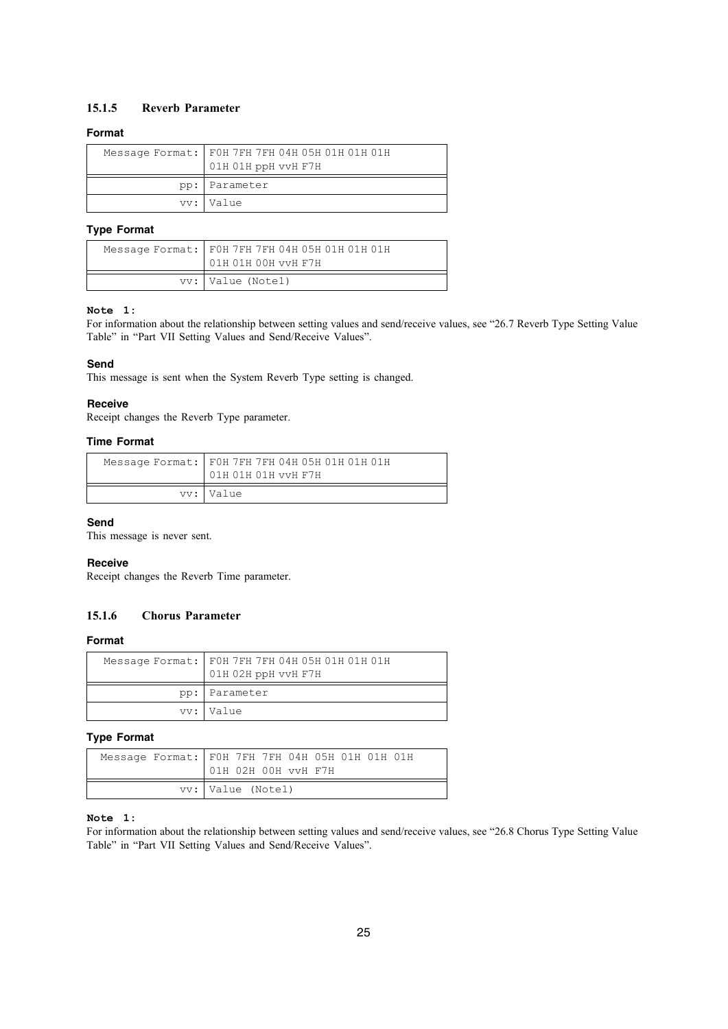### 15.1.5 Reverb Parameter

**Format**

| Message Format: | F0H 7FH 7FH 04H 05H 01H 01H 01H 01H 01H ppH vvH F7H |
|---|---|
| pp: | Parameter |
| vv: | Value |

**Type Format**

| Message Format: | F0H 7FH 7FH 04H 05H 01H 01H 01H 01H 01H 00H vvH F7H |
|---|---|
| vv: | Value (Note1) |

**Note 1:**
For information about the relationship between setting values and send/receive values, see "26.7 Reverb Type Setting Value Table" in "Part VII Setting Values and Send/Receive Values".

**Send**
This message is sent when the System Reverb Type setting is changed.

**Receive**
Receipt changes the Reverb Type parameter.

**Time Format**

| Message Format: | F0H 7FH 7FH 04H 05H 01H 01H 01H 01H 01H 01H vvH F7H |
|---|---|
| vv: | Value |

**Send**
This message is never sent.

**Receive**
Receipt changes the Reverb Time parameter.

### 15.1.6 Chorus Parameter

**Format**

| Message Format: | F0H 7FH 7FH 04H 05H 01H 01H 01H 01H 02H ppH vvH F7H |
|---|---|
| pp: | Parameter |
| vv: | Value |

**Type Format**

| Message Format: | F0H 7FH 7FH 04H 05H 01H 01H 01H 01H 02H 00H vvH F7H |
|---|---|
| vv: | Value (Note1) |

**Note 1:**
For information about the relationship between setting values and send/receive values, see "26.8 Chorus Type Setting Value Table" in "Part VII Setting Values and Send/Receive Values".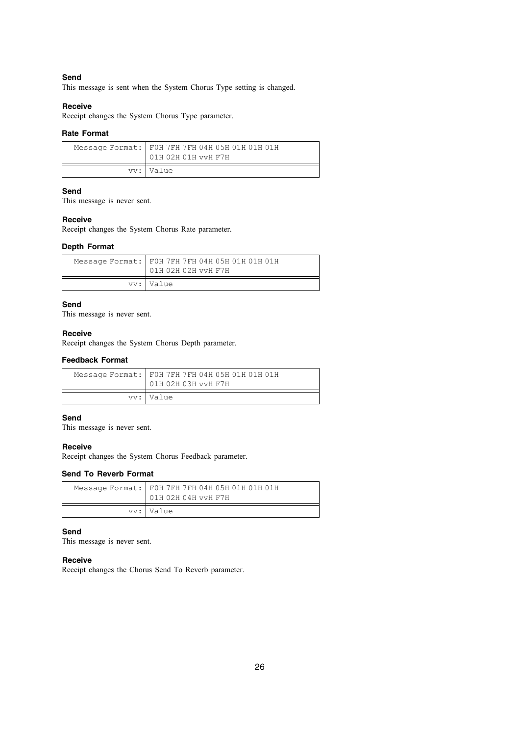#### Send
This message is sent when the System Chorus Type setting is changed.

#### Receive
Receipt changes the System Chorus Type parameter.

### Rate Format

| Message Format: | F0H 7FH 7FH 04H 05H 01H 01H 01H 01H 02H 01H vvH F7H |
|---|---|
| vv: | Value |

#### Send
This message is never sent.

#### Receive
Receipt changes the System Chorus Rate parameter.

### Depth Format

| Message Format: | F0H 7FH 7FH 04H 05H 01H 01H 01H 01H 02H 02H vvH F7H |
|---|---|
| vv: | Value |

#### Send
This message is never sent.

#### Receive
Receipt changes the System Chorus Depth parameter.

### Feedback Format

| Message Format: | F0H 7FH 7FH 04H 05H 01H 01H 01H 01H 02H 03H vvH F7H |
|---|---|
| vv: | Value |

#### Send
This message is never sent.

#### Receive
Receipt changes the System Chorus Feedback parameter.

### Send To Reverb Format

| Message Format: | F0H 7FH 7FH 04H 05H 01H 01H 01H 01H 02H 04H vvH F7H |
|---|---|
| vv: | Value |

#### Send
This message is never sent.

#### Receive
Receipt changes the Chorus Send To Reverb parameter.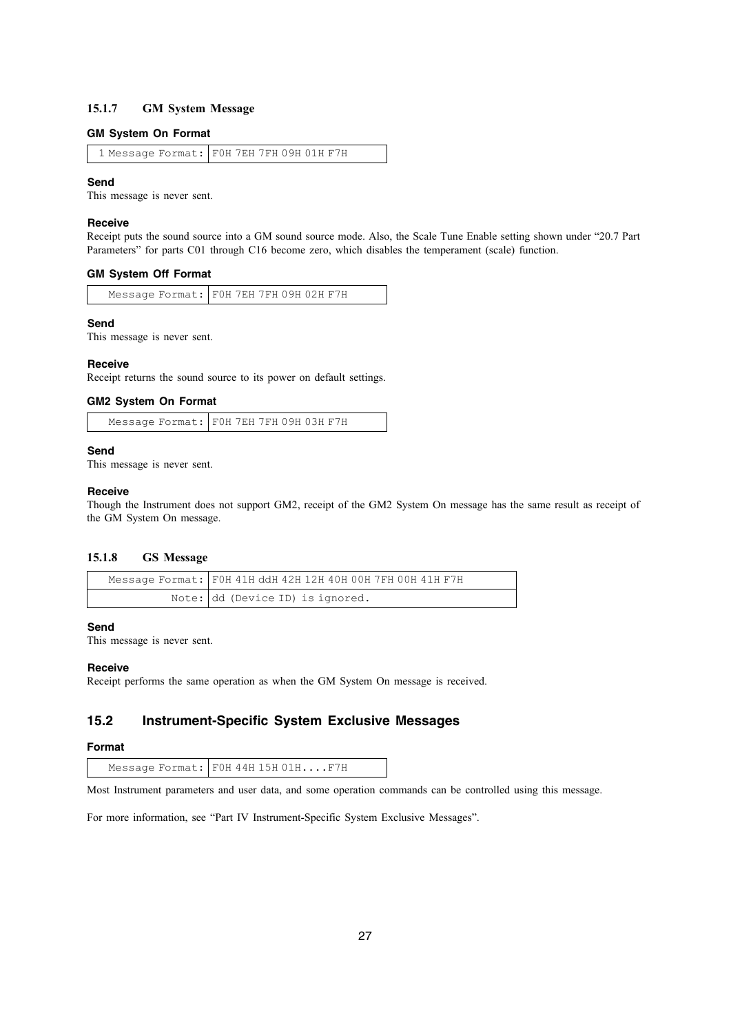### 15.1.7 GM System Message

#### GM System On Format

| 1 Message Format: | F0H 7EH 7FH 09H 01H F7H |
|---|---|

**Send**

This message is never sent.

**Receive**

Receipt puts the sound source into a GM sound source mode. Also, the Scale Tune Enable setting shown under "20.7 Part Parameters" for parts C01 through C16 become zero, which disables the temperament (scale) function.

#### GM System Off Format

| Message Format: | F0H 7EH 7FH 09H 02H F7H |
|---|---|

**Send**

This message is never sent.

**Receive**

Receipt returns the sound source to its power on default settings.

#### GM2 System On Format

| Message Format: | F0H 7EH 7FH 09H 03H F7H |
|---|---|

**Send**

This message is never sent.

**Receive**

Though the Instrument does not support GM2, receipt of the GM2 System On message has the same result as receipt of the GM System On message.

### 15.1.8 GS Message

| Message Format: | F0H 41H ddH 42H 12H 40H 00H 7FH 00H 41H F7H |
|---|---|
| Note: | dd (Device ID) is ignored. |

**Send**

This message is never sent.

**Receive**

Receipt performs the same operation as when the GM System On message is received.

## 15.2 Instrument-Specific System Exclusive Messages

#### Format

| Message Format: | F0H 44H 15H 01H....F7H |
|---|---|

Most Instrument parameters and user data, and some operation commands can be controlled using this message.

For more information, see "Part IV Instrument-Specific System Exclusive Messages".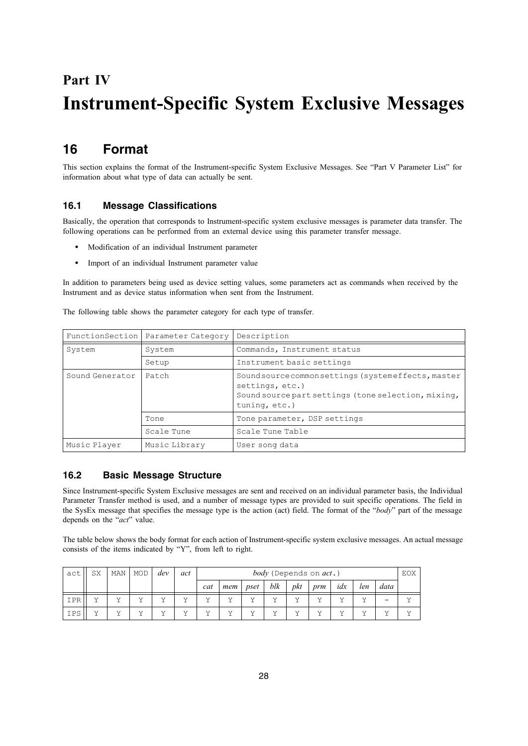# Part IV
# Instrument-Specific System Exclusive Messages

## 16 Format

This section explains the format of the Instrument-specific System Exclusive Messages. See "Part V Parameter List" for information about what type of data can actually be sent.

### 16.1 Message Classifications

Basically, the operation that corresponds to Instrument-specific system exclusive messages is parameter data transfer. The following operations can be performed from an external device using this parameter transfer message.

- Modification of an individual Instrument parameter
- Import of an individual Instrument parameter value

In addition to parameters being used as device setting values, some parameters act as commands when received by the Instrument and as device status information when sent from the Instrument.

The following table shows the parameter category for each type of transfer.

| FunctionSection | Parameter Category | Description |
|---|---|---|
| System | System | Commands, Instrument status |
| | Setup | Instrument basic settings |
| Sound Generator | Patch | Sound source common settings (system effects, master settings, etc.)<br>Sound source part settings (tone selection, mixing, tuning, etc.) |
| | Tone | Tone parameter, DSP settings |
| | Scale Tune | Scale Tune Table |
| Music Player | Music Library | User song data |

### 16.2 Basic Message Structure

Since Instrument-specific System Exclusive messages are sent and received on an individual parameter basis, the Individual Parameter Transfer method is used, and a number of message types are provided to suit specific operations. The field in the SysEx message that specifies the message type is the action (act) field. The format of the "*body*" part of the message depends on the "*act*" value.

The table below shows the body format for each action of Instrument-specific system exclusive messages. An actual message consists of the items indicated by "Y", from left to right.

| act | SX | MAN | MOD | *dev* | *act* | *body* (Depends on *act*.) | | | | | | | | | EOX |
|---|---|---|---|---|---|---|---|---|---|---|---|---|---|---|---|
| | | | | | | *cat* | *mem* | *pset* | *blk* | *pkt* | *prm* | *idx* | *len* | *data* | |
| IPR | Y | Y | Y | Y | Y | Y | Y | Y | Y | Y | Y | Y | Y | – | Y |
| IPS | Y | Y | Y | Y | Y | Y | Y | Y | Y | Y | Y | Y | Y | Y | Y |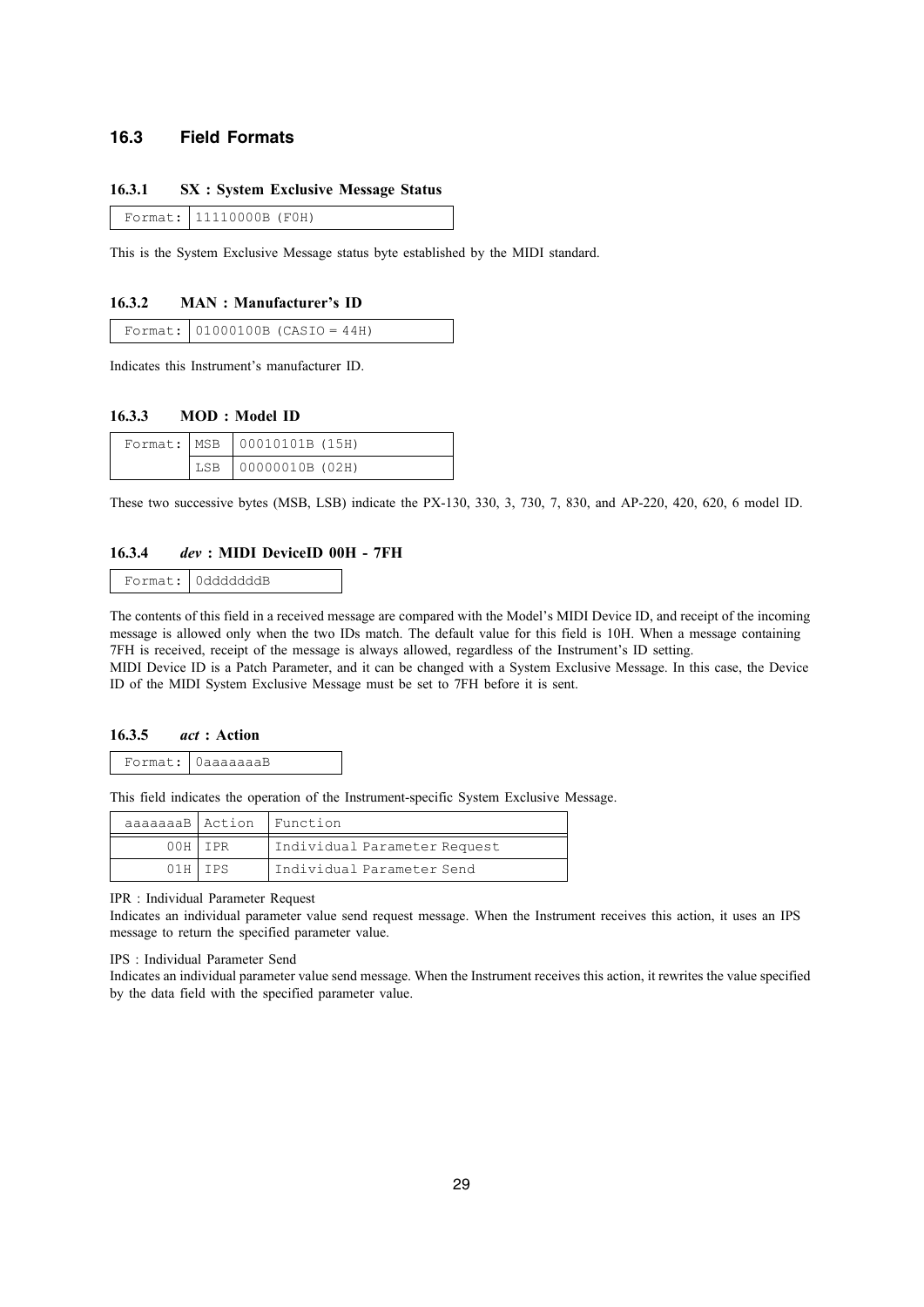## 16.3 Field Formats

### 16.3.1 SX : System Exclusive Message Status

| Format: | 11110000B (F0H) |
|---|---|

This is the System Exclusive Message status byte established by the MIDI standard.

### 16.3.2 MAN : Manufacturer's ID

| Format: | 01000100B (CASIO = 44H) |
|---|---|

Indicates this Instrument's manufacturer ID.

### 16.3.3 MOD : Model ID

| Format: | MSB | 00010101B (15H) |
|---|---|---|
| | LSB | 00000010B (02H) |

These two successive bytes (MSB, LSB) indicate the PX-130, 330, 3, 730, 7, 830, and AP-220, 420, 620, 6 model ID.

### 16.3.4 *dev* : MIDI DeviceID 00H - 7FH

| Format: | 0dddddddB |
|---|---|

The contents of this field in a received message are compared with the Model's MIDI Device ID, and receipt of the incoming message is allowed only when the two IDs match. The default value for this field is 10H. When a message containing 7FH is received, receipt of the message is always allowed, regardless of the Instrument's ID setting.
MIDI Device ID is a Patch Parameter, and it can be changed with a System Exclusive Message. In this case, the Device ID of the MIDI System Exclusive Message must be set to 7FH before it is sent.

### 16.3.5 *act* : Action

| Format: | 0aaaaaaaB |
|---|---|

This field indicates the operation of the Instrument-specific System Exclusive Message.

| aaaaaaaB | Action | Function |
|---|---|---|
| 00H | IPR | Individual Parameter Request |
| 01H | IPS | Individual Parameter Send |

IPR : Individual Parameter Request
Indicates an individual parameter value send request message. When the Instrument receives this action, it uses an IPS message to return the specified parameter value.

IPS : Individual Parameter Send
Indicates an individual parameter value send message. When the Instrument receives this action, it rewrites the value specified by the data field with the specified parameter value.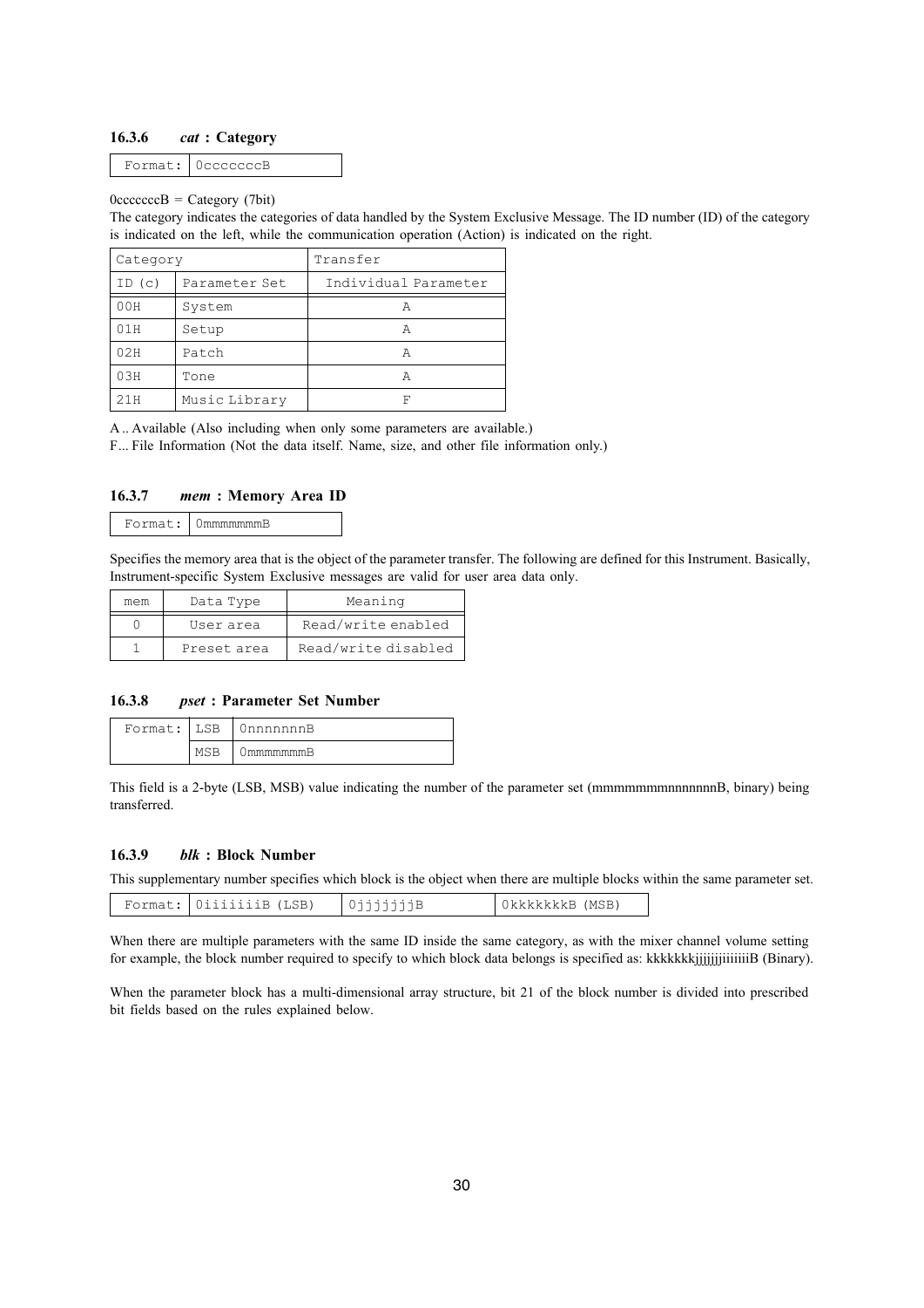### 16.3.6 *cat* : Category

| Format: | 0cccccccB |
|---|---|

0cccccccB = Category (7bit)
The category indicates the categories of data handled by the System Exclusive Message. The ID number (ID) of the category is indicated on the left, while the communication operation (Action) is indicated on the right.

| Category | | Transfer |
|---|---|---|
| ID (c) | Parameter Set | Individual Parameter |
| 00H | System | A |
| 01H | Setup | A |
| 02H | Patch | A |
| 03H | Tone | A |
| 21H | Music Library | F |

A .. Available (Also including when only some parameters are available.)
F... File Information (Not the data itself. Name, size, and other file information only.)

### 16.3.7 *mem* : Memory Area ID

| Format: | 0mmmmmmmB |
|---|---|

Specifies the memory area that is the object of the parameter transfer. The following are defined for this Instrument. Basically, Instrument-specific System Exclusive messages are valid for user area data only.

| mem | Data Type | Meaning |
|---|---|---|
| 0 | User area | Read/write enabled |
| 1 | Preset area | Read/write disabled |

### 16.3.8 *pset* : Parameter Set Number

| Format: | LSB | 0nnnnnnnB |
|---|---|---|
| | MSB | 0mmmmmmmB |

This field is a 2-byte (LSB, MSB) value indicating the number of the parameter set (mmmmmmmnnnnnnnB, binary) being transferred.

### 16.3.9 *blk* : Block Number

This supplementary number specifies which block is the object when there are multiple blocks within the same parameter set.

| Format: | 0iiiiiiiB (LSB) | 0jjjjjjjB | 0kkkkkkkB (MSB) |
|---|---|---|---|

When there are multiple parameters with the same ID inside the same category, as with the mixer channel volume setting for example, the block number required to specify to which block data belongs is specified as: kkkkkkkjjjjjjjiiiiiiiB (Binary).

When the parameter block has a multi-dimensional array structure, bit 21 of the block number is divided into prescribed bit fields based on the rules explained below.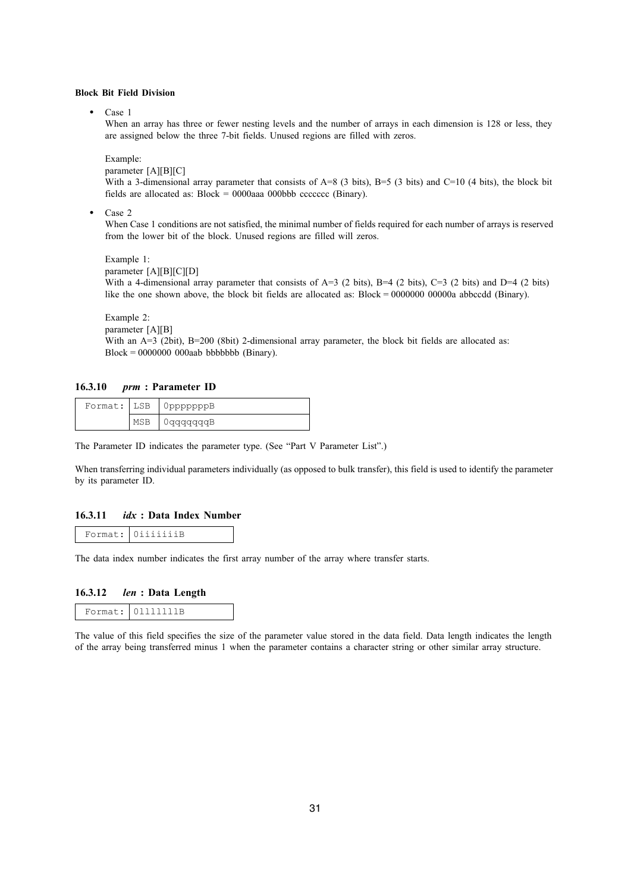**Block Bit Field Division**

- Case 1

  When an array has three or fewer nesting levels and the number of arrays in each dimension is 128 or less, they are assigned below the three 7-bit fields. Unused regions are filled with zeros.

  Example:

  parameter [A][B][C]

  With a 3-dimensional array parameter that consists of A=8 (3 bits), B=5 (3 bits) and C=10 (4 bits), the block bit fields are allocated as: Block = 0000aaa 000bbb ccccccc (Binary).

- Case 2

  When Case 1 conditions are not satisfied, the minimal number of fields required for each number of arrays is reserved from the lower bit of the block. Unused regions are filled will zeros.

  Example 1:

  parameter [A][B][C][D]

  With a 4-dimensional array parameter that consists of A=3 (2 bits), B=4 (2 bits), C=3 (2 bits) and D=4 (2 bits) like the one shown above, the block bit fields are allocated as: Block = 0000000 00000a abbccdd (Binary).

  Example 2:

  parameter [A][B]

  With an A=3 (2bit), B=200 (8bit) 2-dimensional array parameter, the block bit fields are allocated as: Block = 0000000 000aab bbbbbbb (Binary).

### 16.3.10 *prm* : Parameter ID

| Format: | LSB | 0pppppppB |
|---|---|---|
| | MSB | 0qqqqqqqB |

The Parameter ID indicates the parameter type. (See "Part V Parameter List".)

When transferring individual parameters individually (as opposed to bulk transfer), this field is used to identify the parameter by its parameter ID.

### 16.3.11 *idx* : Data Index Number

| Format: | 0iiiiiiiB |
|---|---|

The data index number indicates the first array number of the array where transfer starts.

### 16.3.12 *len* : Data Length

| Format: | 0lllllllB |
|---|---|

The value of this field specifies the size of the parameter value stored in the data field. Data length indicates the length of the array being transferred minus 1 when the parameter contains a character string or other similar array structure.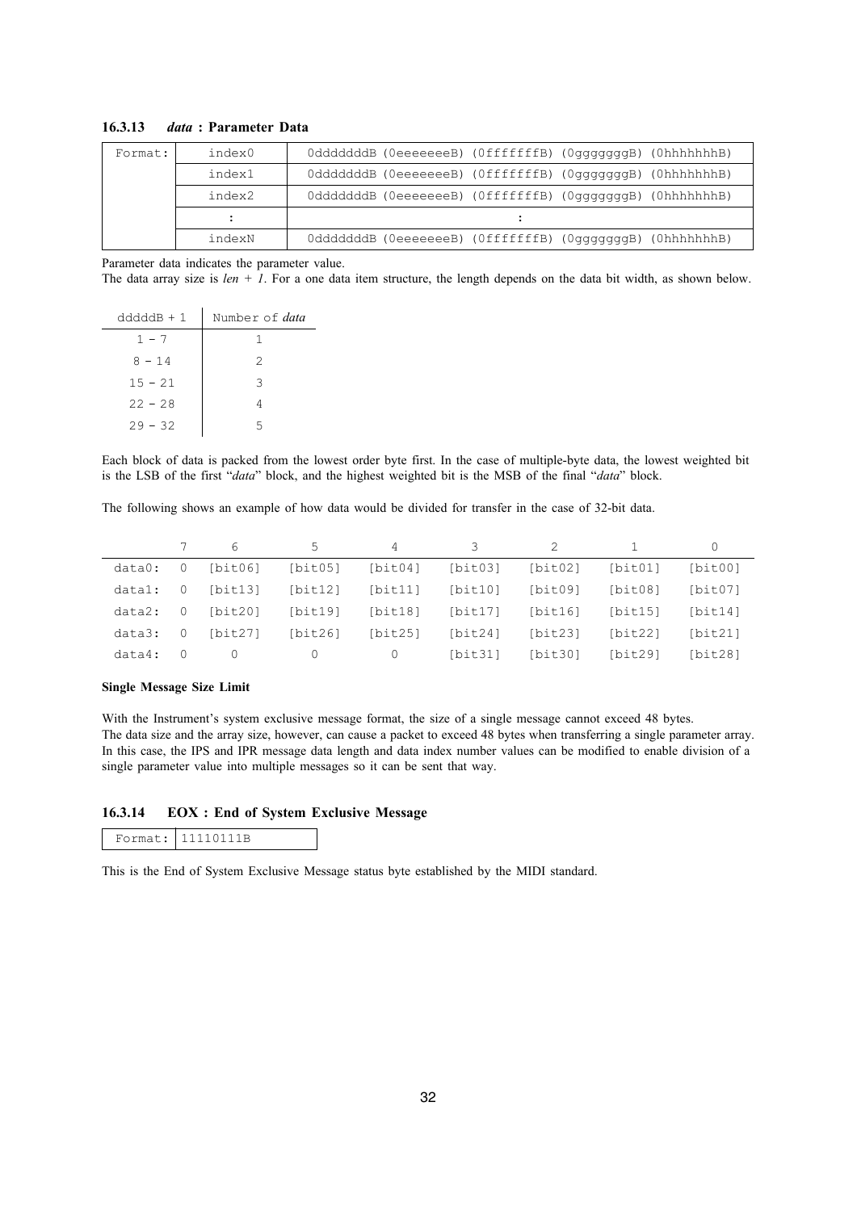### 16.3.13 *data* : Parameter Data

| Format: | index0 | 0dddddddB (0eeeeeeeB) (0fffffffB) (0gggggggB) (0hhhhhhhB) |
|---|---|---|
| | index1 | 0dddddddB (0eeeeeeeB) (0fffffffB) (0gggggggB) (0hhhhhhhB) |
| | index2 | 0dddddddB (0eeeeeeeB) (0fffffffB) (0gggggggB) (0hhhhhhhB) |
| | : | : |
| | indexN | 0dddddddB (0eeeeeeeB) (0fffffffB) (0gggggggB) (0hhhhhhhB) |

Parameter data indicates the parameter value.
The data array size is *len + 1*. For a one data item structure, the length depends on the data bit width, as shown below.

| dddddB + 1 | Number of *data* |
|---|---|
| 1 - 7 | 1 |
| 8 - 14 | 2 |
| 15 - 21 | 3 |
| 22 - 28 | 4 |
| 29 - 32 | 5 |

Each block of data is packed from the lowest order byte first. In the case of multiple-byte data, the lowest weighted bit is the LSB of the first "*data*" block, and the highest weighted bit is the MSB of the final "*data*" block.

The following shows an example of how data would be divided for transfer in the case of 32-bit data.

| | 7 | 6 | 5 | 4 | 3 | 2 | 1 | 0 |
|---|---|---|---|---|---|---|---|---|
| data0: | 0 | [bit06] | [bit05] | [bit04] | [bit03] | [bit02] | [bit01] | [bit00] |
| data1: | 0 | [bit13] | [bit12] | [bit11] | [bit10] | [bit09] | [bit08] | [bit07] |
| data2: | 0 | [bit20] | [bit19] | [bit18] | [bit17] | [bit16] | [bit15] | [bit14] |
| data3: | 0 | [bit27] | [bit26] | [bit25] | [bit24] | [bit23] | [bit22] | [bit21] |
| data4: | 0 | 0 | 0 | 0 | [bit31] | [bit30] | [bit29] | [bit28] |

**Single Message Size Limit**

With the Instrument's system exclusive message format, the size of a single message cannot exceed 48 bytes.
The data size and the array size, however, can cause a packet to exceed 48 bytes when transferring a single parameter array. In this case, the IPS and IPR message data length and data index number values can be modified to enable division of a single parameter value into multiple messages so it can be sent that way.

### 16.3.14 EOX : End of System Exclusive Message

| Format: | 11110111B |
|---|---|

This is the End of System Exclusive Message status byte established by the MIDI standard.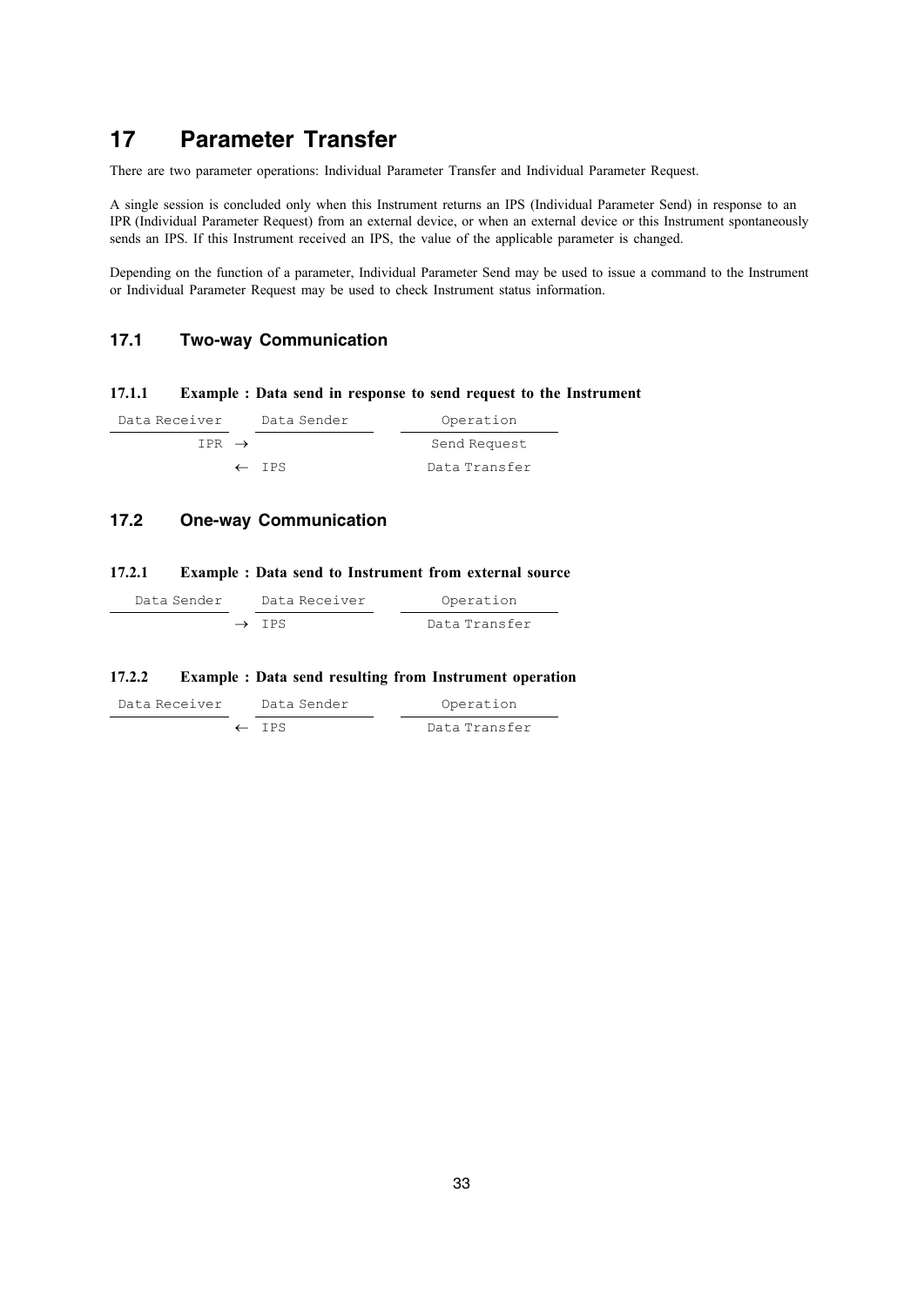# 17 Parameter Transfer

There are two parameter operations: Individual Parameter Transfer and Individual Parameter Request.

A single session is concluded only when this Instrument returns an IPS (Individual Parameter Send) in response to an IPR (Individual Parameter Request) from an external device, or when an external device or this Instrument spontaneously sends an IPS. If this Instrument received an IPS, the value of the applicable parameter is changed.

Depending on the function of a parameter, Individual Parameter Send may be used to issue a command to the Instrument or Individual Parameter Request may be used to check Instrument status information.

## 17.1 Two-way Communication

### 17.1.1 Example : Data send in response to send request to the Instrument

| Data Receiver | Data Sender | Operation |
|---|---|---|
| IPR → | | Send Request |
| | ← IPS | Data Transfer |

## 17.2 One-way Communication

### 17.2.1 Example : Data send to Instrument from external source

| Data Sender | Data Receiver | Operation |
|---|---|---|
| | → IPS | Data Transfer |

### 17.2.2 Example : Data send resulting from Instrument operation

| Data Receiver | Data Sender | Operation |
|---|---|---|
| | ← IPS | Data Transfer |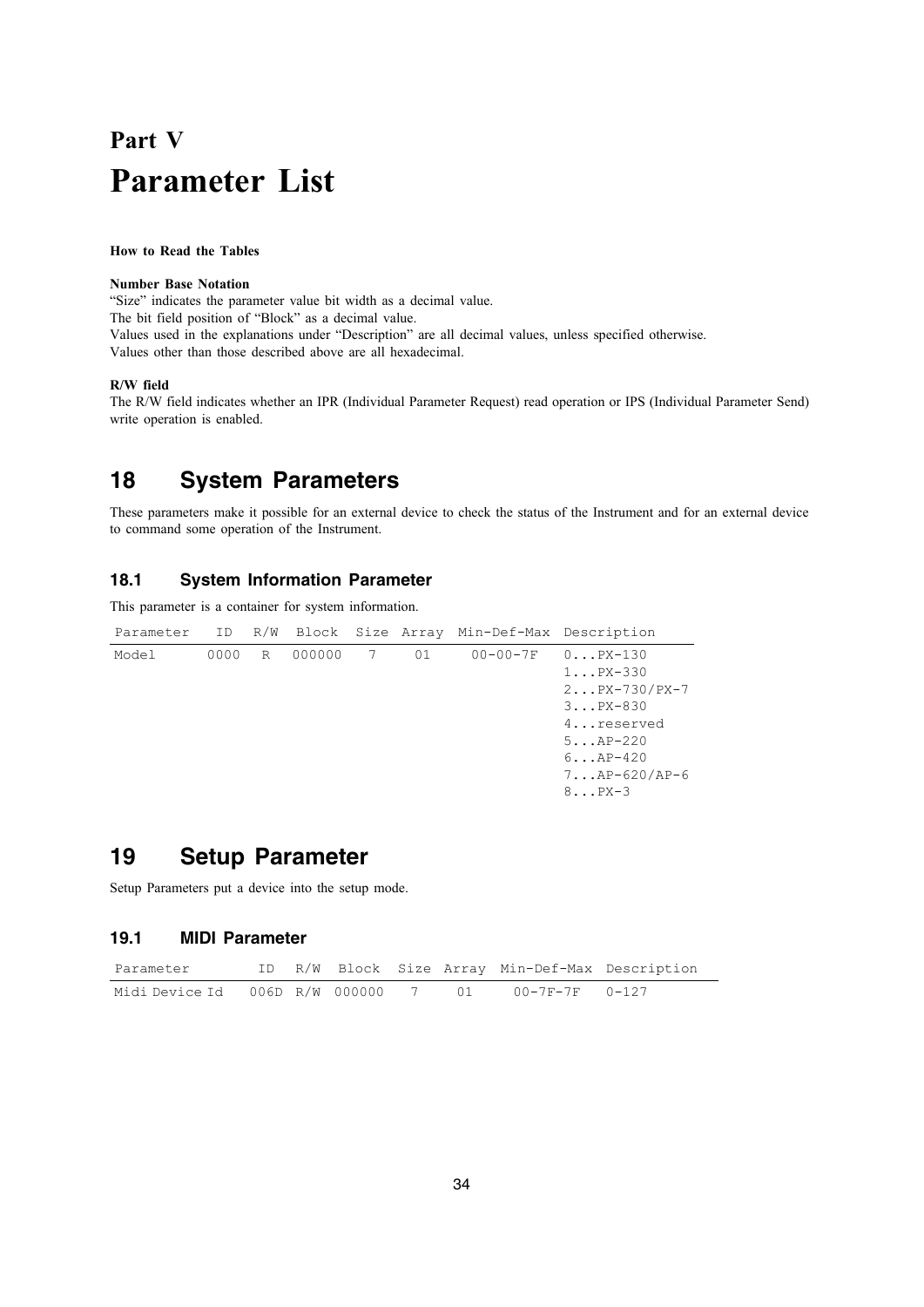# Part V
# Parameter List

**How to Read the Tables**

**Number Base Notation**

"Size" indicates the parameter value bit width as a decimal value.
The bit field position of "Block" as a decimal value.
Values used in the explanations under "Description" are all decimal values, unless specified otherwise.
Values other than those described above are all hexadecimal.

**R/W field**

The R/W field indicates whether an IPR (Individual Parameter Request) read operation or IPS (Individual Parameter Send) write operation is enabled.

## 18 System Parameters

These parameters make it possible for an external device to check the status of the Instrument and for an external device to command some operation of the Instrument.

### 18.1 System Information Parameter

This parameter is a container for system information.

| Parameter | ID | R/W | Block | Size | Array | Min-Def-Max | Description |
|---|---|---|---|---|---|---|---|
| Model | 0000 | R | 000000 | 7 | 01 | 00-00-7F | 0...PX-130<br>1...PX-330<br>2...PX-730/PX-7<br>3...PX-830<br>4...reserved<br>5...AP-220<br>6...AP-420<br>7...AP-620/AP-6<br>8...PX-3 |

## 19 Setup Parameter

Setup Parameters put a device into the setup mode.

### 19.1 MIDI Parameter

| Parameter | ID | R/W | Block | Size | Array | Min-Def-Max | Description |
|---|---|---|---|---|---|---|---|
| Midi Device Id | 006D | R/W | 000000 | 7 | 01 | 00-7F-7F | 0-127 |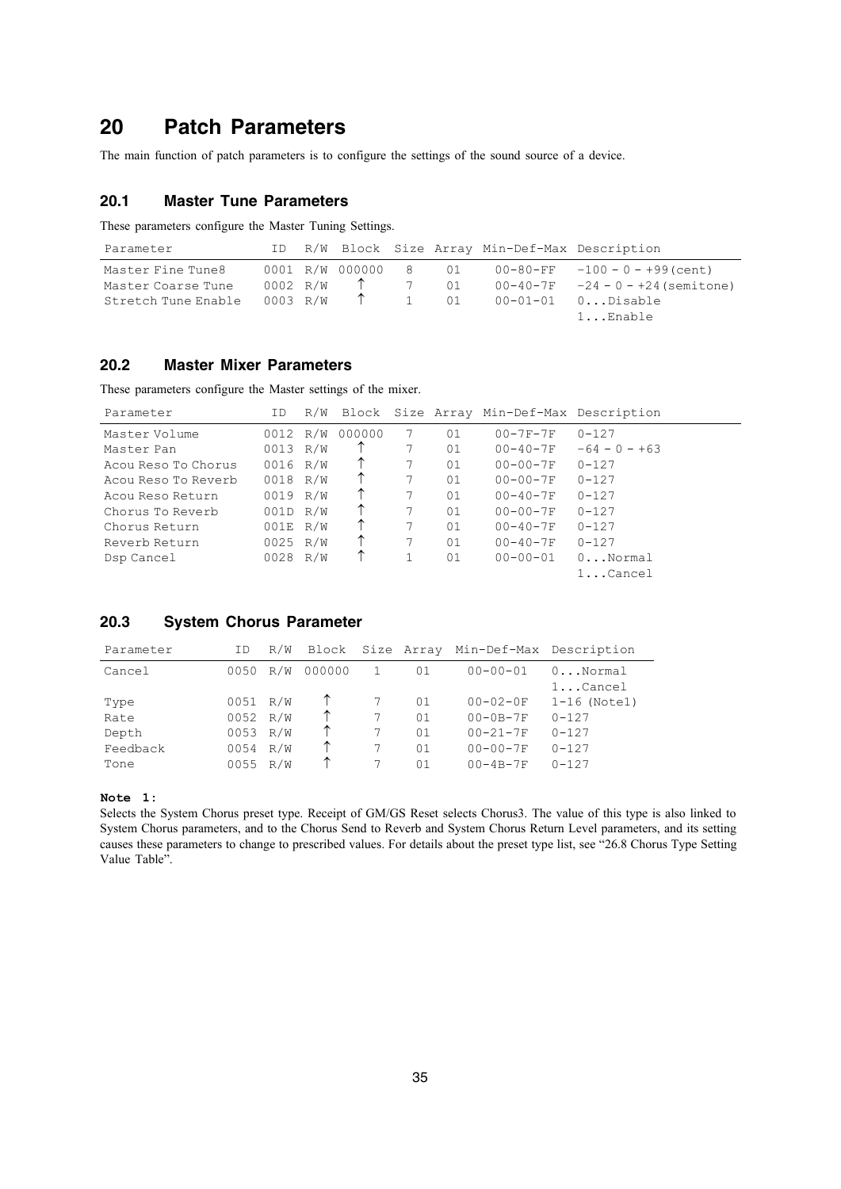# 20 Patch Parameters

The main function of patch parameters is to configure the settings of the sound source of a device.

## 20.1 Master Tune Parameters

These parameters configure the Master Tuning Settings.

| Parameter | ID | R/W | Block | Size | Array | Min-Def-Max | Description |
|---|---|---|---|---|---|---|---|
| Master Fine Tune8 | 0001 | R/W | 000000 | 8 | 01 | 00-80-FF | −100 − 0 − +99(cent) |
| Master Coarse Tune | 0002 | R/W | ↑ | 7 | 01 | 00-40-7F | −24 − 0 − +24(semitone) |
| Stretch Tune Enable | 0003 | R/W | ↑ | 1 | 01 | 00-01-01 | 0...Disable<br>1...Enable |

## 20.2 Master Mixer Parameters

These parameters configure the Master settings of the mixer.

| Parameter | ID | R/W | Block | Size | Array | Min-Def-Max | Description |
|---|---|---|---|---|---|---|---|
| Master Volume | 0012 | R/W | 000000 | 7 | 01 | 00-7F-7F | 0-127 |
| Master Pan | 0013 | R/W | ↑ | 7 | 01 | 00-40-7F | −64 − 0 − +63 |
| Acou Reso To Chorus | 0016 | R/W | ↑ | 7 | 01 | 00-00-7F | 0-127 |
| Acou Reso To Reverb | 0018 | R/W | ↑ | 7 | 01 | 00-00-7F | 0-127 |
| Acou Reso Return | 0019 | R/W | ↑ | 7 | 01 | 00-40-7F | 0-127 |
| Chorus To Reverb | 001D | R/W | ↑ | 7 | 01 | 00-00-7F | 0-127 |
| Chorus Return | 001E | R/W | ↑ | 7 | 01 | 00-40-7F | 0-127 |
| Reverb Return | 0025 | R/W | ↑ | 7 | 01 | 00-40-7F | 0-127 |
| Dsp Cancel | 0028 | R/W | ↑ | 1 | 01 | 00-00-01 | 0...Normal<br>1...Cancel |

## 20.3 System Chorus Parameter

| Parameter | ID | R/W | Block | Size | Array | Min-Def-Max | Description |
|---|---|---|---|---|---|---|---|
| Cancel | 0050 | R/W | 000000 | 1 | 01 | 00-00-01 | 0...Normal<br>1...Cancel |
| Type | 0051 | R/W | ↑ | 7 | 01 | 00-02-0F | 1-16 (Note1) |
| Rate | 0052 | R/W | ↑ | 7 | 01 | 00-0B-7F | 0-127 |
| Depth | 0053 | R/W | ↑ | 7 | 01 | 00-21-7F | 0-127 |
| Feedback | 0054 | R/W | ↑ | 7 | 01 | 00-00-7F | 0-127 |
| Tone | 0055 | R/W | ↑ | 7 | 01 | 00-4B-7F | 0-127 |

**Note 1:**

Selects the System Chorus preset type. Receipt of GM/GS Reset selects Chorus3. The value of this type is also linked to System Chorus parameters, and to the Chorus Send to Reverb and System Chorus Return Level parameters, and its setting causes these parameters to change to prescribed values. For details about the preset type list, see "26.8 Chorus Type Setting Value Table".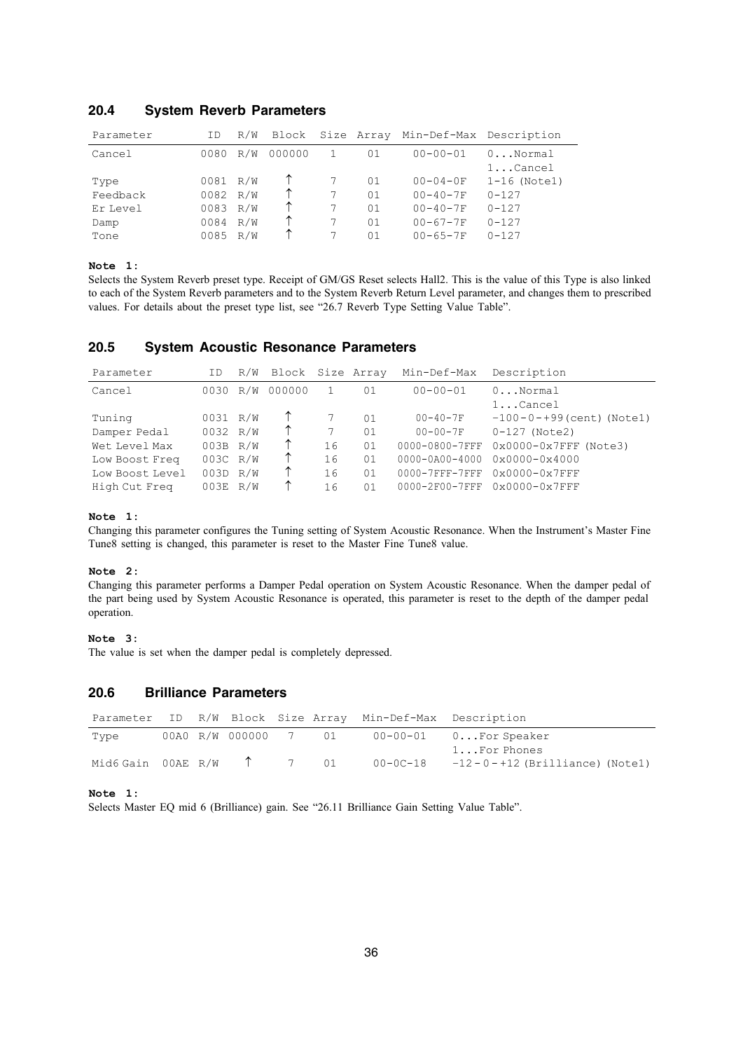## 20.4 System Reverb Parameters

| Parameter | ID | R/W | Block | Size | Array | Min-Def-Max | Description |
|---|---|---|---|---|---|---|---|
| Cancel | 0080 | R/W | 000000 | 1 | 01 | 00-00-01 | 0...Normal<br>1...Cancel |
| Type | 0081 | R/W | ↑ | 7 | 01 | 00-04-0F | 1-16 (Note1) |
| Feedback | 0082 | R/W | ↑ | 7 | 01 | 00-40-7F | 0-127 |
| Er Level | 0083 | R/W | ↑ | 7 | 01 | 00-40-7F | 0-127 |
| Damp | 0084 | R/W | ↑ | 7 | 01 | 00-67-7F | 0-127 |
| Tone | 0085 | R/W | ↑ | 7 | 01 | 00-65-7F | 0-127 |

**Note 1:**
Selects the System Reverb preset type. Receipt of GM/GS Reset selects Hall2. This is the value of this Type is also linked to each of the System Reverb parameters and to the System Reverb Return Level parameter, and changes them to prescribed values. For details about the preset type list, see "26.7 Reverb Type Setting Value Table".

## 20.5 System Acoustic Resonance Parameters

| Parameter | ID | R/W | Block | Size | Array | Min-Def-Max | Description |
|---|---|---|---|---|---|---|---|
| Cancel | 0030 | R/W | 000000 | 1 | 01 | 00-00-01 | 0...Normal<br>1...Cancel |
| Tuning | 0031 | R/W | ↑ | 7 | 01 | 00-40-7F | -100-0-+99(cent) (Note1) |
| Damper Pedal | 0032 | R/W | ↑ | 7 | 01 | 00-00-7F | 0-127 (Note2) |
| Wet Level Max | 003B | R/W | ↑ | 16 | 01 | 0000-0800-7FFF | 0x0000-0x7FFF (Note3) |
| Low Boost Freq | 003C | R/W | ↑ | 16 | 01 | 0000-0A00-4000 | 0x0000-0x4000 |
| Low Boost Level | 003D | R/W | ↑ | 16 | 01 | 0000-7FFF-7FFF | 0x0000-0x7FFF |
| High Cut Freq | 003E | R/W | ↑ | 16 | 01 | 0000-2F00-7FFF | 0x0000-0x7FFF |

**Note 1:**
Changing this parameter configures the Tuning setting of System Acoustic Resonance. When the Instrument's Master Fine Tune8 setting is changed, this parameter is reset to the Master Fine Tune8 value.

**Note 2:**
Changing this parameter performs a Damper Pedal operation on System Acoustic Resonance. When the damper pedal of the part being used by System Acoustic Resonance is operated, this parameter is reset to the depth of the damper pedal operation.

**Note 3:**
The value is set when the damper pedal is completely depressed.

## 20.6 Brilliance Parameters

| Parameter | ID | R/W | Block | Size | Array | Min-Def-Max | Description |
|---|---|---|---|---|---|---|---|
| Type | 00A0 | R/W | 000000 | 7 | 01 | 00-00-01 | 0...For Speaker<br>1...For Phones |
| Mid6 Gain | 00AE | R/W | ↑ | 7 | 01 | 00-0C-18 | -12-0-+12 (Brilliance) (Note1) |

**Note 1:**
Selects Master EQ mid 6 (Brilliance) gain. See "26.11 Brilliance Gain Setting Value Table".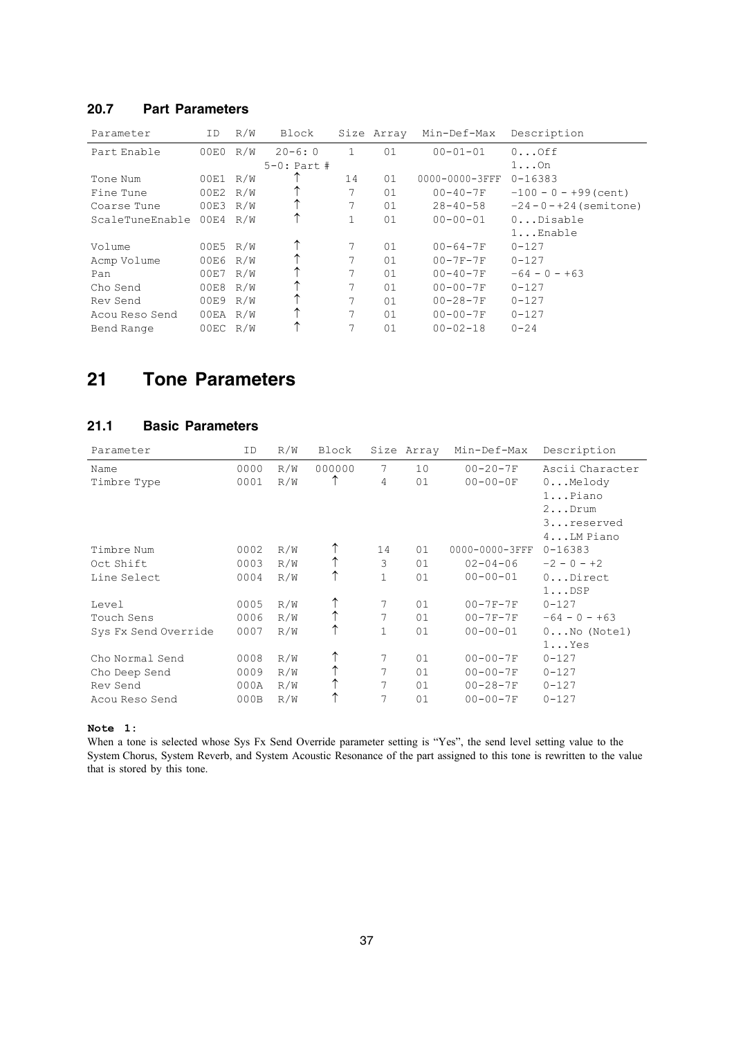## 20.7 Part Parameters

| Parameter | ID | R/W | Block | Size | Array | Min-Def-Max | Description |
|---|---|---|---|---|---|---|---|
| Part Enable | 00E0 | R/W | 20-6: 0<br>5-0: Part # | 1 | 01 | 00-01-01 | 0...Off<br>1...On |
| Tone Num | 00E1 | R/W | ↑ | 14 | 01 | 0000-0000-3FFF | 0-16383 |
| Fine Tune | 00E2 | R/W | ↑ | 7 | 01 | 00-40-7F | -100 - 0 - +99(cent) |
| Coarse Tune | 00E3 | R/W | ↑ | 7 | 01 | 28-40-58 | -24-0-+24(semitone) |
| ScaleTuneEnable | 00E4 | R/W | ↑ | 1 | 01 | 00-00-01 | 0...Disable<br>1...Enable |
| Volume | 00E5 | R/W | ↑ | 7 | 01 | 00-64-7F | 0-127 |
| Acmp Volume | 00E6 | R/W | ↑ | 7 | 01 | 00-7F-7F | 0-127 |
| Pan | 00E7 | R/W | ↑ | 7 | 01 | 00-40-7F | -64 - 0 - +63 |
| Cho Send | 00E8 | R/W | ↑ | 7 | 01 | 00-00-7F | 0-127 |
| Rev Send | 00E9 | R/W | ↑ | 7 | 01 | 00-28-7F | 0-127 |
| Acou Reso Send | 00EA | R/W | ↑ | 7 | 01 | 00-00-7F | 0-127 |
| Bend Range | 00EC | R/W | ↑ | 7 | 01 | 00-02-18 | 0-24 |

# 21 Tone Parameters

## 21.1 Basic Parameters

| Parameter | ID | R/W | Block | Size | Array | Min-Def-Max | Description |
|---|---|---|---|---|---|---|---|
| Name | 0000 | R/W | 000000 | 7 | 10 | 00-20-7F | Ascii Character |
| Timbre Type | 0001 | R/W | ↑ | 4 | 01 | 00-00-0F | 0...Melody<br>1...Piano<br>2...Drum<br>3...reserved<br>4...LM Piano |
| Timbre Num | 0002 | R/W | ↑ | 14 | 01 | 0000-0000-3FFF | 0-16383 |
| Oct Shift | 0003 | R/W | ↑ | 3 | 01 | 02-04-06 | -2 - 0 - +2 |
| Line Select | 0004 | R/W | ↑ | 1 | 01 | 00-00-01 | 0...Direct<br>1...DSP |
| Level | 0005 | R/W | ↑ | 7 | 01 | 00-7F-7F | 0-127 |
| Touch Sens | 0006 | R/W | ↑ | 7 | 01 | 00-7F-7F | -64 - 0 - +63 |
| Sys Fx Send Override | 0007 | R/W | ↑ | 1 | 01 | 00-00-01 | 0...No (Note1)<br>1...Yes |
| Cho Normal Send | 0008 | R/W | ↑ | 7 | 01 | 00-00-7F | 0-127 |
| Cho Deep Send | 0009 | R/W | ↑ | 7 | 01 | 00-00-7F | 0-127 |
| Rev Send | 000A | R/W | ↑ | 7 | 01 | 00-28-7F | 0-127 |
| Acou Reso Send | 000B | R/W | ↑ | 7 | 01 | 00-00-7F | 0-127 |

**Note 1:**

When a tone is selected whose Sys Fx Send Override parameter setting is “Yes”, the send level setting value to the System Chorus, System Reverb, and System Acoustic Resonance of the part assigned to this tone is rewritten to the value that is stored by this tone.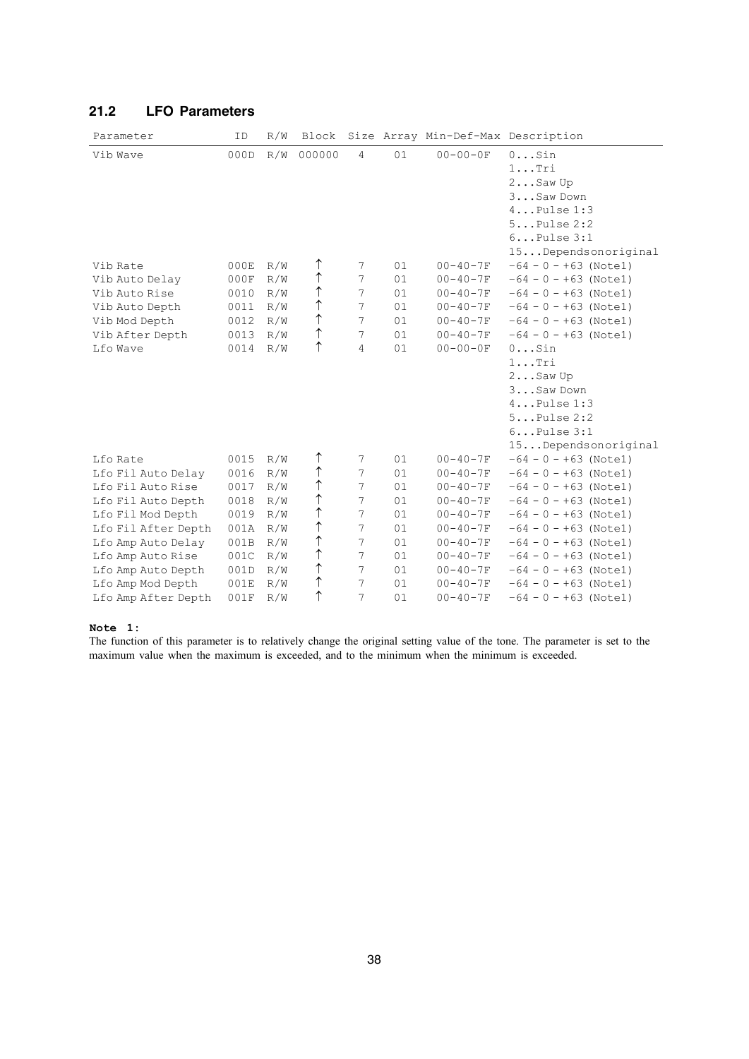## 21.2 LFO Parameters

| Parameter | ID | R/W | Block | Size | Array | Min-Def-Max | Description |
|---|---|---|---|---|---|---|---|
| Vib Wave | 000D | R/W | 000000 | 4 | 01 | 00-00-0F | 0...Sin<br>1...Tri<br>2...Saw Up<br>3...Saw Down<br>4...Pulse 1:3<br>5...Pulse 2:2<br>6...Pulse 3:1<br>15...Dependsonoriginal |
| Vib Rate | 000E | R/W | ↑ | 7 | 01 | 00-40-7F | -64 - 0 - +63 (Note1) |
| Vib Auto Delay | 000F | R/W | ↑ | 7 | 01 | 00-40-7F | -64 - 0 - +63 (Note1) |
| Vib Auto Rise | 0010 | R/W | ↑ | 7 | 01 | 00-40-7F | -64 - 0 - +63 (Note1) |
| Vib Auto Depth | 0011 | R/W | ↑ | 7 | 01 | 00-40-7F | -64 - 0 - +63 (Note1) |
| Vib Mod Depth | 0012 | R/W | ↑ | 7 | 01 | 00-40-7F | -64 - 0 - +63 (Note1) |
| Vib After Depth | 0013 | R/W | ↑ | 7 | 01 | 00-40-7F | -64 - 0 - +63 (Note1) |
| Lfo Wave | 0014 | R/W | ↑ | 4 | 01 | 00-00-0F | 0...Sin<br>1...Tri<br>2...Saw Up<br>3...Saw Down<br>4...Pulse 1:3<br>5...Pulse 2:2<br>6...Pulse 3:1<br>15...Dependsonoriginal |
| Lfo Rate | 0015 | R/W | ↑ | 7 | 01 | 00-40-7F | -64 - 0 - +63 (Note1) |
| Lfo Fil Auto Delay | 0016 | R/W | ↑ | 7 | 01 | 00-40-7F | -64 - 0 - +63 (Note1) |
| Lfo Fil Auto Rise | 0017 | R/W | ↑ | 7 | 01 | 00-40-7F | -64 - 0 - +63 (Note1) |
| Lfo Fil Auto Depth | 0018 | R/W | ↑ | 7 | 01 | 00-40-7F | -64 - 0 - +63 (Note1) |
| Lfo Fil Mod Depth | 0019 | R/W | ↑ | 7 | 01 | 00-40-7F | -64 - 0 - +63 (Note1) |
| Lfo Fil After Depth | 001A | R/W | ↑ | 7 | 01 | 00-40-7F | -64 - 0 - +63 (Note1) |
| Lfo Amp Auto Delay | 001B | R/W | ↑ | 7 | 01 | 00-40-7F | -64 - 0 - +63 (Note1) |
| Lfo Amp Auto Rise | 001C | R/W | ↑ | 7 | 01 | 00-40-7F | -64 - 0 - +63 (Note1) |
| Lfo Amp Auto Depth | 001D | R/W | ↑ | 7 | 01 | 00-40-7F | -64 - 0 - +63 (Note1) |
| Lfo Amp Mod Depth | 001E | R/W | ↑ | 7 | 01 | 00-40-7F | -64 - 0 - +63 (Note1) |
| Lfo Amp After Depth | 001F | R/W | ↑ | 7 | 01 | 00-40-7F | -64 - 0 - +63 (Note1) |

**Note 1:**
The function of this parameter is to relatively change the original setting value of the tone. The parameter is set to the maximum value when the maximum is exceeded, and to the minimum when the minimum is exceeded.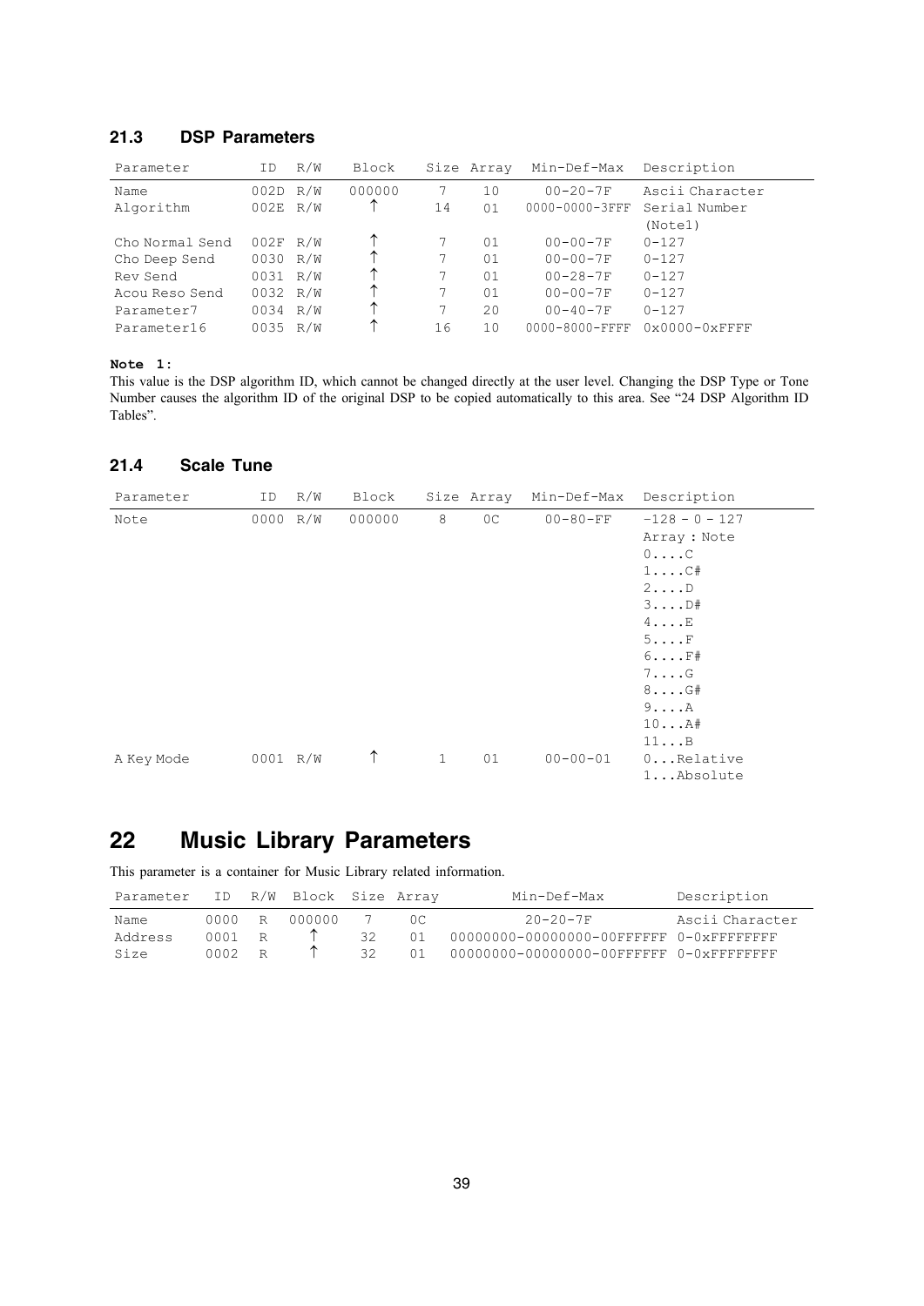## 21.3 DSP Parameters

| Parameter | ID | R/W | Block | Size | Array | Min-Def-Max | Description |
|---|---|---|---|---|---|---|---|
| Name | 002D | R/W | 000000 | 7 | 10 | 00-20-7F | Ascii Character |
| Algorithm | 002E | R/W | ↑ | 14 | 01 | 0000-0000-3FFF | Serial Number (Note1) |
| Cho Normal Send | 002F | R/W | ↑ | 7 | 01 | 00-00-7F | 0-127 |
| Cho Deep Send | 0030 | R/W | ↑ | 7 | 01 | 00-00-7F | 0-127 |
| Rev Send | 0031 | R/W | ↑ | 7 | 01 | 00-28-7F | 0-127 |
| Acou Reso Send | 0032 | R/W | ↑ | 7 | 01 | 00-00-7F | 0-127 |
| Parameter7 | 0034 | R/W | ↑ | 7 | 20 | 00-40-7F | 0-127 |
| Parameter16 | 0035 | R/W | ↑ | 16 | 10 | 0000-8000-FFFF | 0x0000-0xFFFF |

**Note 1:**
This value is the DSP algorithm ID, which cannot be changed directly at the user level. Changing the DSP Type or Tone Number causes the algorithm ID of the original DSP to be copied automatically to this area. See "24 DSP Algorithm ID Tables".

## 21.4 Scale Tune

| Parameter | ID | R/W | Block | Size | Array | Min-Def-Max | Description |
|---|---|---|---|---|---|---|---|
| Note | 0000 | R/W | 000000 | 8 | 0C | 00-80-FF | -128 - 0 - 127<br>Array : Note<br>0....C<br>1....C#<br>2....D<br>3....D#<br>4....E<br>5....F<br>6....F#<br>7....G<br>8....G#<br>9....A<br>10...A#<br>11...B |
| A Key Mode | 0001 | R/W | ↑ | 1 | 01 | 00-00-01 | 0...Relative<br>1...Absolute |

# 22 Music Library Parameters

This parameter is a container for Music Library related information.

| Parameter | ID | R/W | Block | Size | Array | Min-Def-Max | Description |
|---|---|---|---|---|---|---|---|
| Name | 0000 | R | 000000 | 7 | 0C | 20-20-7F | Ascii Character |
| Address | 0001 | R | ↑ | 32 | 01 | 00000000-00000000-00FFFFFF | 0-0xFFFFFFFF |
| Size | 0002 | R | ↑ | 32 | 01 | 00000000-00000000-00FFFFFF | 0-0xFFFFFFFF |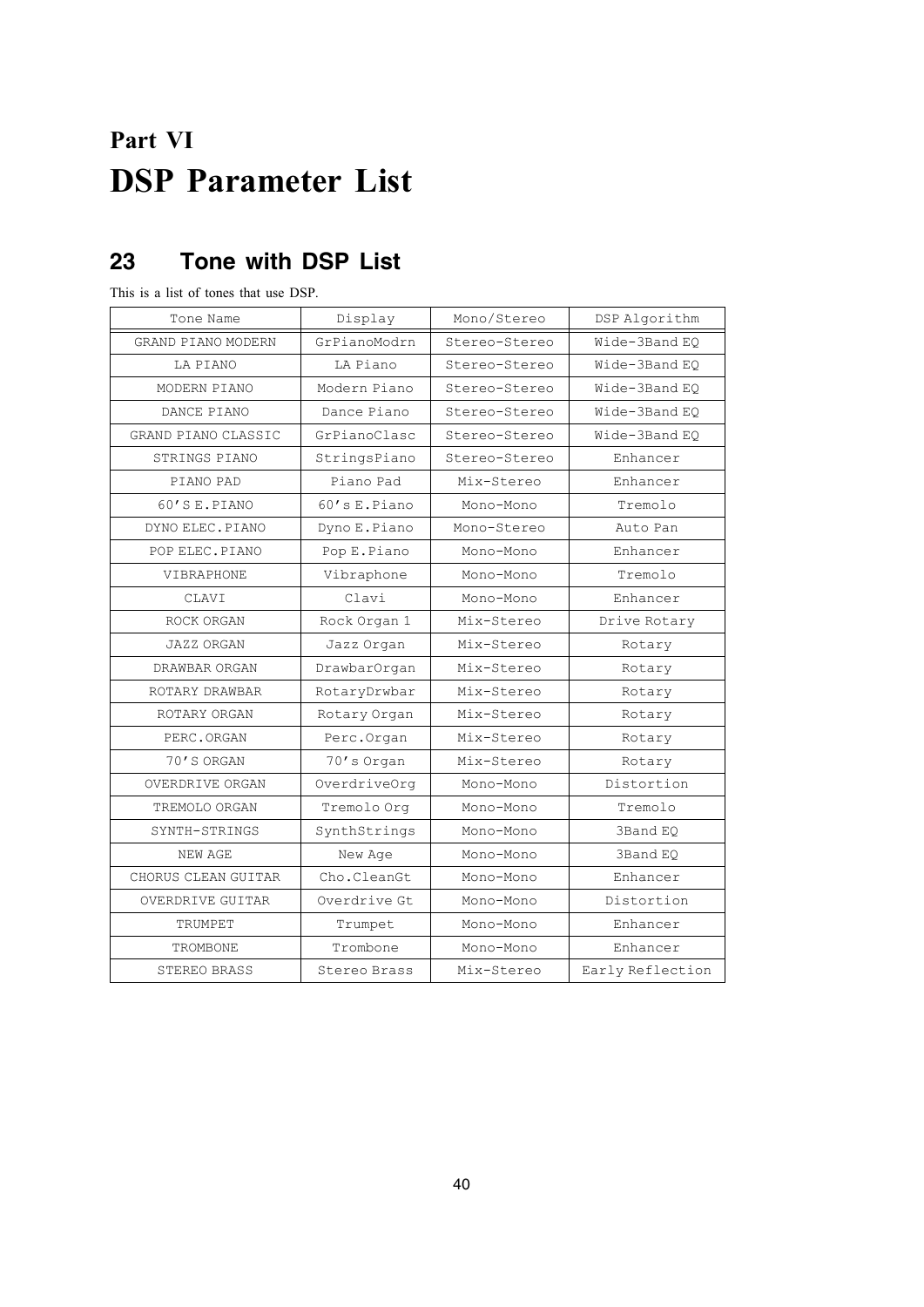# Part VI
# DSP Parameter List

## 23 Tone with DSP List

This is a list of tones that use DSP.

| Tone Name | Display | Mono/Stereo | DSP Algorithm |
|---|---|---|---|
| GRAND PIANO MODERN | GrPianoModrn | Stereo-Stereo | Wide-3Band EQ |
| LA PIANO | LA Piano | Stereo-Stereo | Wide-3Band EQ |
| MODERN PIANO | Modern Piano | Stereo-Stereo | Wide-3Band EQ |
| DANCE PIANO | Dance Piano | Stereo-Stereo | Wide-3Band EQ |
| GRAND PIANO CLASSIC | GrPianoClasc | Stereo-Stereo | Wide-3Band EQ |
| STRINGS PIANO | StringsPiano | Stereo-Stereo | Enhancer |
| PIANO PAD | Piano Pad | Mix-Stereo | Enhancer |
| 60'S E.PIANO | 60's E.Piano | Mono-Mono | Tremolo |
| DYNO ELEC.PIANO | Dyno E.Piano | Mono-Stereo | Auto Pan |
| POP ELEC.PIANO | Pop E.Piano | Mono-Mono | Enhancer |
| VIBRAPHONE | Vibraphone | Mono-Mono | Tremolo |
| CLAVI | Clavi | Mono-Mono | Enhancer |
| ROCK ORGAN | Rock Organ 1 | Mix-Stereo | Drive Rotary |
| JAZZ ORGAN | Jazz Organ | Mix-Stereo | Rotary |
| DRAWBAR ORGAN | DrawbarOrgan | Mix-Stereo | Rotary |
| ROTARY DRAWBAR | RotaryDrwbar | Mix-Stereo | Rotary |
| ROTARY ORGAN | Rotary Organ | Mix-Stereo | Rotary |
| PERC.ORGAN | Perc.Organ | Mix-Stereo | Rotary |
| 70'S ORGAN | 70's Organ | Mix-Stereo | Rotary |
| OVERDRIVE ORGAN | OverdriveOrg | Mono-Mono | Distortion |
| TREMOLO ORGAN | Tremolo Org | Mono-Mono | Tremolo |
| SYNTH-STRINGS | SynthStrings | Mono-Mono | 3Band EQ |
| NEW AGE | New Age | Mono-Mono | 3Band EQ |
| CHORUS CLEAN GUITAR | Cho.CleanGt | Mono-Mono | Enhancer |
| OVERDRIVE GUITAR | Overdrive Gt | Mono-Mono | Distortion |
| TRUMPET | Trumpet | Mono-Mono | Enhancer |
| TROMBONE | Trombone | Mono-Mono | Enhancer |
| STEREO BRASS | Stereo Brass | Mix-Stereo | Early Reflection |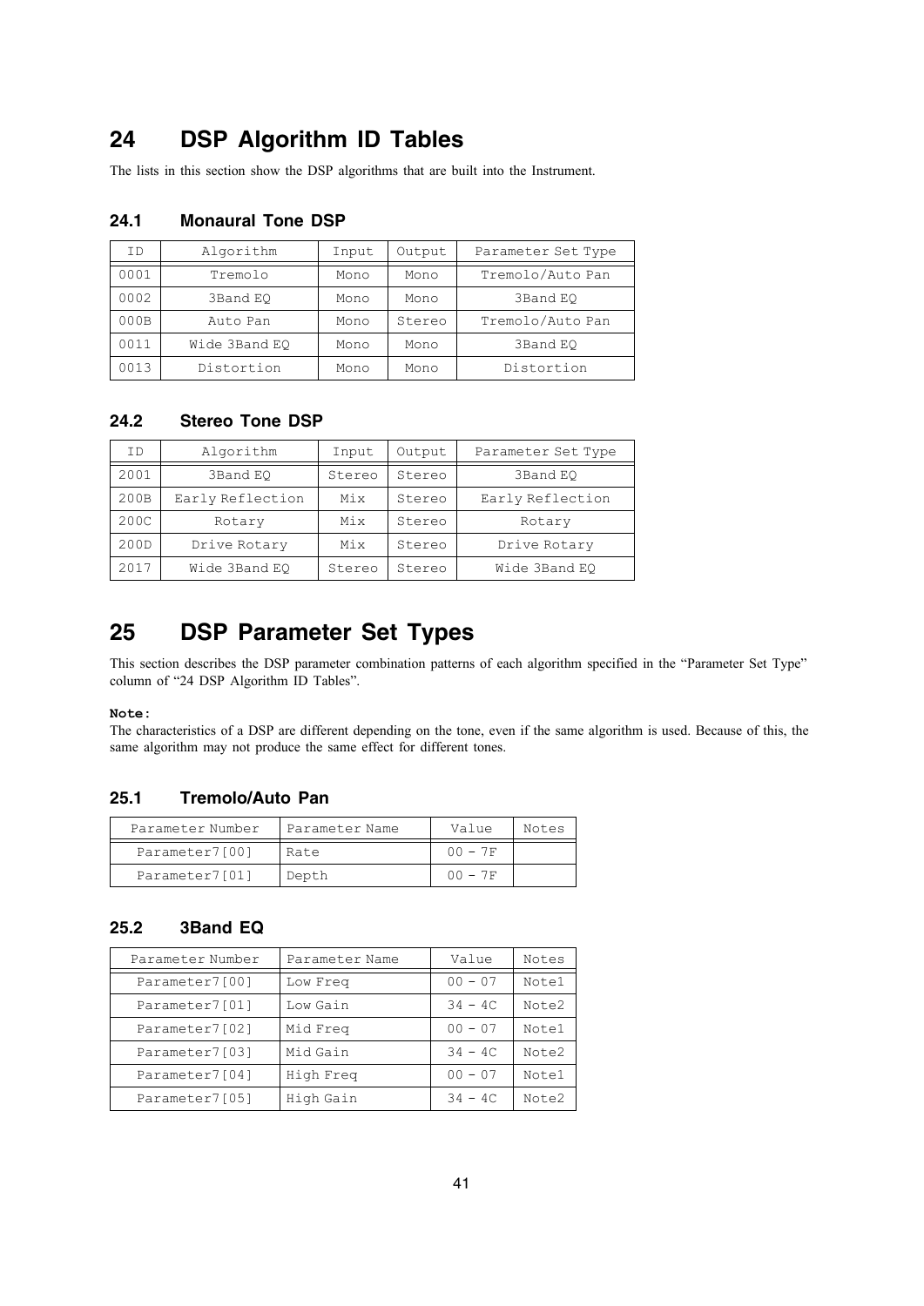# 24 DSP Algorithm ID Tables

The lists in this section show the DSP algorithms that are built into the Instrument.

## 24.1 Monaural Tone DSP

| ID | Algorithm | Input | Output | Parameter Set Type |
|---|---|---|---|---|
| 0001 | Tremolo | Mono | Mono | Tremolo/Auto Pan |
| 0002 | 3Band EQ | Mono | Mono | 3Band EQ |
| 000B | Auto Pan | Mono | Stereo | Tremolo/Auto Pan |
| 0011 | Wide 3Band EQ | Mono | Mono | 3Band EQ |
| 0013 | Distortion | Mono | Mono | Distortion |

## 24.2 Stereo Tone DSP

| ID | Algorithm | Input | Output | Parameter Set Type |
|---|---|---|---|---|
| 2001 | 3Band EQ | Stereo | Stereo | 3Band EQ |
| 200B | Early Reflection | Mix | Stereo | Early Reflection |
| 200C | Rotary | Mix | Stereo | Rotary |
| 200D | Drive Rotary | Mix | Stereo | Drive Rotary |
| 2017 | Wide 3Band EQ | Stereo | Stereo | Wide 3Band EQ |

# 25 DSP Parameter Set Types

This section describes the DSP parameter combination patterns of each algorithm specified in the "Parameter Set Type" column of "24 DSP Algorithm ID Tables".

**Note:**
The characteristics of a DSP are different depending on the tone, even if the same algorithm is used. Because of this, the same algorithm may not produce the same effect for different tones.

## 25.1 Tremolo/Auto Pan

| Parameter Number | Parameter Name | Value | Notes |
|---|---|---|---|
| Parameter7[00] | Rate | 00 - 7F | |
| Parameter7[01] | Depth | 00 - 7F | |

## 25.2 3Band EQ

| Parameter Number | Parameter Name | Value | Notes |
|---|---|---|---|
| Parameter7[00] | Low Freq | 00 - 07 | Note1 |
| Parameter7[01] | Low Gain | 34 - 4C | Note2 |
| Parameter7[02] | Mid Freq | 00 - 07 | Note1 |
| Parameter7[03] | Mid Gain | 34 - 4C | Note2 |
| Parameter7[04] | High Freq | 00 - 07 | Note1 |
| Parameter7[05] | High Gain | 34 - 4C | Note2 |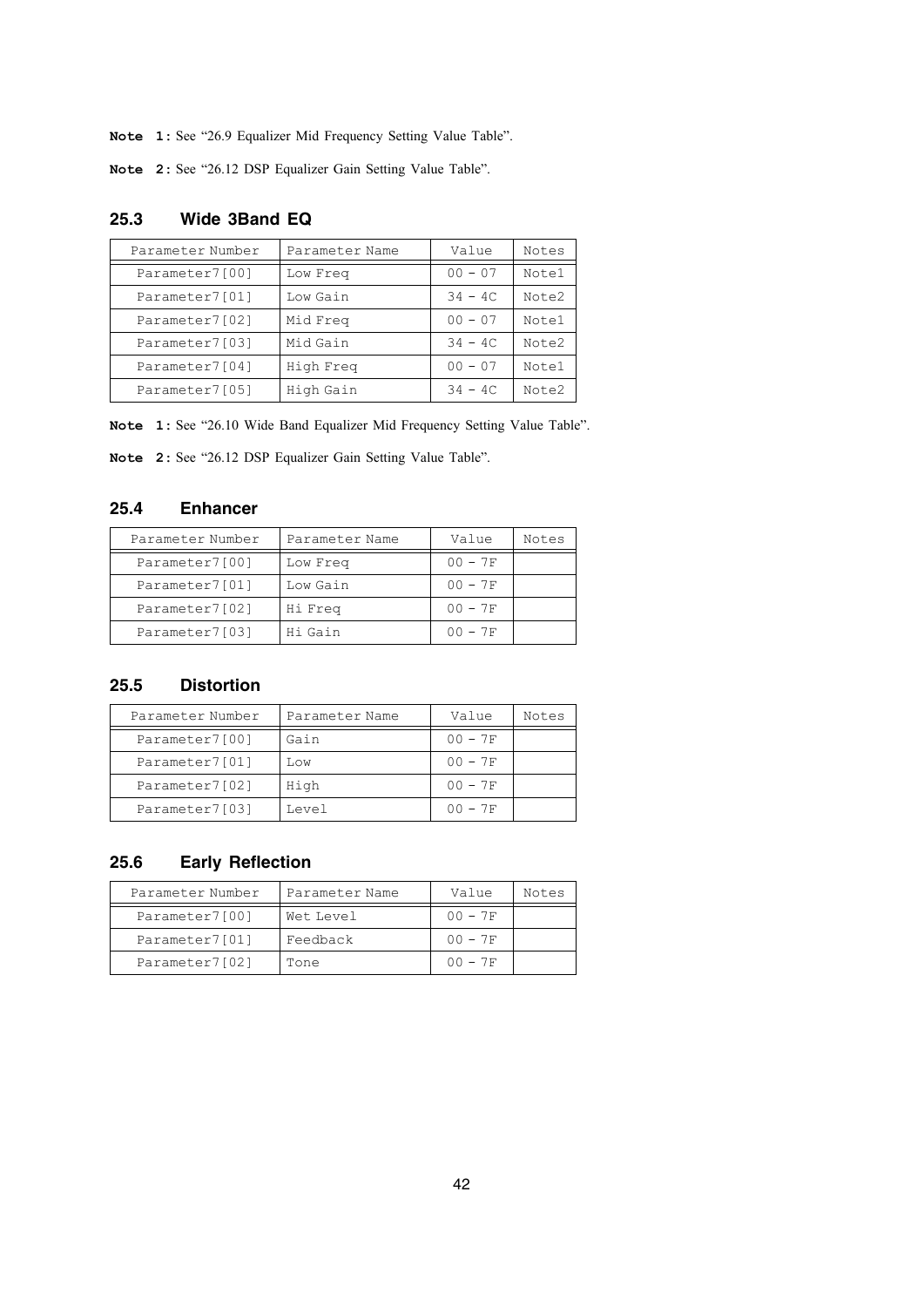**Note 1:** See "26.9 Equalizer Mid Frequency Setting Value Table".

**Note 2:** See "26.12 DSP Equalizer Gain Setting Value Table".

## 25.3 Wide 3Band EQ

| Parameter Number | Parameter Name | Value | Notes |
|---|---|---|---|
| Parameter7[00] | Low Freq | 00 – 07 | Note1 |
| Parameter7[01] | Low Gain | 34 – 4C | Note2 |
| Parameter7[02] | Mid Freq | 00 – 07 | Note1 |
| Parameter7[03] | Mid Gain | 34 – 4C | Note2 |
| Parameter7[04] | High Freq | 00 – 07 | Note1 |
| Parameter7[05] | High Gain | 34 – 4C | Note2 |

**Note 1:** See "26.10 Wide Band Equalizer Mid Frequency Setting Value Table".

**Note 2:** See "26.12 DSP Equalizer Gain Setting Value Table".

## 25.4 Enhancer

| Parameter Number | Parameter Name | Value | Notes |
|---|---|---|---|
| Parameter7[00] | Low Freq | 00 – 7F | |
| Parameter7[01] | Low Gain | 00 – 7F | |
| Parameter7[02] | Hi Freq | 00 – 7F | |
| Parameter7[03] | Hi Gain | 00 – 7F | |

## 25.5 Distortion

| Parameter Number | Parameter Name | Value | Notes |
|---|---|---|---|
| Parameter7[00] | Gain | 00 – 7F | |
| Parameter7[01] | Low | 00 – 7F | |
| Parameter7[02] | High | 00 – 7F | |
| Parameter7[03] | Level | 00 – 7F | |

## 25.6 Early Reflection

| Parameter Number | Parameter Name | Value | Notes |
|---|---|---|---|
| Parameter7[00] | Wet Level | 00 – 7F | |
| Parameter7[01] | Feedback | 00 – 7F | |
| Parameter7[02] | Tone | 00 – 7F | |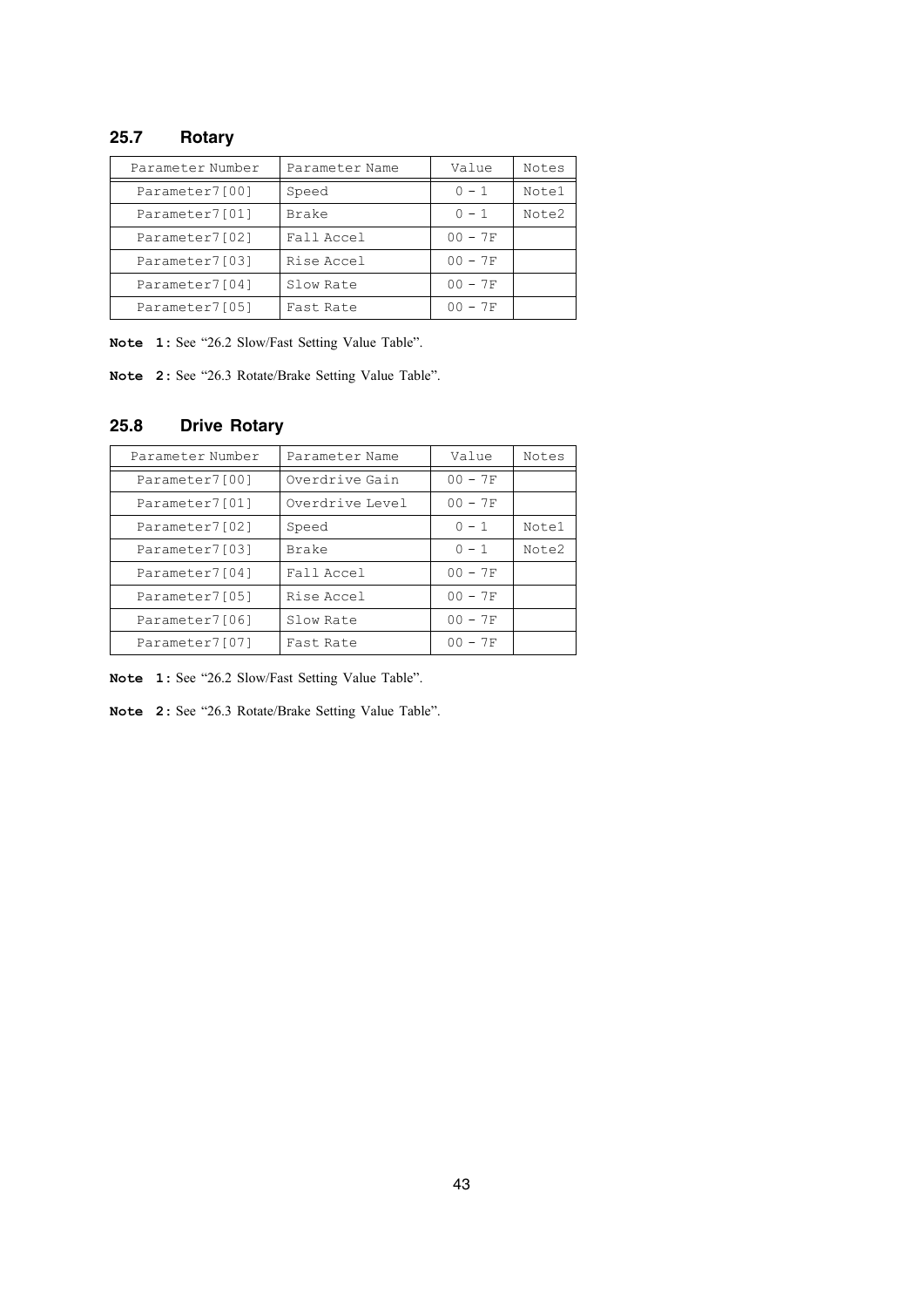## 25.7 Rotary

| Parameter Number | Parameter Name | Value | Notes |
|---|---|---|---|
| Parameter7[00] | Speed | 0 - 1 | Note1 |
| Parameter7[01] | Brake | 0 - 1 | Note2 |
| Parameter7[02] | Fall Accel | 00 - 7F | |
| Parameter7[03] | Rise Accel | 00 - 7F | |
| Parameter7[04] | Slow Rate | 00 - 7F | |
| Parameter7[05] | Fast Rate | 00 - 7F | |

**Note 1:** See "26.2 Slow/Fast Setting Value Table".

**Note 2:** See "26.3 Rotate/Brake Setting Value Table".

## 25.8 Drive Rotary

| Parameter Number | Parameter Name | Value | Notes |
|---|---|---|---|
| Parameter7[00] | Overdrive Gain | 00 - 7F | |
| Parameter7[01] | Overdrive Level | 00 - 7F | |
| Parameter7[02] | Speed | 0 - 1 | Note1 |
| Parameter7[03] | Brake | 0 - 1 | Note2 |
| Parameter7[04] | Fall Accel | 00 - 7F | |
| Parameter7[05] | Rise Accel | 00 - 7F | |
| Parameter7[06] | Slow Rate | 00 - 7F | |
| Parameter7[07] | Fast Rate | 00 - 7F | |

**Note 1:** See "26.2 Slow/Fast Setting Value Table".

**Note 2:** See "26.3 Rotate/Brake Setting Value Table".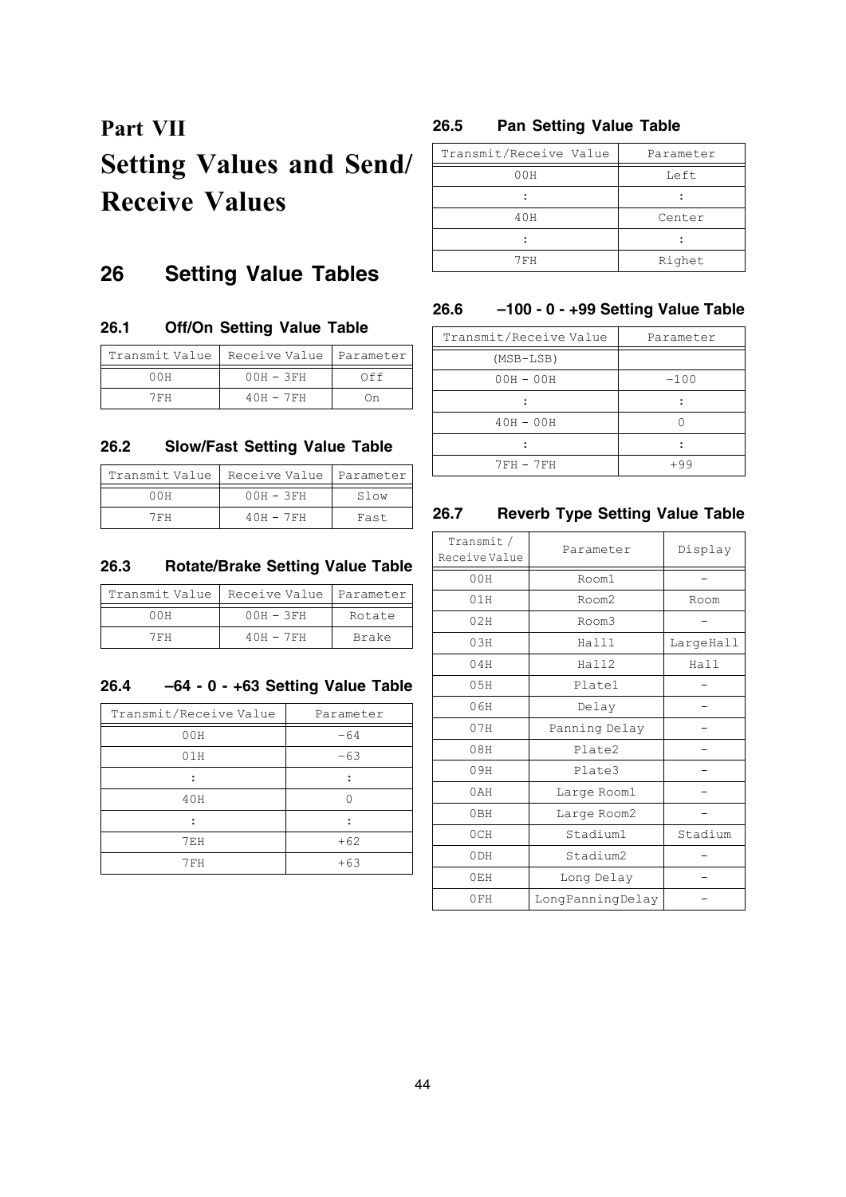# Part VII
# Setting Values and Send/ Receive Values

## 26 Setting Value Tables

### 26.1 Off/On Setting Value Table

| Transmit Value | Receive Value | Parameter |
|---|---|---|
| 00H | 00H – 3FH | Off |
| 7FH | 40H – 7FH | On |

### 26.2 Slow/Fast Setting Value Table

| Transmit Value | Receive Value | Parameter |
|---|---|---|
| 00H | 00H – 3FH | Slow |
| 7FH | 40H – 7FH | Fast |

### 26.3 Rotate/Brake Setting Value Table

| Transmit Value | Receive Value | Parameter |
|---|---|---|
| 00H | 00H – 3FH | Rotate |
| 7FH | 40H – 7FH | Brake |

### 26.4 –64 - 0 - +63 Setting Value Table

| Transmit/Receive Value | Parameter |
|---|---|
| 00H | –64 |
| 01H | –63 |
| : | : |
| 40H | 0 |
| : | : |
| 7EH | +62 |
| 7FH | +63 |

### 26.5 Pan Setting Value Table

| Transmit/Receive Value | Parameter |
|---|---|
| 00H | Left |
| : | : |
| 40H | Center |
| : | : |
| 7FH | Righet |

### 26.6 –100 - 0 - +99 Setting Value Table

| Transmit/Receive Value | Parameter |
|---|---|
| (MSB-LSB) | |
| 00H – 00H | –100 |
| : | : |
| 40H – 00H | 0 |
| : | : |
| 7FH – 7FH | +99 |

### 26.7 Reverb Type Setting Value Table

| Transmit / Receive Value | Parameter | Display |
|---|---|---|
| 00H | Room1 | – |
| 01H | Room2 | Room |
| 02H | Room3 | – |
| 03H | Hall1 | LargeHall |
| 04H | Hall2 | Hall |
| 05H | Plate1 | – |
| 06H | Delay | – |
| 07H | Panning Delay | – |
| 08H | Plate2 | – |
| 09H | Plate3 | – |
| 0AH | Large Room1 | – |
| 0BH | Large Room2 | – |
| 0CH | Stadium1 | Stadium |
| 0DH | Stadium2 | – |
| 0EH | Long Delay | – |
| 0FH | LongPanningDelay | – |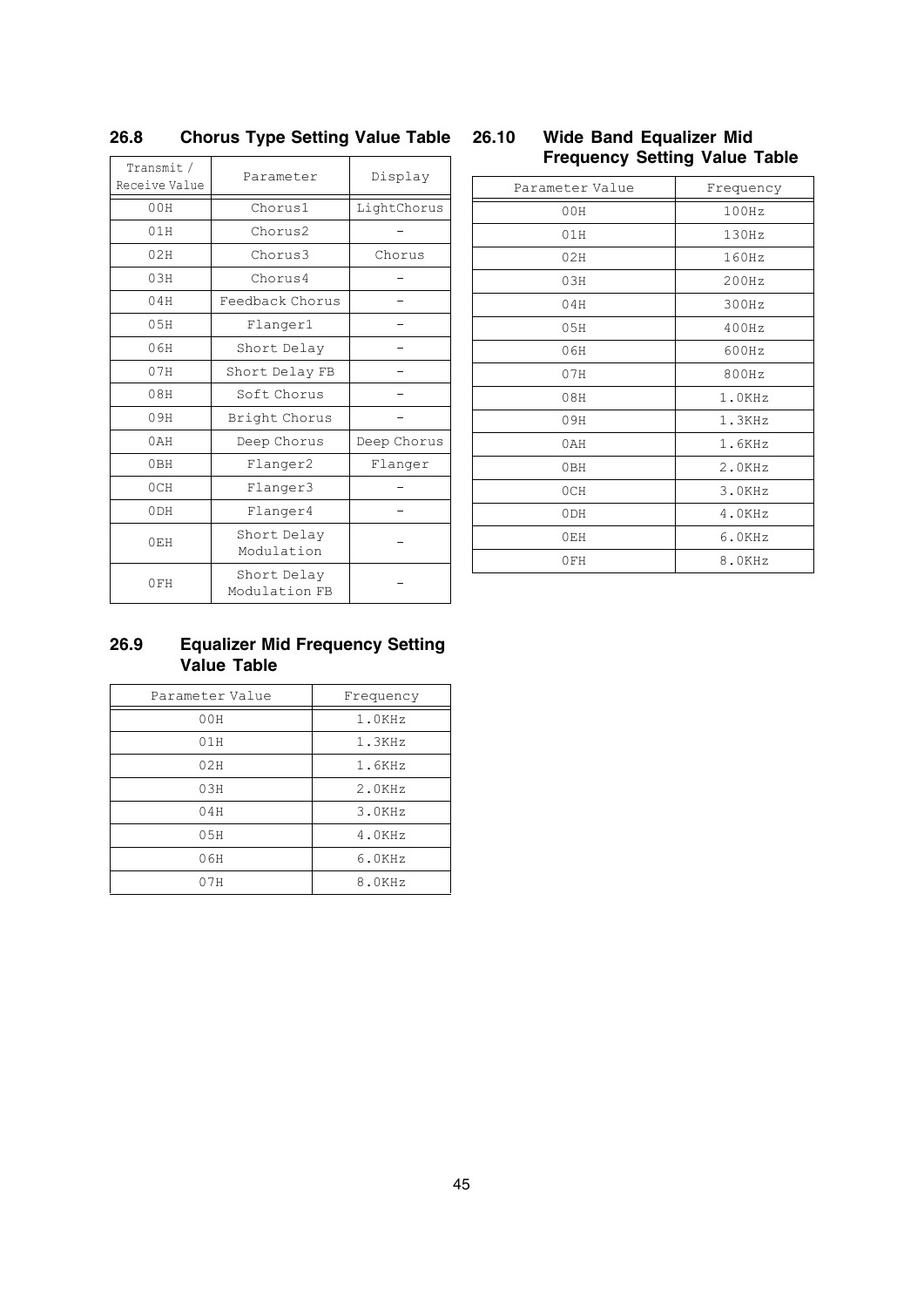## 26.8 Chorus Type Setting Value Table

| Transmit / Receive Value | Parameter | Display |
|---|---|---|
| 00H | Chorus1 | LightChorus |
| 01H | Chorus2 | - |
| 02H | Chorus3 | Chorus |
| 03H | Chorus4 | - |
| 04H | Feedback Chorus | - |
| 05H | Flanger1 | - |
| 06H | Short Delay | - |
| 07H | Short Delay FB | - |
| 08H | Soft Chorus | - |
| 09H | Bright Chorus | - |
| 0AH | Deep Chorus | Deep Chorus |
| 0BH | Flanger2 | Flanger |
| 0CH | Flanger3 | - |
| 0DH | Flanger4 | - |
| 0EH | Short Delay Modulation | - |
| 0FH | Short Delay Modulation FB | - |

## 26.9 Equalizer Mid Frequency Setting Value Table

| Parameter Value | Frequency |
|---|---|
| 00H | 1.0KHz |
| 01H | 1.3KHz |
| 02H | 1.6KHz |
| 03H | 2.0KHz |
| 04H | 3.0KHz |
| 05H | 4.0KHz |
| 06H | 6.0KHz |
| 07H | 8.0KHz |

## 26.10 Wide Band Equalizer Mid Frequency Setting Value Table

| Parameter Value | Frequency |
|---|---|
| 00H | 100Hz |
| 01H | 130Hz |
| 02H | 160Hz |
| 03H | 200Hz |
| 04H | 300Hz |
| 05H | 400Hz |
| 06H | 600Hz |
| 07H | 800Hz |
| 08H | 1.0KHz |
| 09H | 1.3KHz |
| 0AH | 1.6KHz |
| 0BH | 2.0KHz |
| 0CH | 3.0KHz |
| 0DH | 4.0KHz |
| 0EH | 6.0KHz |
| 0FH | 8.0KHz |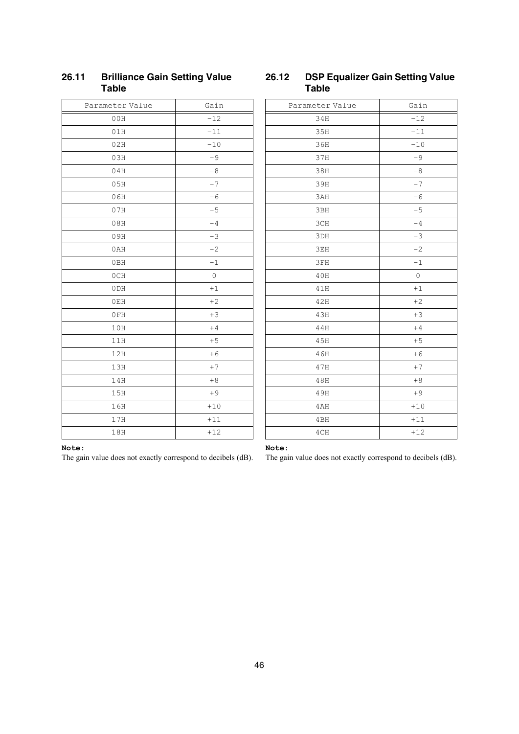## 26.11 Brilliance Gain Setting Value Table

| Parameter Value | Gain |
|---|---|
| 00H | −12 |
| 01H | −11 |
| 02H | −10 |
| 03H | −9 |
| 04H | −8 |
| 05H | −7 |
| 06H | −6 |
| 07H | −5 |
| 08H | −4 |
| 09H | −3 |
| 0AH | −2 |
| 0BH | −1 |
| 0CH | 0 |
| 0DH | +1 |
| 0EH | +2 |
| 0FH | +3 |
| 10H | +4 |
| 11H | +5 |
| 12H | +6 |
| 13H | +7 |
| 14H | +8 |
| 15H | +9 |
| 16H | +10 |
| 17H | +11 |
| 18H | +12 |

**Note:**
The gain value does not exactly correspond to decibels (dB).

## 26.12 DSP Equalizer Gain Setting Value Table

| Parameter Value | Gain |
|---|---|
| 34H | −12 |
| 35H | −11 |
| 36H | −10 |
| 37H | −9 |
| 38H | −8 |
| 39H | −7 |
| 3AH | −6 |
| 3BH | −5 |
| 3CH | −4 |
| 3DH | −3 |
| 3EH | −2 |
| 3FH | −1 |
| 40H | 0 |
| 41H | +1 |
| 42H | +2 |
| 43H | +3 |
| 44H | +4 |
| 45H | +5 |
| 46H | +6 |
| 47H | +7 |
| 48H | +8 |
| 49H | +9 |
| 4AH | +10 |
| 4BH | +11 |
| 4CH | +12 |

**Note:**
The gain value does not exactly correspond to decibels (dB).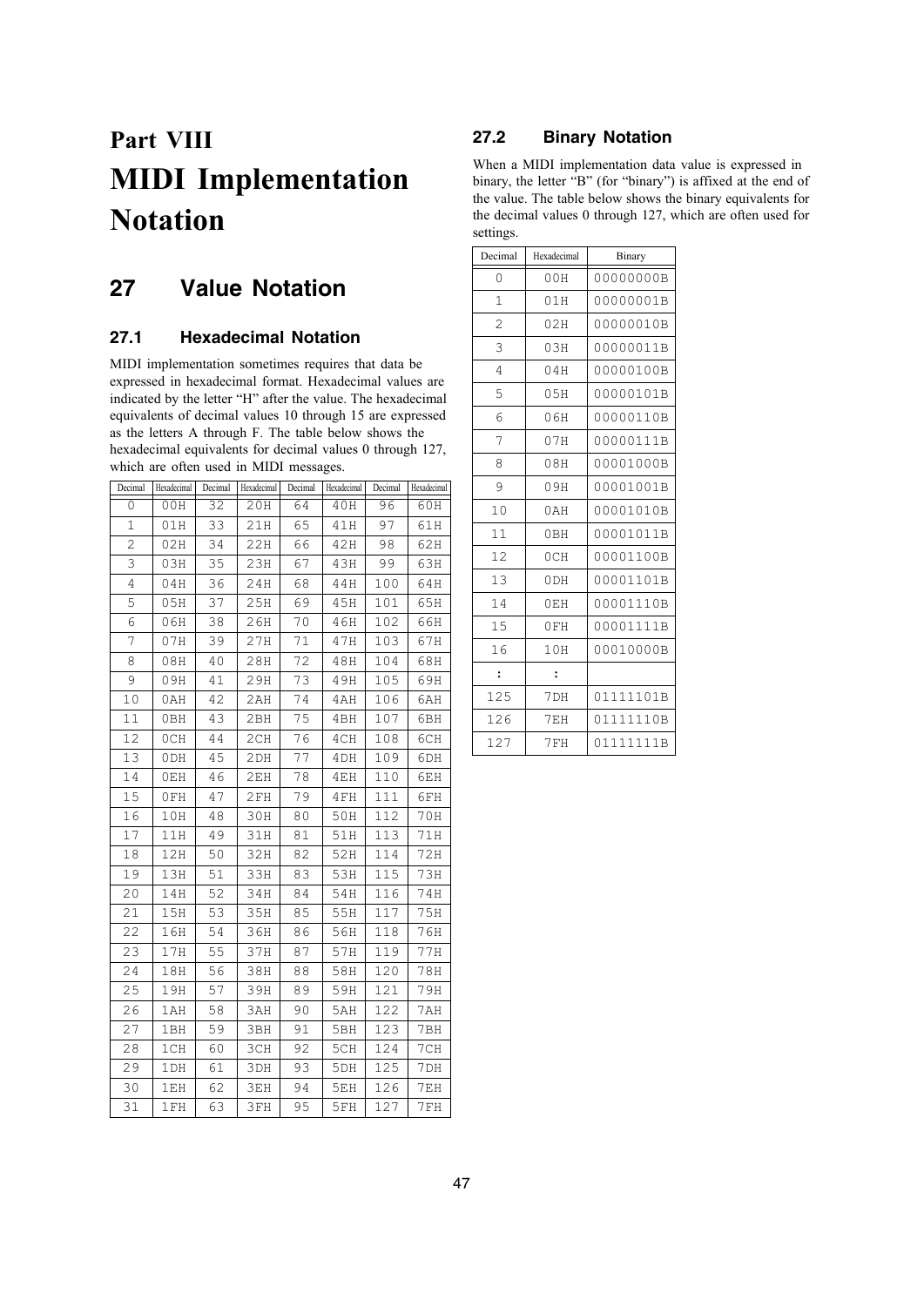# Part VIII
# MIDI Implementation Notation

## 27 Value Notation

### 27.1 Hexadecimal Notation

MIDI implementation sometimes requires that data be expressed in hexadecimal format. Hexadecimal values are indicated by the letter "H" after the value. The hexadecimal equivalents of decimal values 10 through 15 are expressed as the letters A through F. The table below shows the hexadecimal equivalents for decimal values 0 through 127, which are often used in MIDI messages.

| Decimal | Hexadecimal | Decimal | Hexadecimal | Decimal | Hexadecimal | Decimal | Hexadecimal |
|---|---|---|---|---|---|---|---|
| 0 | 00H | 32 | 20H | 64 | 40H | 96 | 60H |
| 1 | 01H | 33 | 21H | 65 | 41H | 97 | 61H |
| 2 | 02H | 34 | 22H | 66 | 42H | 98 | 62H |
| 3 | 03H | 35 | 23H | 67 | 43H | 99 | 63H |
| 4 | 04H | 36 | 24H | 68 | 44H | 100 | 64H |
| 5 | 05H | 37 | 25H | 69 | 45H | 101 | 65H |
| 6 | 06H | 38 | 26H | 70 | 46H | 102 | 66H |
| 7 | 07H | 39 | 27H | 71 | 47H | 103 | 67H |
| 8 | 08H | 40 | 28H | 72 | 48H | 104 | 68H |
| 9 | 09H | 41 | 29H | 73 | 49H | 105 | 69H |
| 10 | 0AH | 42 | 2AH | 74 | 4AH | 106 | 6AH |
| 11 | 0BH | 43 | 2BH | 75 | 4BH | 107 | 6BH |
| 12 | 0CH | 44 | 2CH | 76 | 4CH | 108 | 6CH |
| 13 | 0DH | 45 | 2DH | 77 | 4DH | 109 | 6DH |
| 14 | 0EH | 46 | 2EH | 78 | 4EH | 110 | 6EH |
| 15 | 0FH | 47 | 2FH | 79 | 4FH | 111 | 6FH |
| 16 | 10H | 48 | 30H | 80 | 50H | 112 | 70H |
| 17 | 11H | 49 | 31H | 81 | 51H | 113 | 71H |
| 18 | 12H | 50 | 32H | 82 | 52H | 114 | 72H |
| 19 | 13H | 51 | 33H | 83 | 53H | 115 | 73H |
| 20 | 14H | 52 | 34H | 84 | 54H | 116 | 74H |
| 21 | 15H | 53 | 35H | 85 | 55H | 117 | 75H |
| 22 | 16H | 54 | 36H | 86 | 56H | 118 | 76H |
| 23 | 17H | 55 | 37H | 87 | 57H | 119 | 77H |
| 24 | 18H | 56 | 38H | 88 | 58H | 120 | 78H |
| 25 | 19H | 57 | 39H | 89 | 59H | 121 | 79H |
| 26 | 1AH | 58 | 3AH | 90 | 5AH | 122 | 7AH |
| 27 | 1BH | 59 | 3BH | 91 | 5BH | 123 | 7BH |
| 28 | 1CH | 60 | 3CH | 92 | 5CH | 124 | 7CH |
| 29 | 1DH | 61 | 3DH | 93 | 5DH | 125 | 7DH |
| 30 | 1EH | 62 | 3EH | 94 | 5EH | 126 | 7EH |
| 31 | 1FH | 63 | 3FH | 95 | 5FH | 127 | 7FH |

### 27.2 Binary Notation

When a MIDI implementation data value is expressed in binary, the letter "B" (for "binary") is affixed at the end of the value. The table below shows the binary equivalents for the decimal values 0 through 127, which are often used for settings.

| Decimal | Hexadecimal | Binary |
|---|---|---|
| 0 | 00H | 00000000B |
| 1 | 01H | 00000001B |
| 2 | 02H | 00000010B |
| 3 | 03H | 00000011B |
| 4 | 04H | 00000100B |
| 5 | 05H | 00000101B |
| 6 | 06H | 00000110B |
| 7 | 07H | 00000111B |
| 8 | 08H | 00001000B |
| 9 | 09H | 00001001B |
| 10 | 0AH | 00001010B |
| 11 | 0BH | 00001011B |
| 12 | 0CH | 00001100B |
| 13 | 0DH | 00001101B |
| 14 | 0EH | 00001110B |
| 15 | 0FH | 00001111B |
| 16 | 10H | 00010000B |
| : | : | |
| 125 | 7DH | 01111101B |
| 126 | 7EH | 01111110B |
| 127 | 7FH | 01111111B |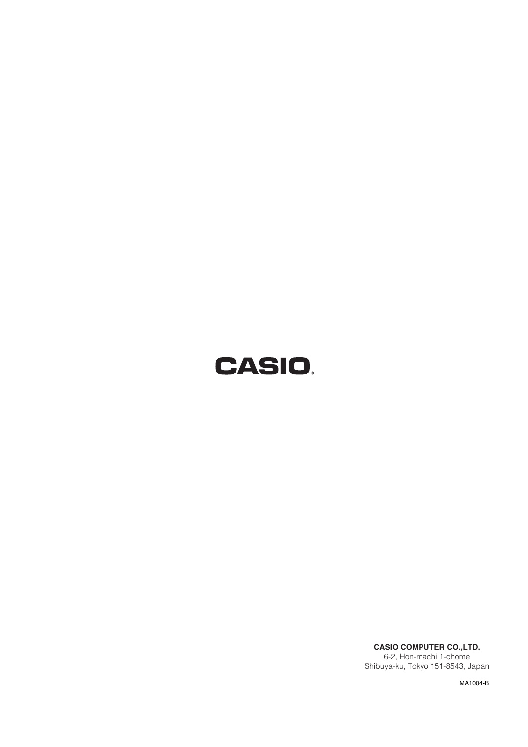CASIO®

**CASIO COMPUTER CO.,LTD.**
6-2, Hon-machi 1-chome
Shibuya-ku, Tokyo 151-8543, Japan

MA1004-B